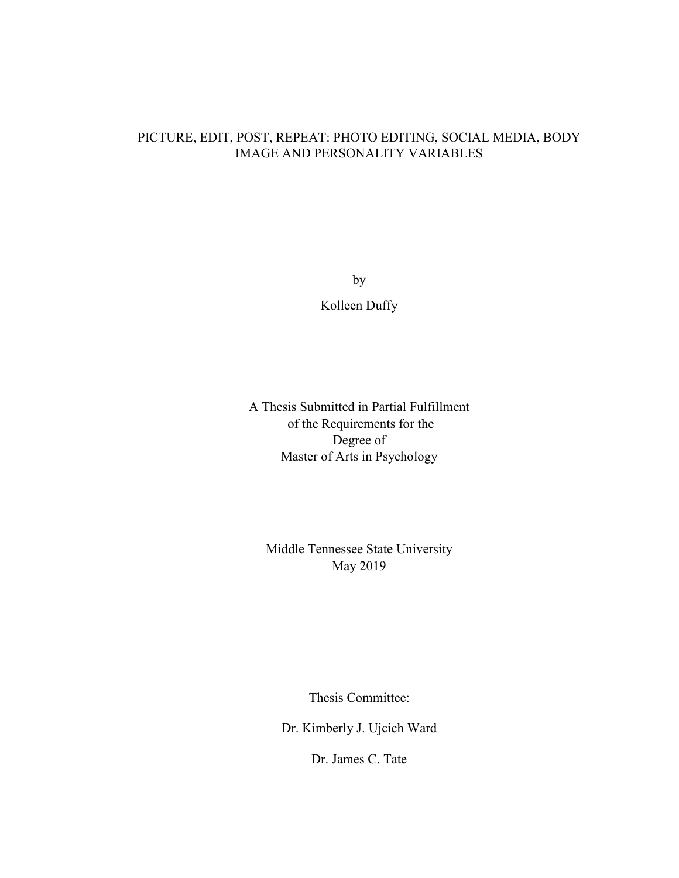# PICTURE, EDIT, POST, REPEAT: PHOTO EDITING, SOCIAL MEDIA, BODY IMAGE AND PERSONALITY VARIABLES

by

Kolleen Duffy

A Thesis Submitted in Partial Fulfillment
of the Requirements for the
Degree of
Master of Arts in Psychology

Middle Tennessee State University
May 2019

Thesis Committee:

Dr. Kimberly J. Ujcich Ward

Dr. James C. Tate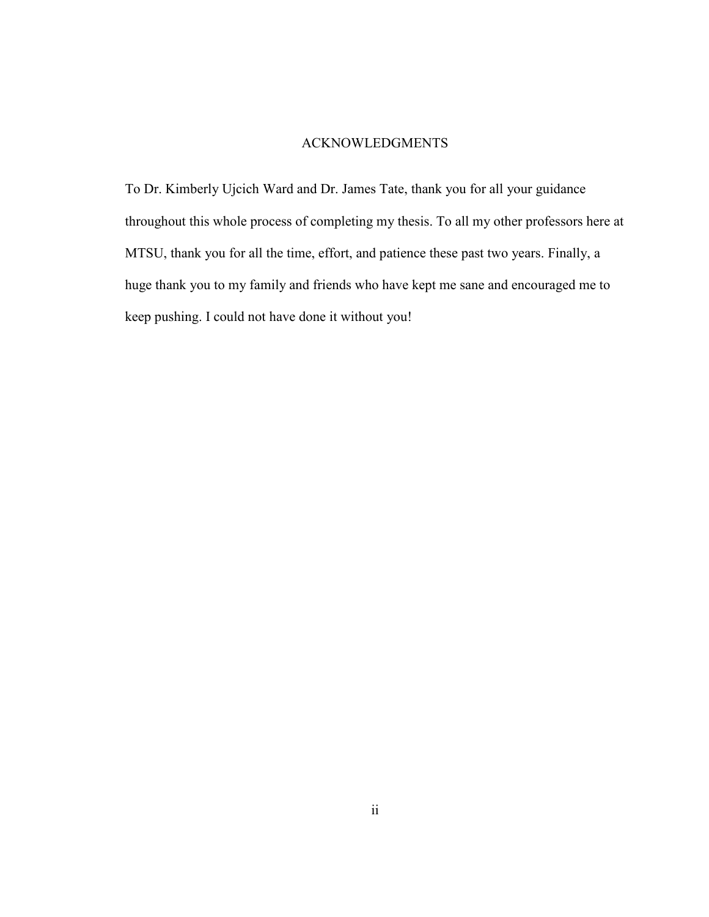# ACKNOWLEDGMENTS

To Dr. Kimberly Ujcich Ward and Dr. James Tate, thank you for all your guidance throughout this whole process of completing my thesis. To all my other professors here at MTSU, thank you for all the time, effort, and patience these past two years. Finally, a huge thank you to my family and friends who have kept me sane and encouraged me to keep pushing. I could not have done it without you!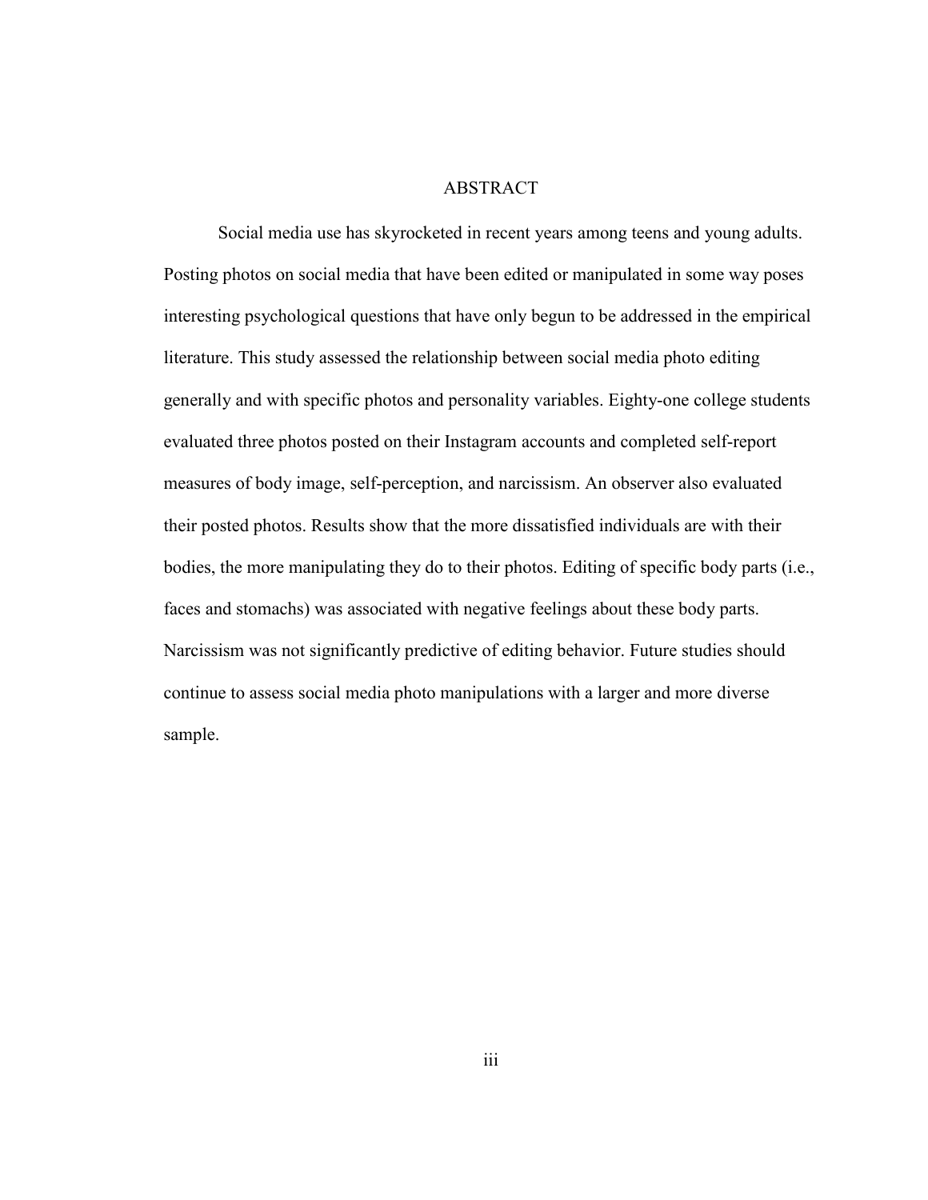# ABSTRACT

Social media use has skyrocketed in recent years among teens and young adults. Posting photos on social media that have been edited or manipulated in some way poses interesting psychological questions that have only begun to be addressed in the empirical literature. This study assessed the relationship between social media photo editing generally and with specific photos and personality variables. Eighty-one college students evaluated three photos posted on their Instagram accounts and completed self-report measures of body image, self-perception, and narcissism. An observer also evaluated their posted photos. Results show that the more dissatisfied individuals are with their bodies, the more manipulating they do to their photos. Editing of specific body parts (i.e., faces and stomachs) was associated with negative feelings about these body parts. Narcissism was not significantly predictive of editing behavior. Future studies should continue to assess social media photo manipulations with a larger and more diverse sample.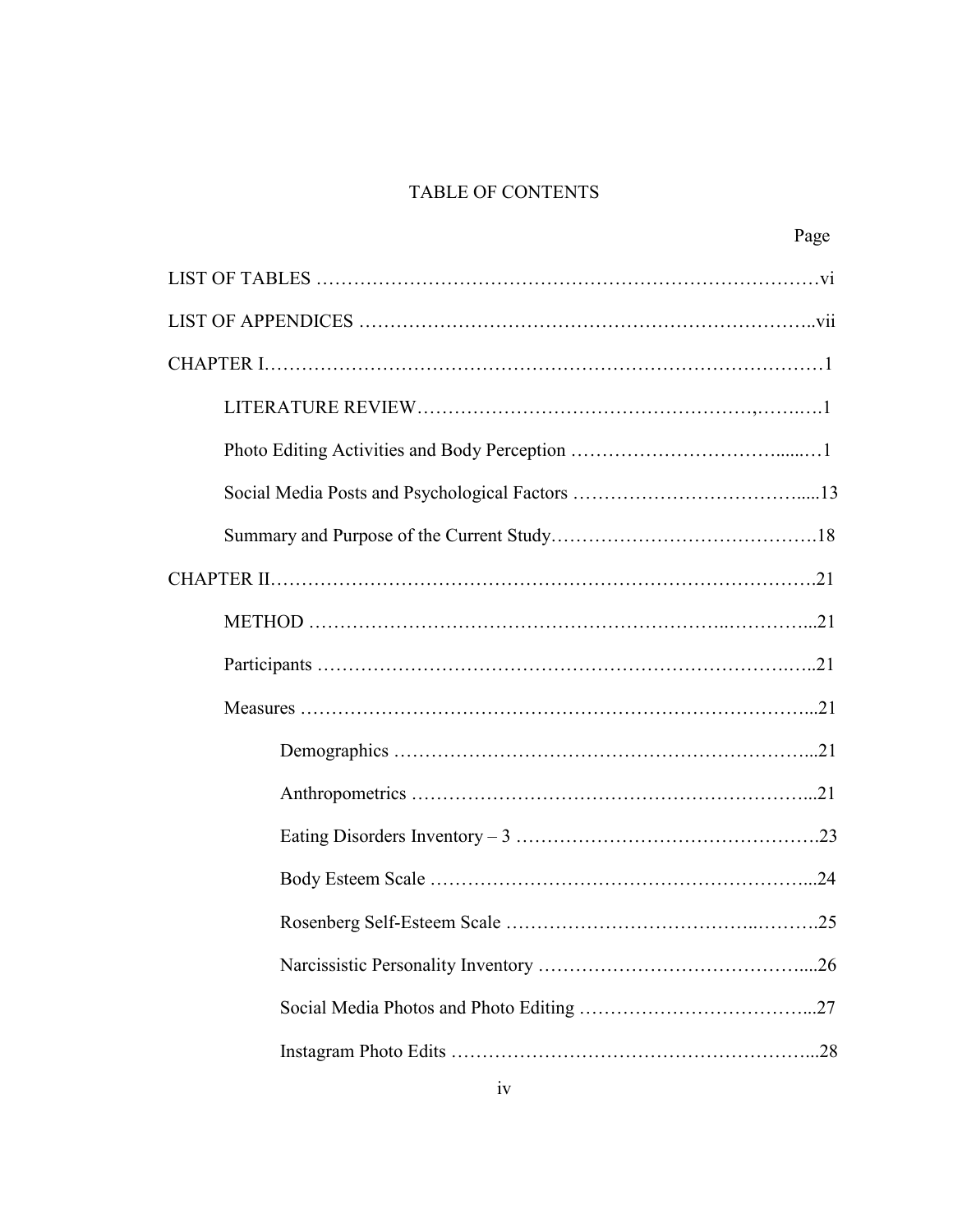# TABLE OF CONTENTS

| | Page |
|---|---|
| LIST OF TABLES | vi |
| LIST OF APPENDICES | vii |
| CHAPTER I | 1 |
| LITERATURE REVIEW | 1 |
| Photo Editing Activities and Body Perception | 1 |
| Social Media Posts and Psychological Factors | 13 |
| Summary and Purpose of the Current Study | 18 |
| CHAPTER II | 21 |
| METHOD | 21 |
| Participants | 21 |
| Measures | 21 |
| Demographics | 21 |
| Anthropometrics | 21 |
| Eating Disorders Inventory – 3 | 23 |
| Body Esteem Scale | 24 |
| Rosenberg Self-Esteem Scale | 25 |
| Narcissistic Personality Inventory | 26 |
| Social Media Photos and Photo Editing | 27 |
| Instagram Photo Edits | 28 |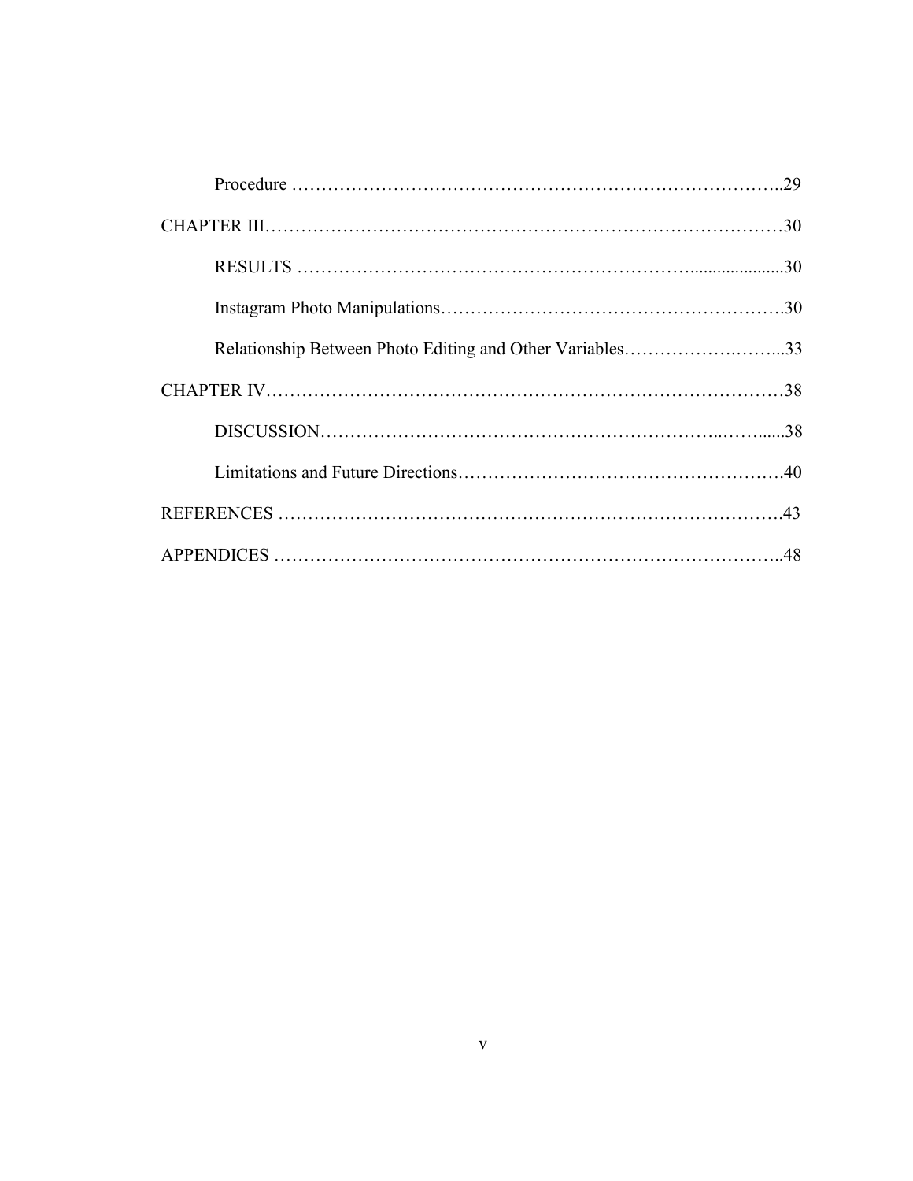Procedure ..........................................................................................29

CHAPTER III.......................................................................................30

RESULTS ..........................................................................................30

Instagram Photo Manipulations...........................................................30

Relationship Between Photo Editing and Other Variables..........................33

CHAPTER IV.......................................................................................38

DISCUSSION.......................................................................................38

Limitations and Future Directions.........................................................40

REFERENCES .....................................................................................43

APPENDICES .....................................................................................48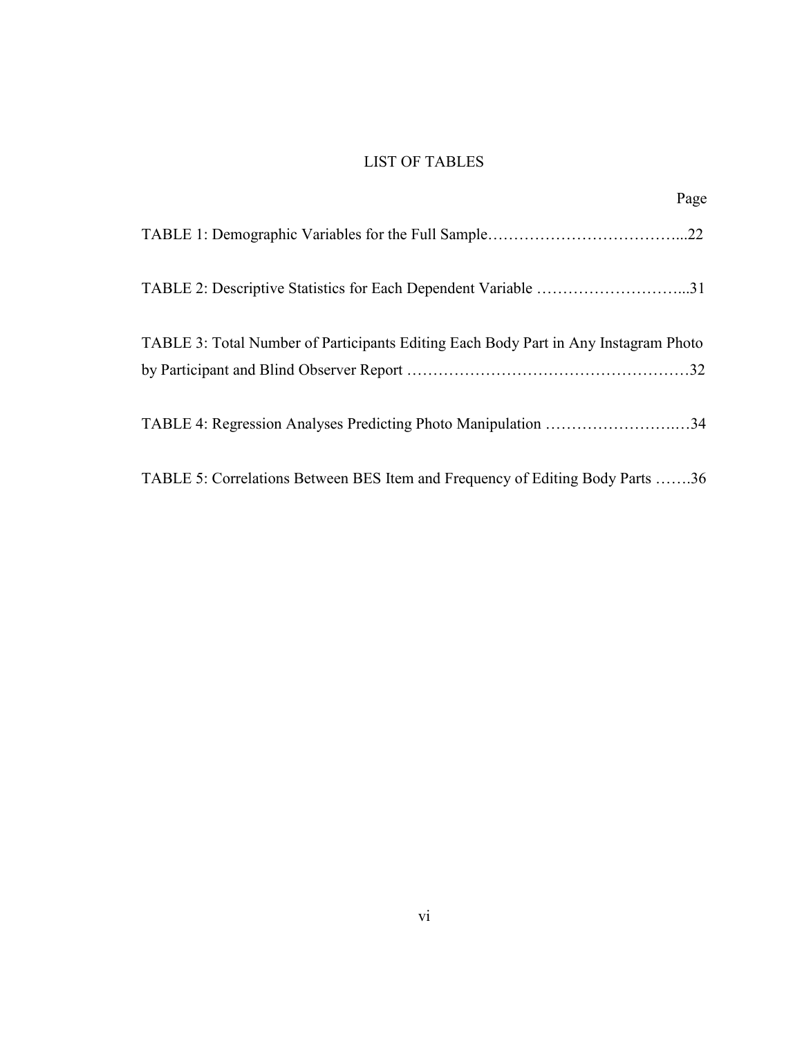# LIST OF TABLES

Page

TABLE 1: Demographic Variables for the Full Sample.......................................22

TABLE 2: Descriptive Statistics for Each Dependent Variable ...............................31

TABLE 3: Total Number of Participants Editing Each Body Part in Any Instagram Photo by Participant and Blind Observer Report ...................................................32

TABLE 4: Regression Analyses Predicting Photo Manipulation ...........................34

TABLE 5: Correlations Between BES Item and Frequency of Editing Body Parts .......36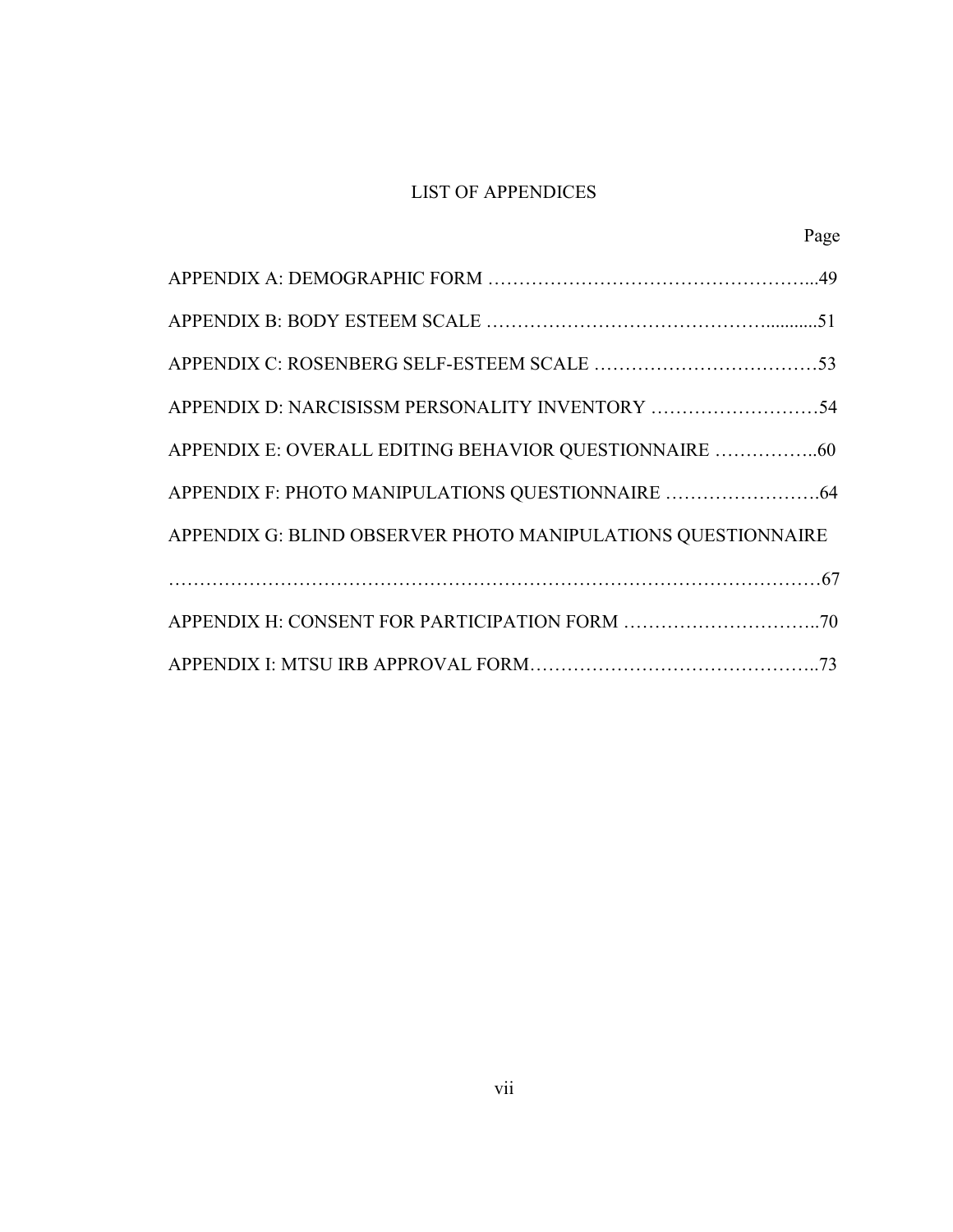# LIST OF APPENDICES

| | Page |
|---|---|
| APPENDIX A: DEMOGRAPHIC FORM | 49 |
| APPENDIX B: BODY ESTEEM SCALE | 51 |
| APPENDIX C: ROSENBERG SELF-ESTEEM SCALE | 53 |
| APPENDIX D: NARCISISSM PERSONALITY INVENTORY | 54 |
| APPENDIX E: OVERALL EDITING BEHAVIOR QUESTIONNAIRE | 60 |
| APPENDIX F: PHOTO MANIPULATIONS QUESTIONNAIRE | 64 |
| APPENDIX G: BLIND OBSERVER PHOTO MANIPULATIONS QUESTIONNAIRE | 67 |
| APPENDIX H: CONSENT FOR PARTICIPATION FORM | 70 |
| APPENDIX I: MTSU IRB APPROVAL FORM | 73 |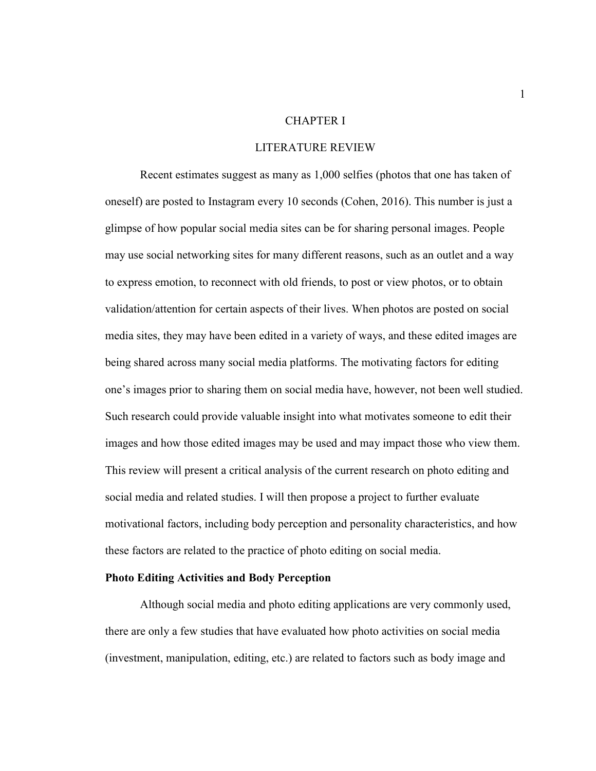# CHAPTER I

# LITERATURE REVIEW

Recent estimates suggest as many as 1,000 selfies (photos that one has taken of oneself) are posted to Instagram every 10 seconds (Cohen, 2016). This number is just a glimpse of how popular social media sites can be for sharing personal images. People may use social networking sites for many different reasons, such as an outlet and a way to express emotion, to reconnect with old friends, to post or view photos, or to obtain validation/attention for certain aspects of their lives. When photos are posted on social media sites, they may have been edited in a variety of ways, and these edited images are being shared across many social media platforms. The motivating factors for editing one's images prior to sharing them on social media have, however, not been well studied. Such research could provide valuable insight into what motivates someone to edit their images and how those edited images may be used and may impact those who view them. This review will present a critical analysis of the current research on photo editing and social media and related studies. I will then propose a project to further evaluate motivational factors, including body perception and personality characteristics, and how these factors are related to the practice of photo editing on social media.

## Photo Editing Activities and Body Perception

Although social media and photo editing applications are very commonly used, there are only a few studies that have evaluated how photo activities on social media (investment, manipulation, editing, etc.) are related to factors such as body image and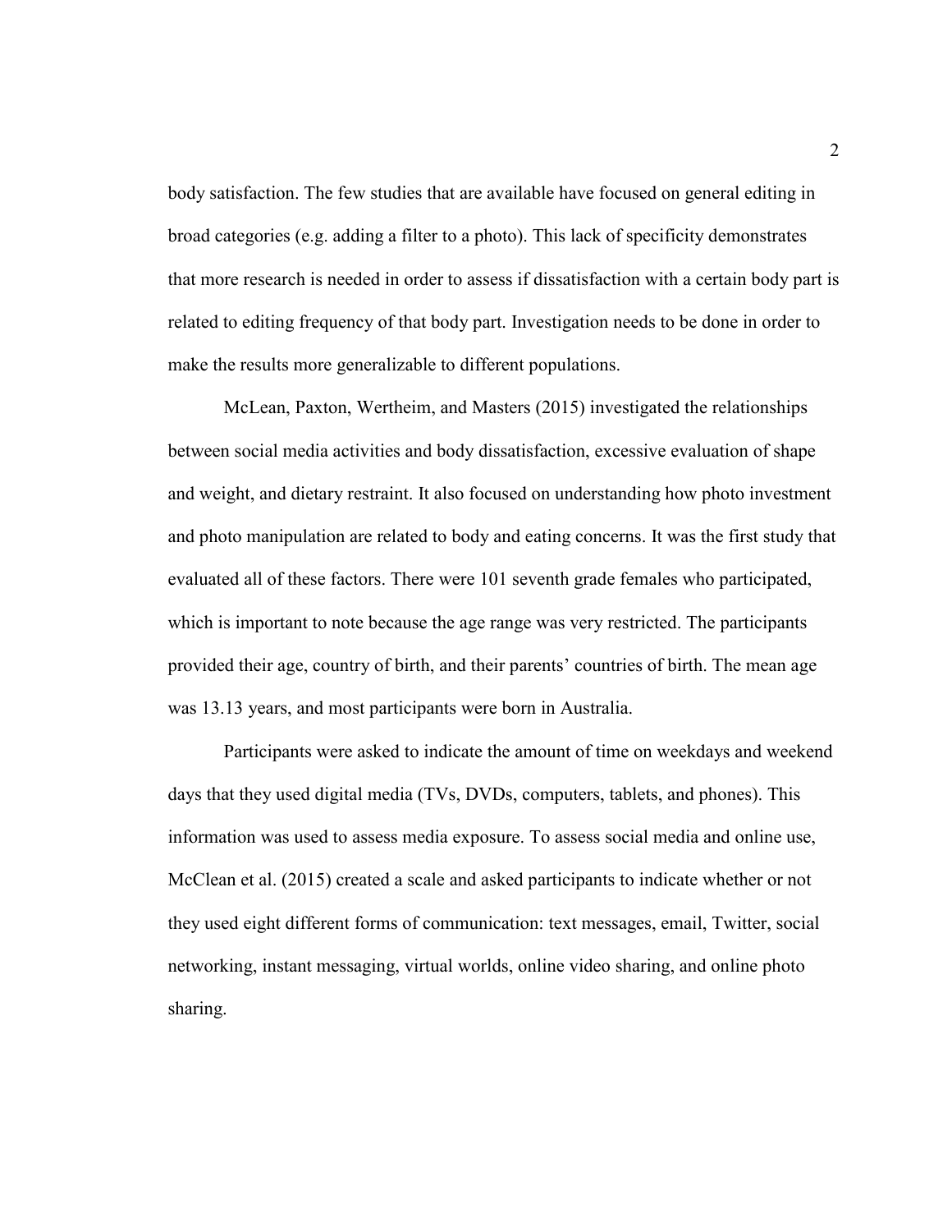body satisfaction. The few studies that are available have focused on general editing in broad categories (e.g. adding a filter to a photo). This lack of specificity demonstrates that more research is needed in order to assess if dissatisfaction with a certain body part is related to editing frequency of that body part. Investigation needs to be done in order to make the results more generalizable to different populations.

McLean, Paxton, Wertheim, and Masters (2015) investigated the relationships between social media activities and body dissatisfaction, excessive evaluation of shape and weight, and dietary restraint. It also focused on understanding how photo investment and photo manipulation are related to body and eating concerns. It was the first study that evaluated all of these factors. There were 101 seventh grade females who participated, which is important to note because the age range was very restricted. The participants provided their age, country of birth, and their parents' countries of birth. The mean age was 13.13 years, and most participants were born in Australia.

Participants were asked to indicate the amount of time on weekdays and weekend days that they used digital media (TVs, DVDs, computers, tablets, and phones). This information was used to assess media exposure. To assess social media and online use, McClean et al. (2015) created a scale and asked participants to indicate whether or not they used eight different forms of communication: text messages, email, Twitter, social networking, instant messaging, virtual worlds, online video sharing, and online photo sharing.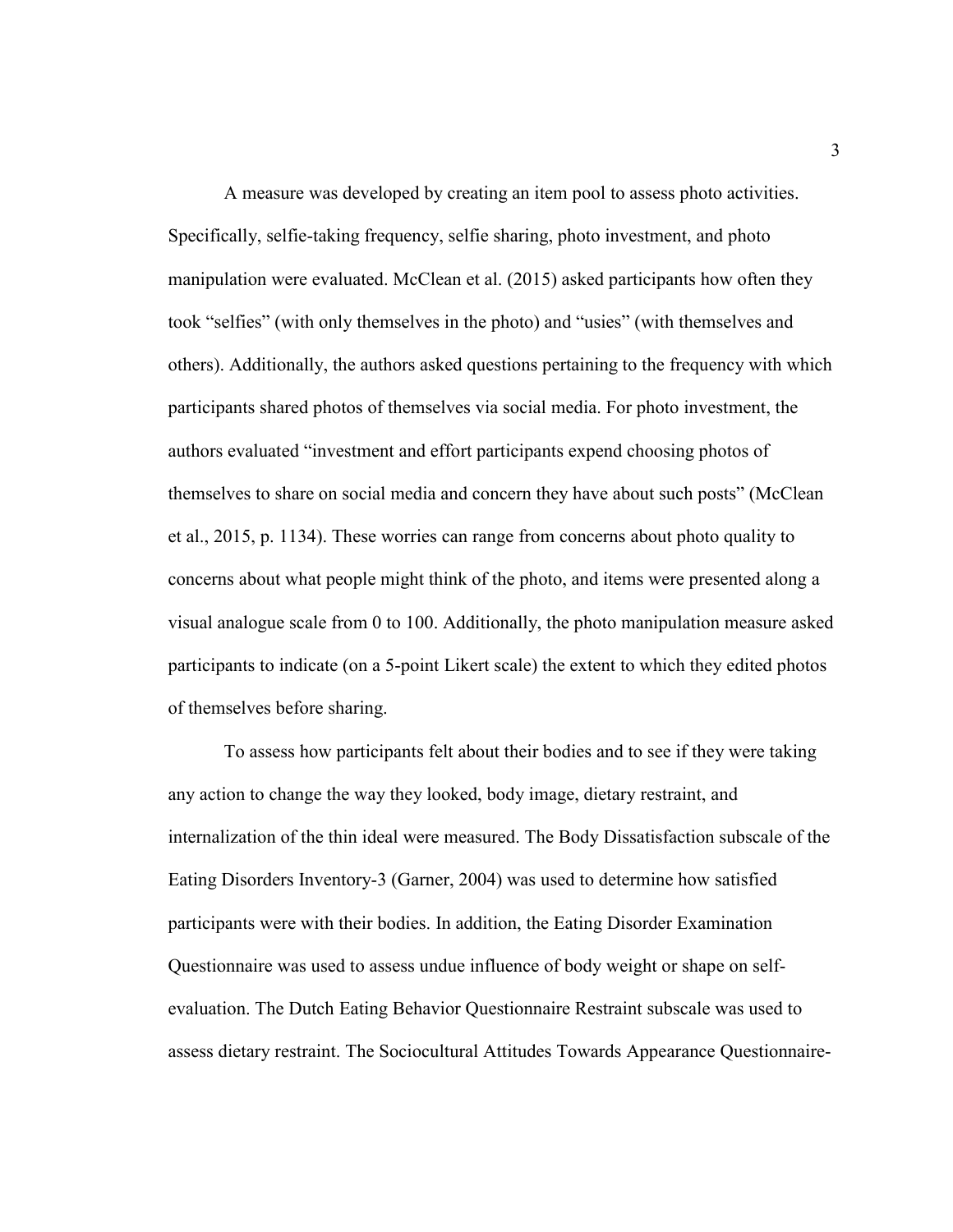A measure was developed by creating an item pool to assess photo activities. Specifically, selfie-taking frequency, selfie sharing, photo investment, and photo manipulation were evaluated. McClean et al. (2015) asked participants how often they took "selfies" (with only themselves in the photo) and "usies" (with themselves and others). Additionally, the authors asked questions pertaining to the frequency with which participants shared photos of themselves via social media. For photo investment, the authors evaluated "investment and effort participants expend choosing photos of themselves to share on social media and concern they have about such posts" (McClean et al., 2015, p. 1134). These worries can range from concerns about photo quality to concerns about what people might think of the photo, and items were presented along a visual analogue scale from 0 to 100. Additionally, the photo manipulation measure asked participants to indicate (on a 5-point Likert scale) the extent to which they edited photos of themselves before sharing.

To assess how participants felt about their bodies and to see if they were taking any action to change the way they looked, body image, dietary restraint, and internalization of the thin ideal were measured. The Body Dissatisfaction subscale of the Eating Disorders Inventory-3 (Garner, 2004) was used to determine how satisfied participants were with their bodies. In addition, the Eating Disorder Examination Questionnaire was used to assess undue influence of body weight or shape on self-evaluation. The Dutch Eating Behavior Questionnaire Restraint subscale was used to assess dietary restraint. The Sociocultural Attitudes Towards Appearance Questionnaire-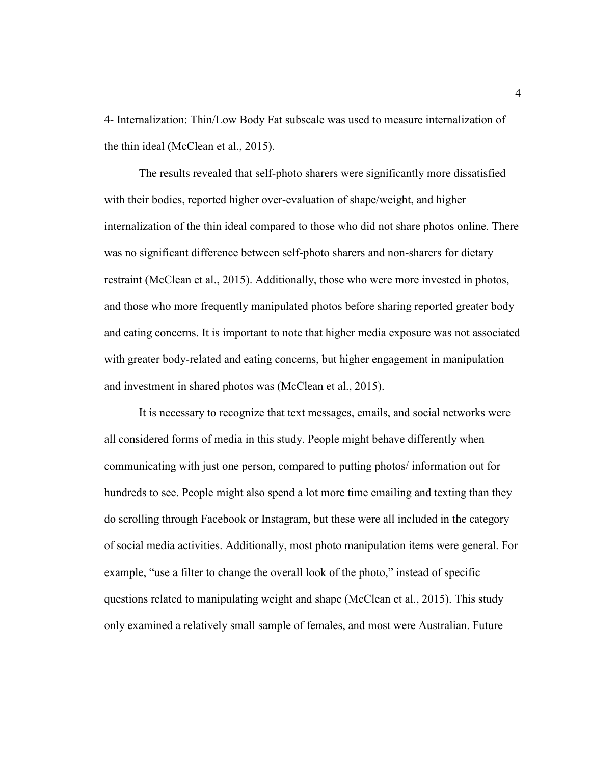4- Internalization: Thin/Low Body Fat subscale was used to measure internalization of the thin ideal (McClean et al., 2015).

The results revealed that self-photo sharers were significantly more dissatisfied with their bodies, reported higher over-evaluation of shape/weight, and higher internalization of the thin ideal compared to those who did not share photos online. There was no significant difference between self-photo sharers and non-sharers for dietary restraint (McClean et al., 2015). Additionally, those who were more invested in photos, and those who more frequently manipulated photos before sharing reported greater body and eating concerns. It is important to note that higher media exposure was not associated with greater body-related and eating concerns, but higher engagement in manipulation and investment in shared photos was (McClean et al., 2015).

It is necessary to recognize that text messages, emails, and social networks were all considered forms of media in this study. People might behave differently when communicating with just one person, compared to putting photos/ information out for hundreds to see. People might also spend a lot more time emailing and texting than they do scrolling through Facebook or Instagram, but these were all included in the category of social media activities. Additionally, most photo manipulation items were general. For example, "use a filter to change the overall look of the photo," instead of specific questions related to manipulating weight and shape (McClean et al., 2015). This study only examined a relatively small sample of females, and most were Australian. Future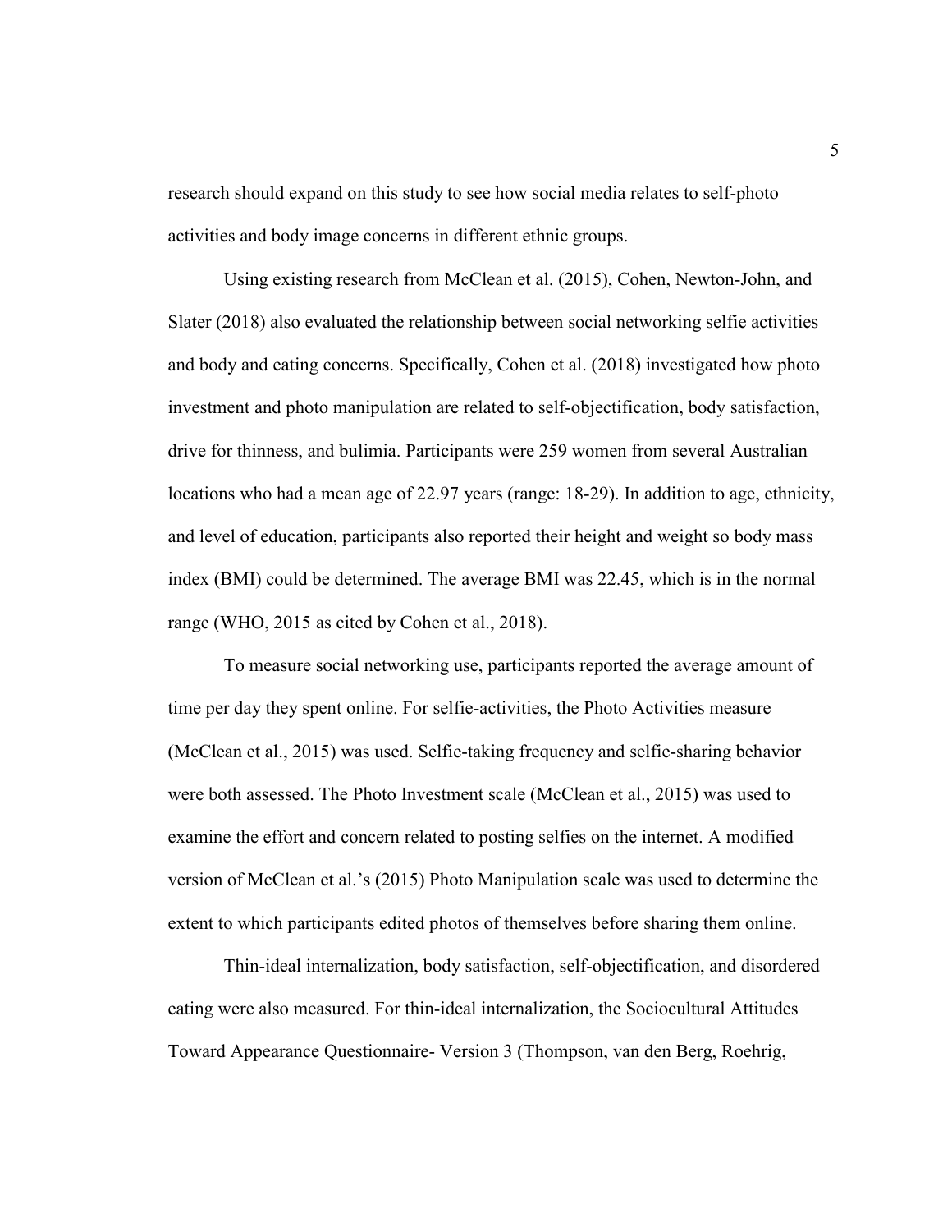research should expand on this study to see how social media relates to self-photo activities and body image concerns in different ethnic groups.

Using existing research from McClean et al. (2015), Cohen, Newton-John, and Slater (2018) also evaluated the relationship between social networking selfie activities and body and eating concerns. Specifically, Cohen et al. (2018) investigated how photo investment and photo manipulation are related to self-objectification, body satisfaction, drive for thinness, and bulimia. Participants were 259 women from several Australian locations who had a mean age of 22.97 years (range: 18-29). In addition to age, ethnicity, and level of education, participants also reported their height and weight so body mass index (BMI) could be determined. The average BMI was 22.45, which is in the normal range (WHO, 2015 as cited by Cohen et al., 2018).

To measure social networking use, participants reported the average amount of time per day they spent online. For selfie-activities, the Photo Activities measure (McClean et al., 2015) was used. Selfie-taking frequency and selfie-sharing behavior were both assessed. The Photo Investment scale (McClean et al., 2015) was used to examine the effort and concern related to posting selfies on the internet. A modified version of McClean et al.'s (2015) Photo Manipulation scale was used to determine the extent to which participants edited photos of themselves before sharing them online.

Thin-ideal internalization, body satisfaction, self-objectification, and disordered eating were also measured. For thin-ideal internalization, the Sociocultural Attitudes Toward Appearance Questionnaire- Version 3 (Thompson, van den Berg, Roehrig,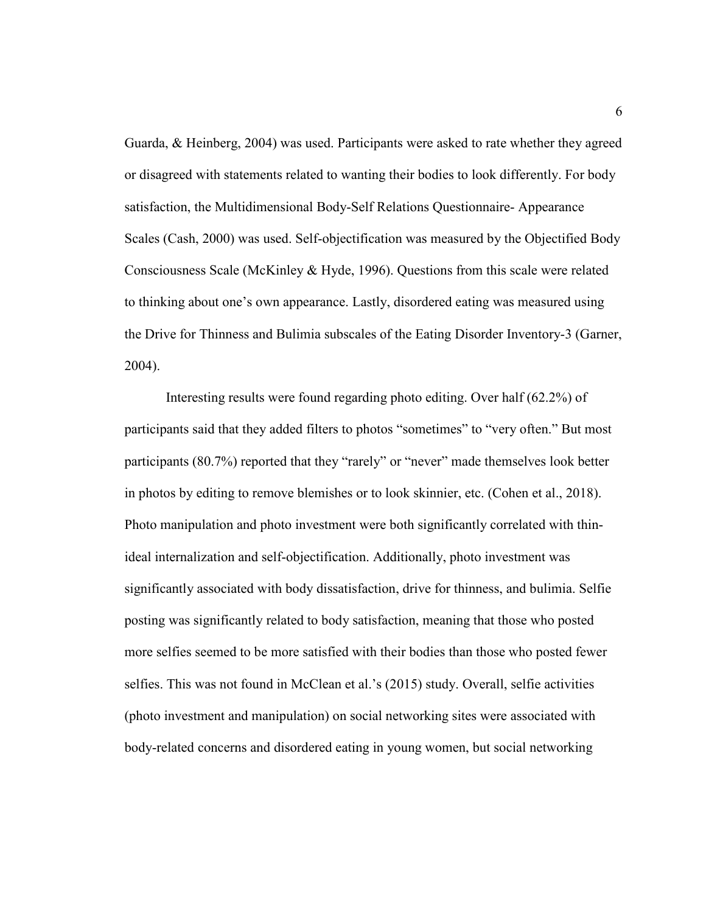Guarda, & Heinberg, 2004) was used. Participants were asked to rate whether they agreed or disagreed with statements related to wanting their bodies to look differently. For body satisfaction, the Multidimensional Body-Self Relations Questionnaire- Appearance Scales (Cash, 2000) was used. Self-objectification was measured by the Objectified Body Consciousness Scale (McKinley & Hyde, 1996). Questions from this scale were related to thinking about one's own appearance. Lastly, disordered eating was measured using the Drive for Thinness and Bulimia subscales of the Eating Disorder Inventory-3 (Garner, 2004).

Interesting results were found regarding photo editing. Over half (62.2%) of participants said that they added filters to photos "sometimes" to "very often." But most participants (80.7%) reported that they "rarely" or "never" made themselves look better in photos by editing to remove blemishes or to look skinnier, etc. (Cohen et al., 2018). Photo manipulation and photo investment were both significantly correlated with thin-ideal internalization and self-objectification. Additionally, photo investment was significantly associated with body dissatisfaction, drive for thinness, and bulimia. Selfie posting was significantly related to body satisfaction, meaning that those who posted more selfies seemed to be more satisfied with their bodies than those who posted fewer selfies. This was not found in McClean et al.'s (2015) study. Overall, selfie activities (photo investment and manipulation) on social networking sites were associated with body-related concerns and disordered eating in young women, but social networking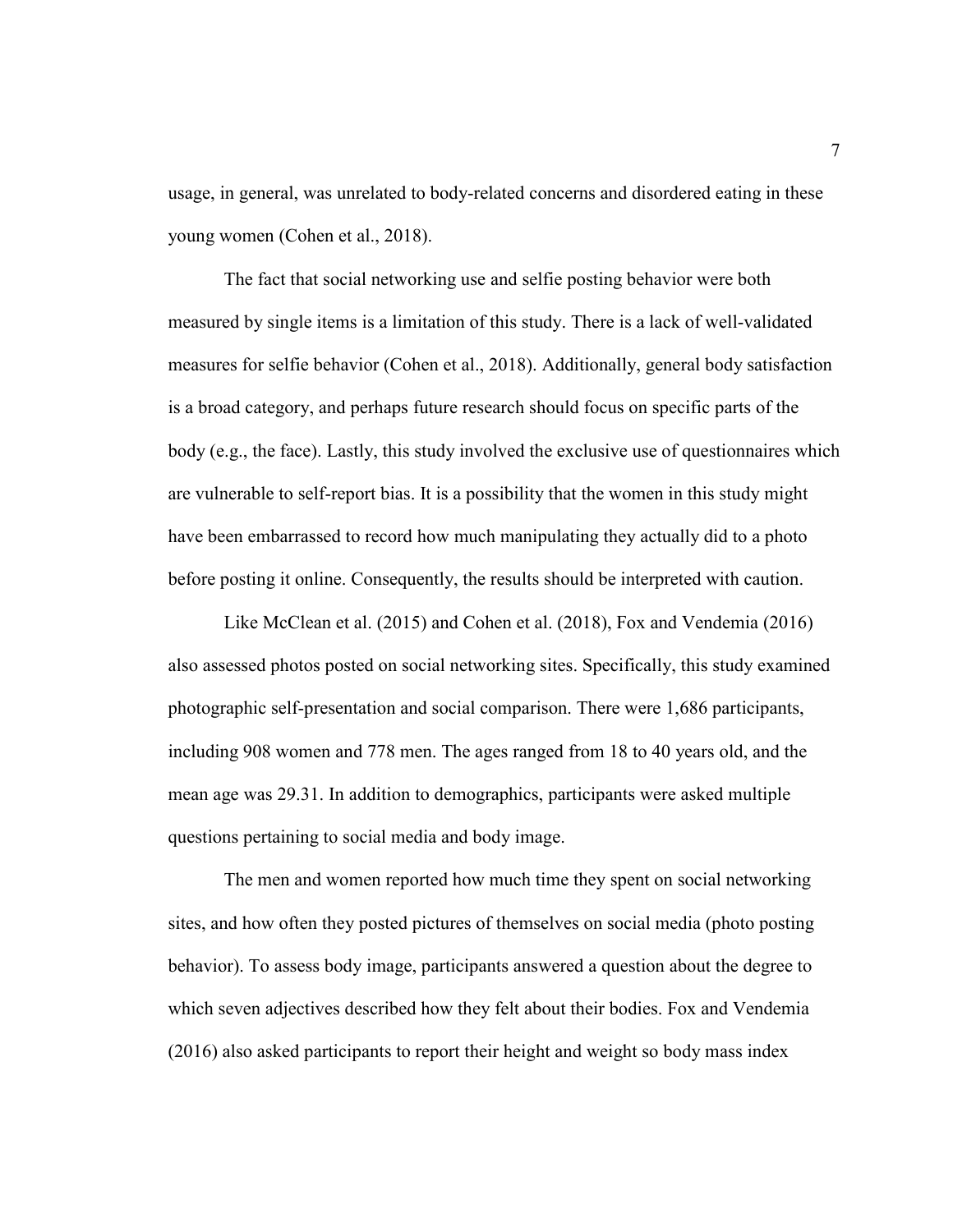usage, in general, was unrelated to body-related concerns and disordered eating in these young women (Cohen et al., 2018).

The fact that social networking use and selfie posting behavior were both measured by single items is a limitation of this study. There is a lack of well-validated measures for selfie behavior (Cohen et al., 2018). Additionally, general body satisfaction is a broad category, and perhaps future research should focus on specific parts of the body (e.g., the face). Lastly, this study involved the exclusive use of questionnaires which are vulnerable to self-report bias. It is a possibility that the women in this study might have been embarrassed to record how much manipulating they actually did to a photo before posting it online. Consequently, the results should be interpreted with caution.

Like McClean et al. (2015) and Cohen et al. (2018), Fox and Vendemia (2016) also assessed photos posted on social networking sites. Specifically, this study examined photographic self-presentation and social comparison. There were 1,686 participants, including 908 women and 778 men. The ages ranged from 18 to 40 years old, and the mean age was 29.31. In addition to demographics, participants were asked multiple questions pertaining to social media and body image.

The men and women reported how much time they spent on social networking sites, and how often they posted pictures of themselves on social media (photo posting behavior). To assess body image, participants answered a question about the degree to which seven adjectives described how they felt about their bodies. Fox and Vendemia (2016) also asked participants to report their height and weight so body mass index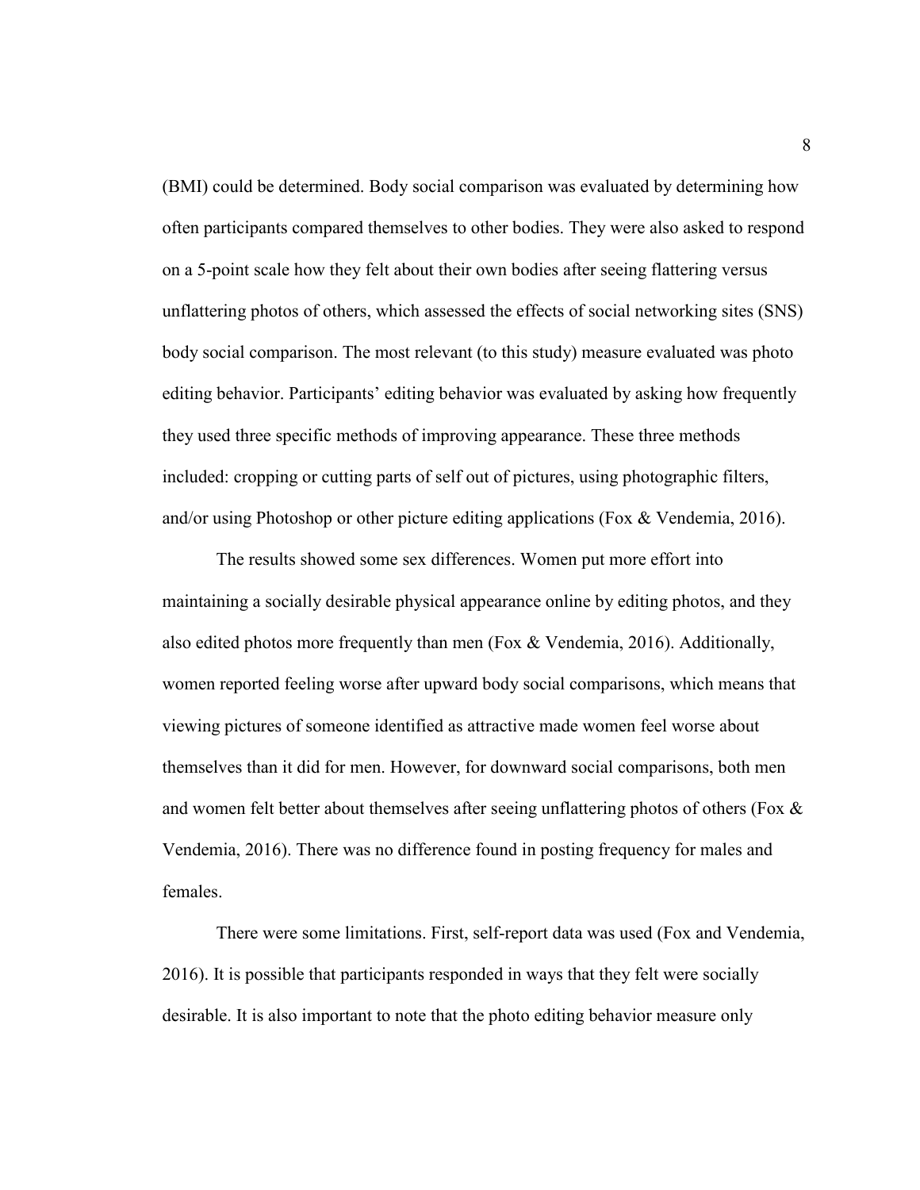(BMI) could be determined. Body social comparison was evaluated by determining how often participants compared themselves to other bodies. They were also asked to respond on a 5-point scale how they felt about their own bodies after seeing flattering versus unflattering photos of others, which assessed the effects of social networking sites (SNS) body social comparison. The most relevant (to this study) measure evaluated was photo editing behavior. Participants' editing behavior was evaluated by asking how frequently they used three specific methods of improving appearance. These three methods included: cropping or cutting parts of self out of pictures, using photographic filters, and/or using Photoshop or other picture editing applications (Fox & Vendemia, 2016).

The results showed some sex differences. Women put more effort into maintaining a socially desirable physical appearance online by editing photos, and they also edited photos more frequently than men (Fox & Vendemia, 2016). Additionally, women reported feeling worse after upward body social comparisons, which means that viewing pictures of someone identified as attractive made women feel worse about themselves than it did for men. However, for downward social comparisons, both men and women felt better about themselves after seeing unflattering photos of others (Fox & Vendemia, 2016). There was no difference found in posting frequency for males and females.

There were some limitations. First, self-report data was used (Fox and Vendemia, 2016). It is possible that participants responded in ways that they felt were socially desirable. It is also important to note that the photo editing behavior measure only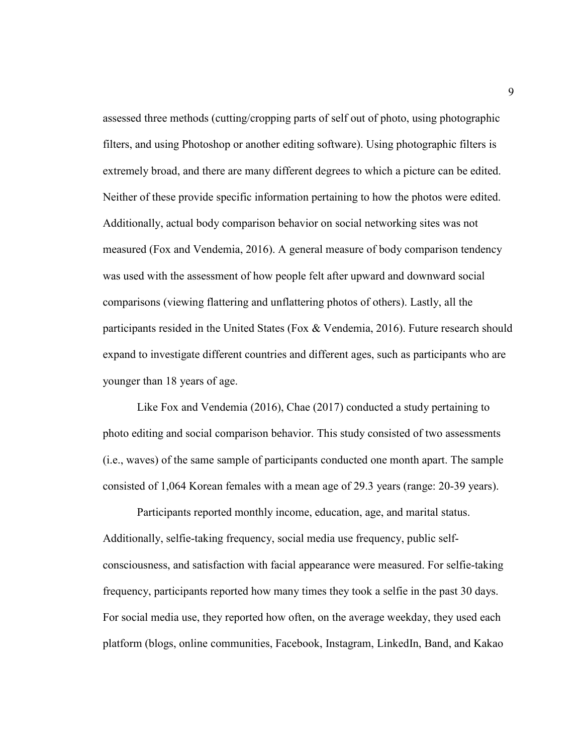assessed three methods (cutting/cropping parts of self out of photo, using photographic filters, and using Photoshop or another editing software). Using photographic filters is extremely broad, and there are many different degrees to which a picture can be edited. Neither of these provide specific information pertaining to how the photos were edited. Additionally, actual body comparison behavior on social networking sites was not measured (Fox and Vendemia, 2016). A general measure of body comparison tendency was used with the assessment of how people felt after upward and downward social comparisons (viewing flattering and unflattering photos of others). Lastly, all the participants resided in the United States (Fox & Vendemia, 2016). Future research should expand to investigate different countries and different ages, such as participants who are younger than 18 years of age.

Like Fox and Vendemia (2016), Chae (2017) conducted a study pertaining to photo editing and social comparison behavior. This study consisted of two assessments (i.e., waves) of the same sample of participants conducted one month apart. The sample consisted of 1,064 Korean females with a mean age of 29.3 years (range: 20-39 years).

Participants reported monthly income, education, age, and marital status. Additionally, selfie-taking frequency, social media use frequency, public self-consciousness, and satisfaction with facial appearance were measured. For selfie-taking frequency, participants reported how many times they took a selfie in the past 30 days. For social media use, they reported how often, on the average weekday, they used each platform (blogs, online communities, Facebook, Instagram, LinkedIn, Band, and Kakao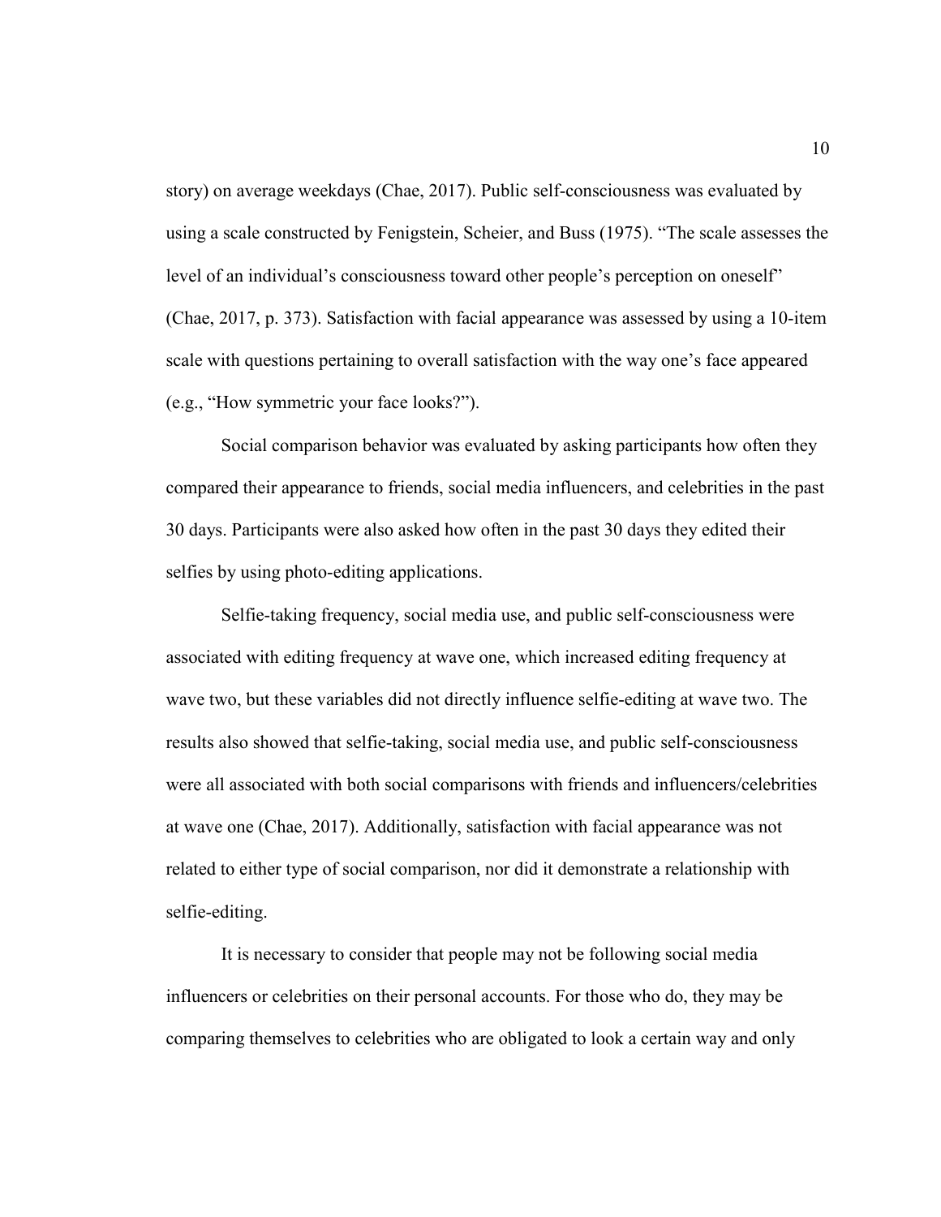story) on average weekdays (Chae, 2017). Public self-consciousness was evaluated by using a scale constructed by Fenigstein, Scheier, and Buss (1975). "The scale assesses the level of an individual's consciousness toward other people's perception on oneself" (Chae, 2017, p. 373). Satisfaction with facial appearance was assessed by using a 10-item scale with questions pertaining to overall satisfaction with the way one's face appeared (e.g., "How symmetric your face looks?").

Social comparison behavior was evaluated by asking participants how often they compared their appearance to friends, social media influencers, and celebrities in the past 30 days. Participants were also asked how often in the past 30 days they edited their selfies by using photo-editing applications.

Selfie-taking frequency, social media use, and public self-consciousness were associated with editing frequency at wave one, which increased editing frequency at wave two, but these variables did not directly influence selfie-editing at wave two. The results also showed that selfie-taking, social media use, and public self-consciousness were all associated with both social comparisons with friends and influencers/celebrities at wave one (Chae, 2017). Additionally, satisfaction with facial appearance was not related to either type of social comparison, nor did it demonstrate a relationship with selfie-editing.

It is necessary to consider that people may not be following social media influencers or celebrities on their personal accounts. For those who do, they may be comparing themselves to celebrities who are obligated to look a certain way and only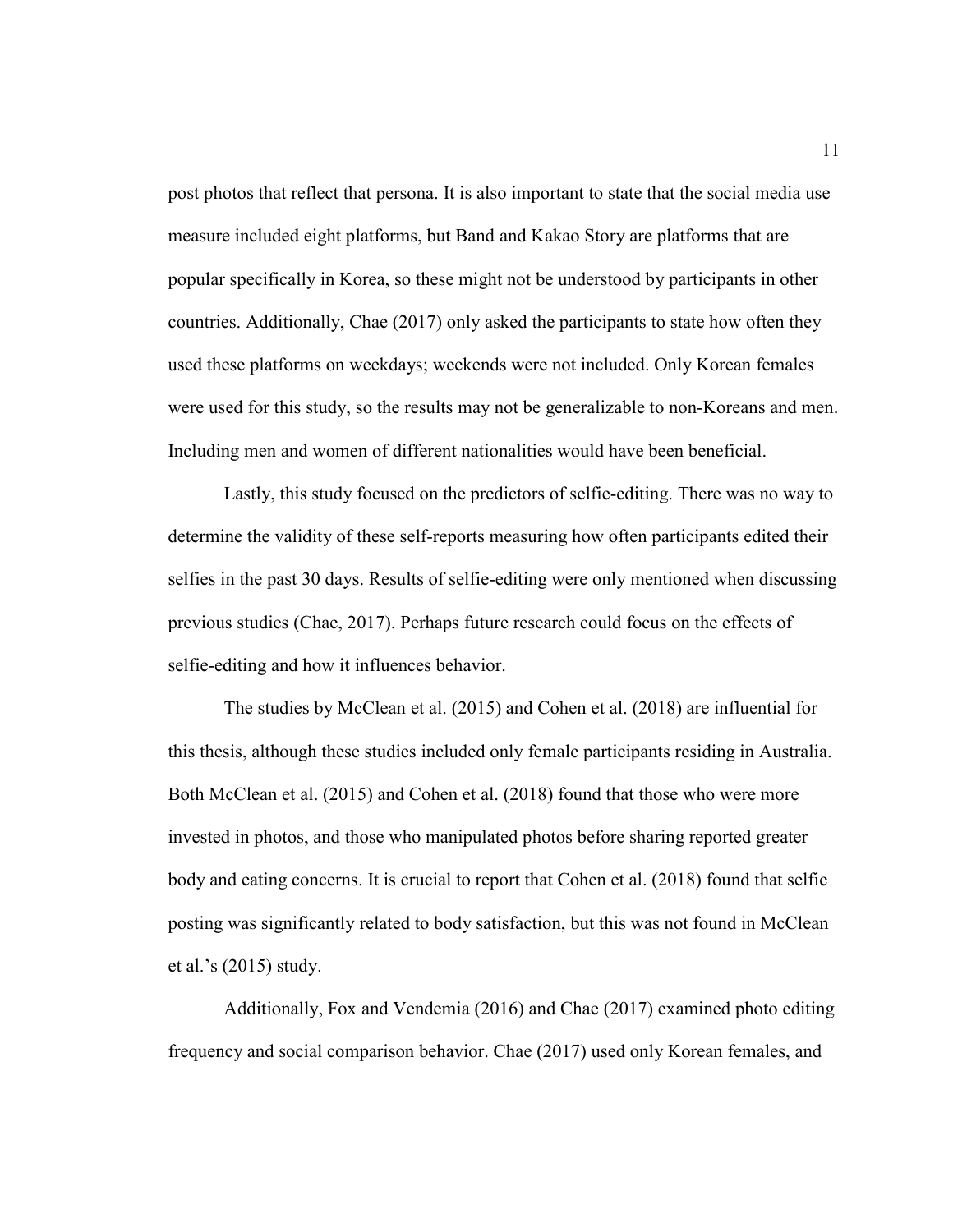post photos that reflect that persona. It is also important to state that the social media use measure included eight platforms, but Band and Kakao Story are platforms that are popular specifically in Korea, so these might not be understood by participants in other countries. Additionally, Chae (2017) only asked the participants to state how often they used these platforms on weekdays; weekends were not included. Only Korean females were used for this study, so the results may not be generalizable to non-Koreans and men. Including men and women of different nationalities would have been beneficial.

Lastly, this study focused on the predictors of selfie-editing. There was no way to determine the validity of these self-reports measuring how often participants edited their selfies in the past 30 days. Results of selfie-editing were only mentioned when discussing previous studies (Chae, 2017). Perhaps future research could focus on the effects of selfie-editing and how it influences behavior.

The studies by McClean et al. (2015) and Cohen et al. (2018) are influential for this thesis, although these studies included only female participants residing in Australia. Both McClean et al. (2015) and Cohen et al. (2018) found that those who were more invested in photos, and those who manipulated photos before sharing reported greater body and eating concerns. It is crucial to report that Cohen et al. (2018) found that selfie posting was significantly related to body satisfaction, but this was not found in McClean et al.'s (2015) study.

Additionally, Fox and Vendemia (2016) and Chae (2017) examined photo editing frequency and social comparison behavior. Chae (2017) used only Korean females, and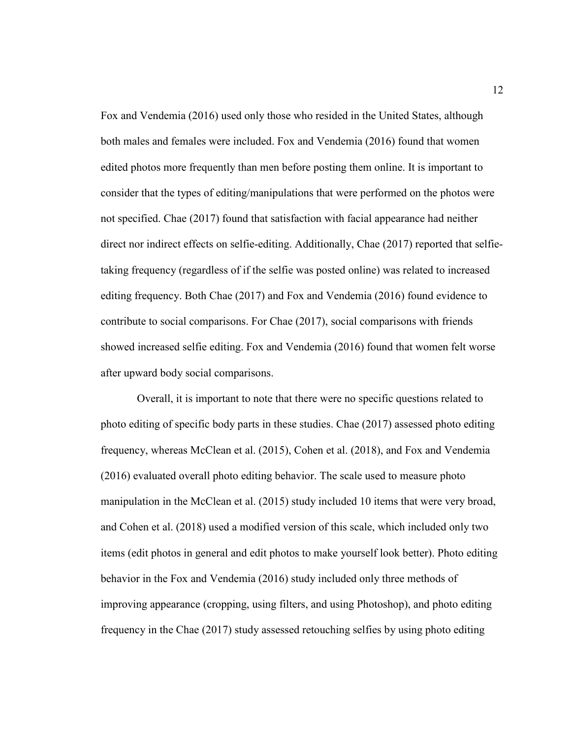Fox and Vendemia (2016) used only those who resided in the United States, although both males and females were included. Fox and Vendemia (2016) found that women edited photos more frequently than men before posting them online. It is important to consider that the types of editing/manipulations that were performed on the photos were not specified. Chae (2017) found that satisfaction with facial appearance had neither direct nor indirect effects on selfie-editing. Additionally, Chae (2017) reported that selfie-taking frequency (regardless of if the selfie was posted online) was related to increased editing frequency. Both Chae (2017) and Fox and Vendemia (2016) found evidence to contribute to social comparisons. For Chae (2017), social comparisons with friends showed increased selfie editing. Fox and Vendemia (2016) found that women felt worse after upward body social comparisons.

Overall, it is important to note that there were no specific questions related to photo editing of specific body parts in these studies. Chae (2017) assessed photo editing frequency, whereas McClean et al. (2015), Cohen et al. (2018), and Fox and Vendemia (2016) evaluated overall photo editing behavior. The scale used to measure photo manipulation in the McClean et al. (2015) study included 10 items that were very broad, and Cohen et al. (2018) used a modified version of this scale, which included only two items (edit photos in general and edit photos to make yourself look better). Photo editing behavior in the Fox and Vendemia (2016) study included only three methods of improving appearance (cropping, using filters, and using Photoshop), and photo editing frequency in the Chae (2017) study assessed retouching selfies by using photo editing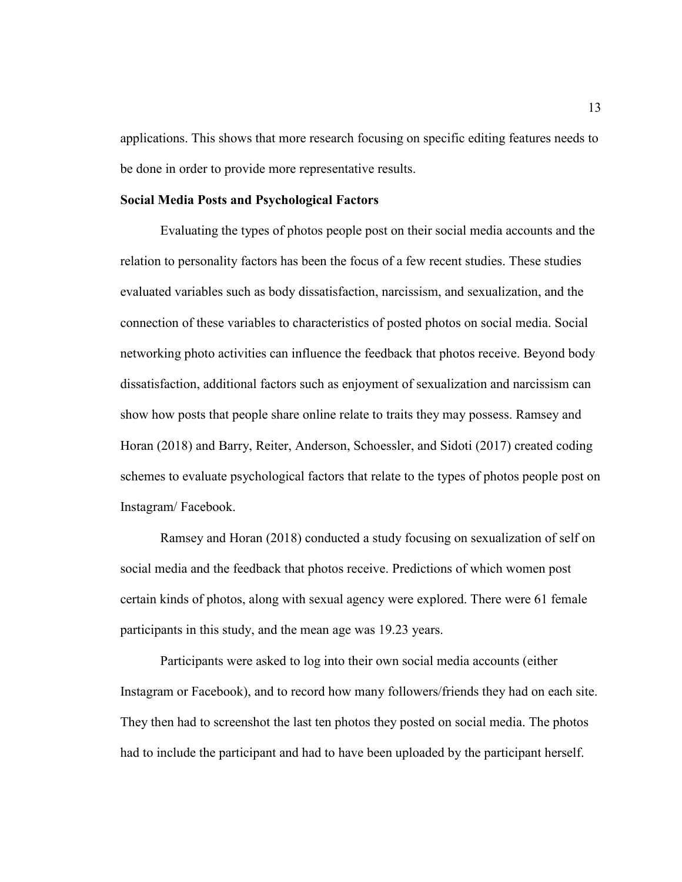applications. This shows that more research focusing on specific editing features needs to be done in order to provide more representative results.

**Social Media Posts and Psychological Factors**

Evaluating the types of photos people post on their social media accounts and the relation to personality factors has been the focus of a few recent studies. These studies evaluated variables such as body dissatisfaction, narcissism, and sexualization, and the connection of these variables to characteristics of posted photos on social media. Social networking photo activities can influence the feedback that photos receive. Beyond body dissatisfaction, additional factors such as enjoyment of sexualization and narcissism can show how posts that people share online relate to traits they may possess. Ramsey and Horan (2018) and Barry, Reiter, Anderson, Schoessler, and Sidoti (2017) created coding schemes to evaluate psychological factors that relate to the types of photos people post on Instagram/ Facebook.

Ramsey and Horan (2018) conducted a study focusing on sexualization of self on social media and the feedback that photos receive. Predictions of which women post certain kinds of photos, along with sexual agency were explored. There were 61 female participants in this study, and the mean age was 19.23 years.

Participants were asked to log into their own social media accounts (either Instagram or Facebook), and to record how many followers/friends they had on each site. They then had to screenshot the last ten photos they posted on social media. The photos had to include the participant and had to have been uploaded by the participant herself.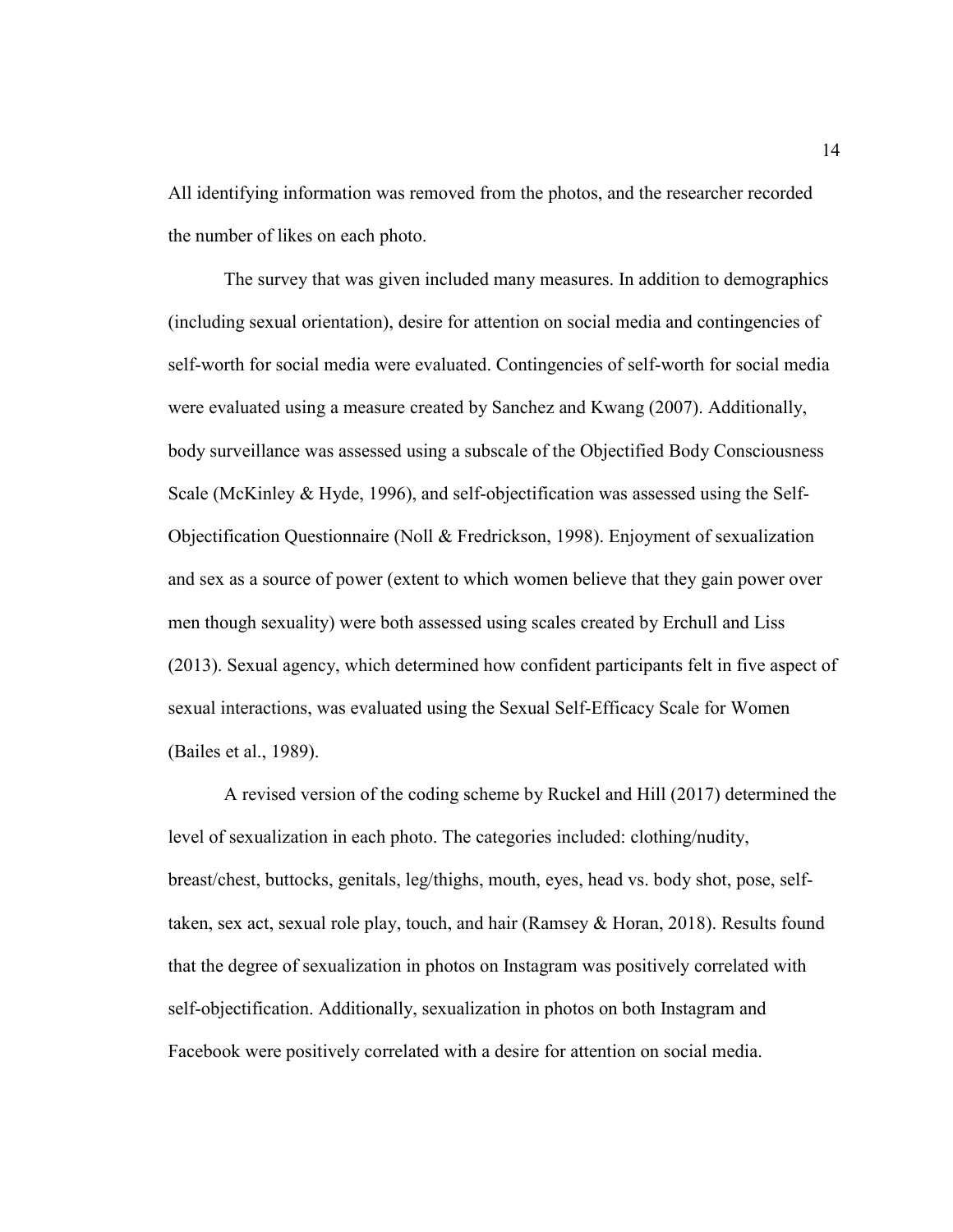All identifying information was removed from the photos, and the researcher recorded the number of likes on each photo.

The survey that was given included many measures. In addition to demographics (including sexual orientation), desire for attention on social media and contingencies of self-worth for social media were evaluated. Contingencies of self-worth for social media were evaluated using a measure created by Sanchez and Kwang (2007). Additionally, body surveillance was assessed using a subscale of the Objectified Body Consciousness Scale (McKinley & Hyde, 1996), and self-objectification was assessed using the Self-Objectification Questionnaire (Noll & Fredrickson, 1998). Enjoyment of sexualization and sex as a source of power (extent to which women believe that they gain power over men though sexuality) were both assessed using scales created by Erchull and Liss (2013). Sexual agency, which determined how confident participants felt in five aspect of sexual interactions, was evaluated using the Sexual Self-Efficacy Scale for Women (Bailes et al., 1989).

A revised version of the coding scheme by Ruckel and Hill (2017) determined the level of sexualization in each photo. The categories included: clothing/nudity, breast/chest, buttocks, genitals, leg/thighs, mouth, eyes, head vs. body shot, pose, self-taken, sex act, sexual role play, touch, and hair (Ramsey & Horan, 2018). Results found that the degree of sexualization in photos on Instagram was positively correlated with self-objectification. Additionally, sexualization in photos on both Instagram and Facebook were positively correlated with a desire for attention on social media.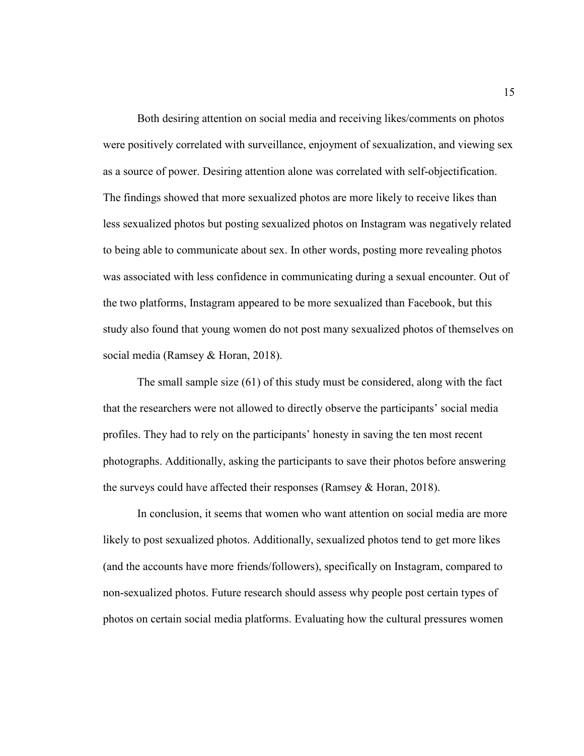Both desiring attention on social media and receiving likes/comments on photos were positively correlated with surveillance, enjoyment of sexualization, and viewing sex as a source of power. Desiring attention alone was correlated with self-objectification. The findings showed that more sexualized photos are more likely to receive likes than less sexualized photos but posting sexualized photos on Instagram was negatively related to being able to communicate about sex. In other words, posting more revealing photos was associated with less confidence in communicating during a sexual encounter. Out of the two platforms, Instagram appeared to be more sexualized than Facebook, but this study also found that young women do not post many sexualized photos of themselves on social media (Ramsey & Horan, 2018).

The small sample size (61) of this study must be considered, along with the fact that the researchers were not allowed to directly observe the participants' social media profiles. They had to rely on the participants' honesty in saving the ten most recent photographs. Additionally, asking the participants to save their photos before answering the surveys could have affected their responses (Ramsey & Horan, 2018).

In conclusion, it seems that women who want attention on social media are more likely to post sexualized photos. Additionally, sexualized photos tend to get more likes (and the accounts have more friends/followers), specifically on Instagram, compared to non-sexualized photos. Future research should assess why people post certain types of photos on certain social media platforms. Evaluating how the cultural pressures women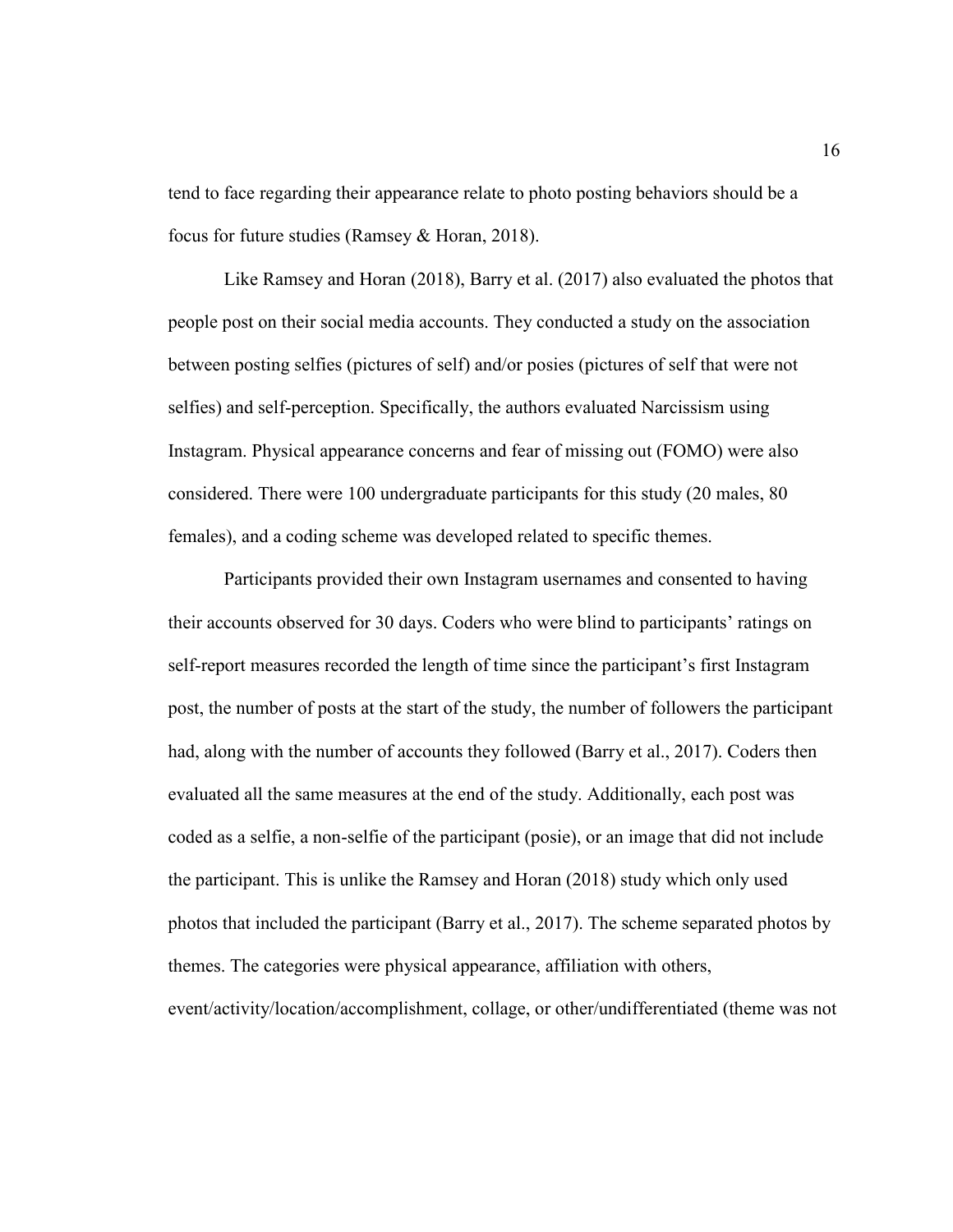tend to face regarding their appearance relate to photo posting behaviors should be a focus for future studies (Ramsey & Horan, 2018).

Like Ramsey and Horan (2018), Barry et al. (2017) also evaluated the photos that people post on their social media accounts. They conducted a study on the association between posting selfies (pictures of self) and/or posies (pictures of self that were not selfies) and self-perception. Specifically, the authors evaluated Narcissism using Instagram. Physical appearance concerns and fear of missing out (FOMO) were also considered. There were 100 undergraduate participants for this study (20 males, 80 females), and a coding scheme was developed related to specific themes.

Participants provided their own Instagram usernames and consented to having their accounts observed for 30 days. Coders who were blind to participants' ratings on self-report measures recorded the length of time since the participant's first Instagram post, the number of posts at the start of the study, the number of followers the participant had, along with the number of accounts they followed (Barry et al., 2017). Coders then evaluated all the same measures at the end of the study. Additionally, each post was coded as a selfie, a non-selfie of the participant (posie), or an image that did not include the participant. This is unlike the Ramsey and Horan (2018) study which only used photos that included the participant (Barry et al., 2017). The scheme separated photos by themes. The categories were physical appearance, affiliation with others, event/activity/location/accomplishment, collage, or other/undifferentiated (theme was not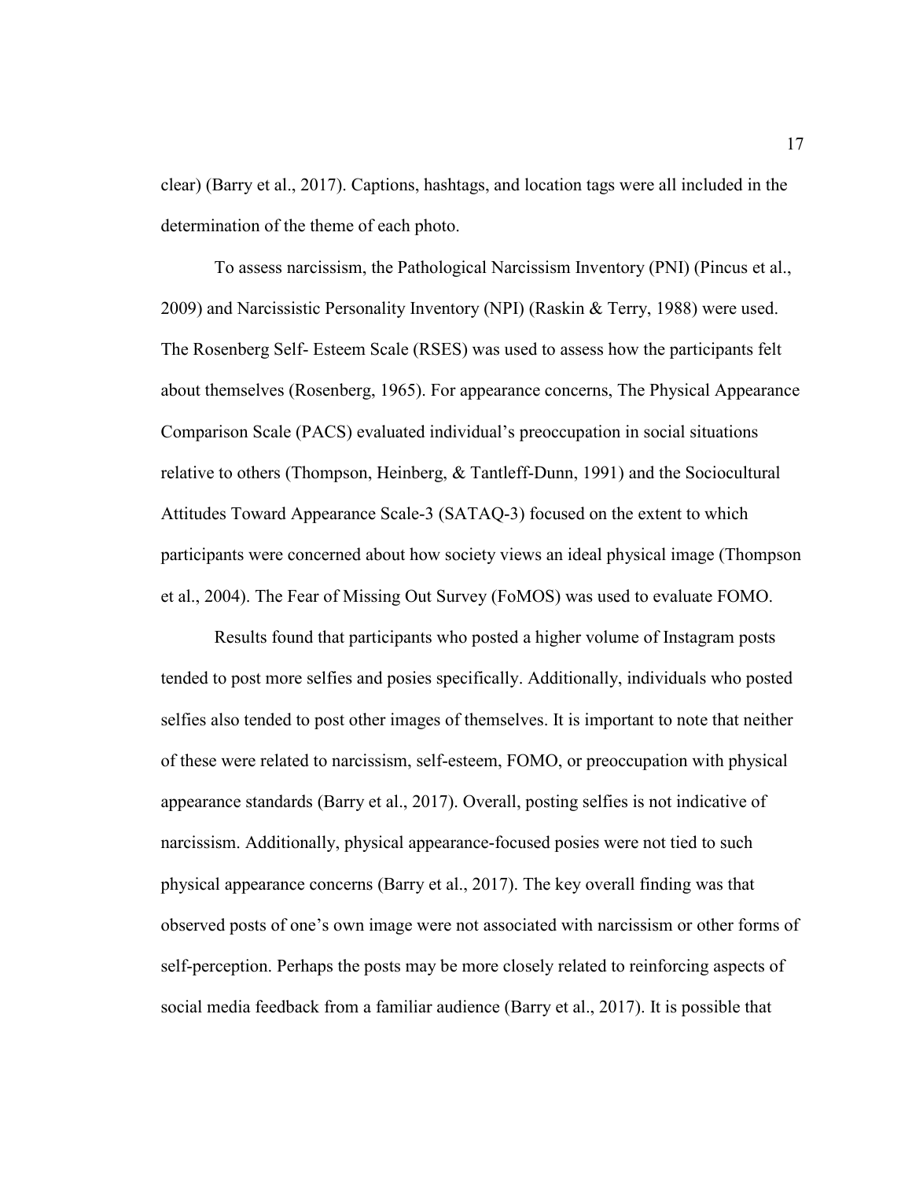clear) (Barry et al., 2017). Captions, hashtags, and location tags were all included in the determination of the theme of each photo.

To assess narcissism, the Pathological Narcissism Inventory (PNI) (Pincus et al., 2009) and Narcissistic Personality Inventory (NPI) (Raskin & Terry, 1988) were used. The Rosenberg Self- Esteem Scale (RSES) was used to assess how the participants felt about themselves (Rosenberg, 1965). For appearance concerns, The Physical Appearance Comparison Scale (PACS) evaluated individual's preoccupation in social situations relative to others (Thompson, Heinberg, & Tantleff-Dunn, 1991) and the Sociocultural Attitudes Toward Appearance Scale-3 (SATAQ-3) focused on the extent to which participants were concerned about how society views an ideal physical image (Thompson et al., 2004). The Fear of Missing Out Survey (FoMOS) was used to evaluate FOMO.

Results found that participants who posted a higher volume of Instagram posts tended to post more selfies and posies specifically. Additionally, individuals who posted selfies also tended to post other images of themselves. It is important to note that neither of these were related to narcissism, self-esteem, FOMO, or preoccupation with physical appearance standards (Barry et al., 2017). Overall, posting selfies is not indicative of narcissism. Additionally, physical appearance-focused posies were not tied to such physical appearance concerns (Barry et al., 2017). The key overall finding was that observed posts of one's own image were not associated with narcissism or other forms of self-perception. Perhaps the posts may be more closely related to reinforcing aspects of social media feedback from a familiar audience (Barry et al., 2017). It is possible that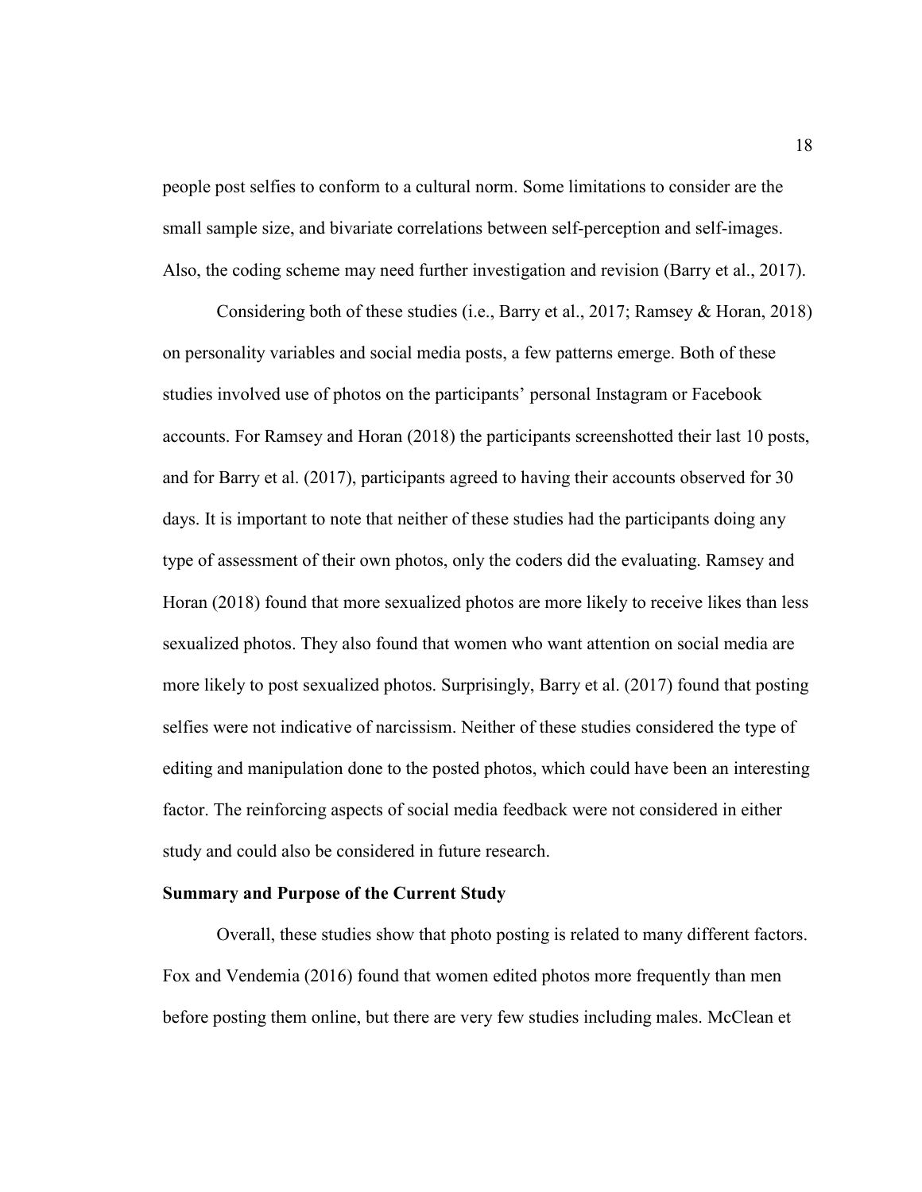people post selfies to conform to a cultural norm. Some limitations to consider are the small sample size, and bivariate correlations between self-perception and self-images. Also, the coding scheme may need further investigation and revision (Barry et al., 2017).

Considering both of these studies (i.e., Barry et al., 2017; Ramsey & Horan, 2018) on personality variables and social media posts, a few patterns emerge. Both of these studies involved use of photos on the participants' personal Instagram or Facebook accounts. For Ramsey and Horan (2018) the participants screenshotted their last 10 posts, and for Barry et al. (2017), participants agreed to having their accounts observed for 30 days. It is important to note that neither of these studies had the participants doing any type of assessment of their own photos, only the coders did the evaluating. Ramsey and Horan (2018) found that more sexualized photos are more likely to receive likes than less sexualized photos. They also found that women who want attention on social media are more likely to post sexualized photos. Surprisingly, Barry et al. (2017) found that posting selfies were not indicative of narcissism. Neither of these studies considered the type of editing and manipulation done to the posted photos, which could have been an interesting factor. The reinforcing aspects of social media feedback were not considered in either study and could also be considered in future research.

### Summary and Purpose of the Current Study

Overall, these studies show that photo posting is related to many different factors. Fox and Vendemia (2016) found that women edited photos more frequently than men before posting them online, but there are very few studies including males. McClean et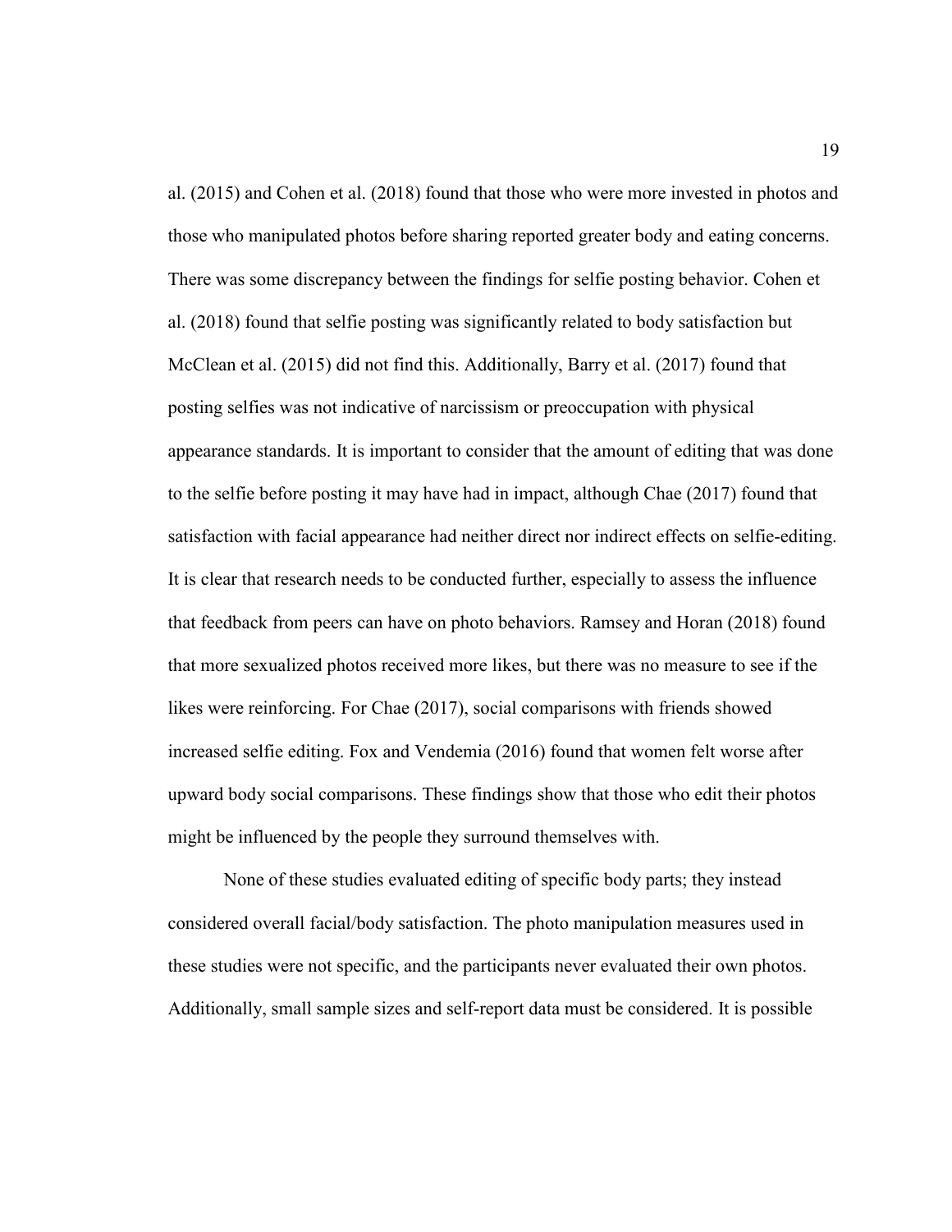al. (2015) and Cohen et al. (2018) found that those who were more invested in photos and those who manipulated photos before sharing reported greater body and eating concerns. There was some discrepancy between the findings for selfie posting behavior. Cohen et al. (2018) found that selfie posting was significantly related to body satisfaction but McClean et al. (2015) did not find this. Additionally, Barry et al. (2017) found that posting selfies was not indicative of narcissism or preoccupation with physical appearance standards. It is important to consider that the amount of editing that was done to the selfie before posting it may have had in impact, although Chae (2017) found that satisfaction with facial appearance had neither direct nor indirect effects on selfie-editing. It is clear that research needs to be conducted further, especially to assess the influence that feedback from peers can have on photo behaviors. Ramsey and Horan (2018) found that more sexualized photos received more likes, but there was no measure to see if the likes were reinforcing. For Chae (2017), social comparisons with friends showed increased selfie editing. Fox and Vendemia (2016) found that women felt worse after upward body social comparisons. These findings show that those who edit their photos might be influenced by the people they surround themselves with.

None of these studies evaluated editing of specific body parts; they instead considered overall facial/body satisfaction. The photo manipulation measures used in these studies were not specific, and the participants never evaluated their own photos. Additionally, small sample sizes and self-report data must be considered. It is possible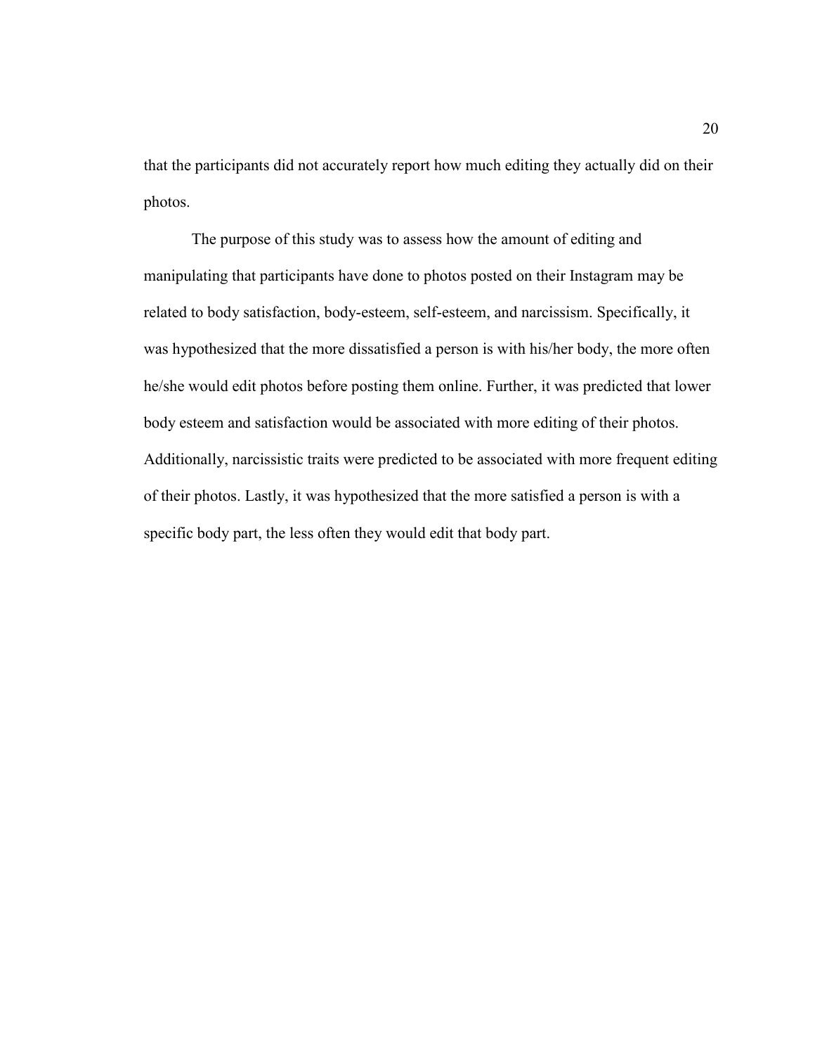that the participants did not accurately report how much editing they actually did on their photos.

The purpose of this study was to assess how the amount of editing and manipulating that participants have done to photos posted on their Instagram may be related to body satisfaction, body-esteem, self-esteem, and narcissism. Specifically, it was hypothesized that the more dissatisfied a person is with his/her body, the more often he/she would edit photos before posting them online. Further, it was predicted that lower body esteem and satisfaction would be associated with more editing of their photos. Additionally, narcissistic traits were predicted to be associated with more frequent editing of their photos. Lastly, it was hypothesized that the more satisfied a person is with a specific body part, the less often they would edit that body part.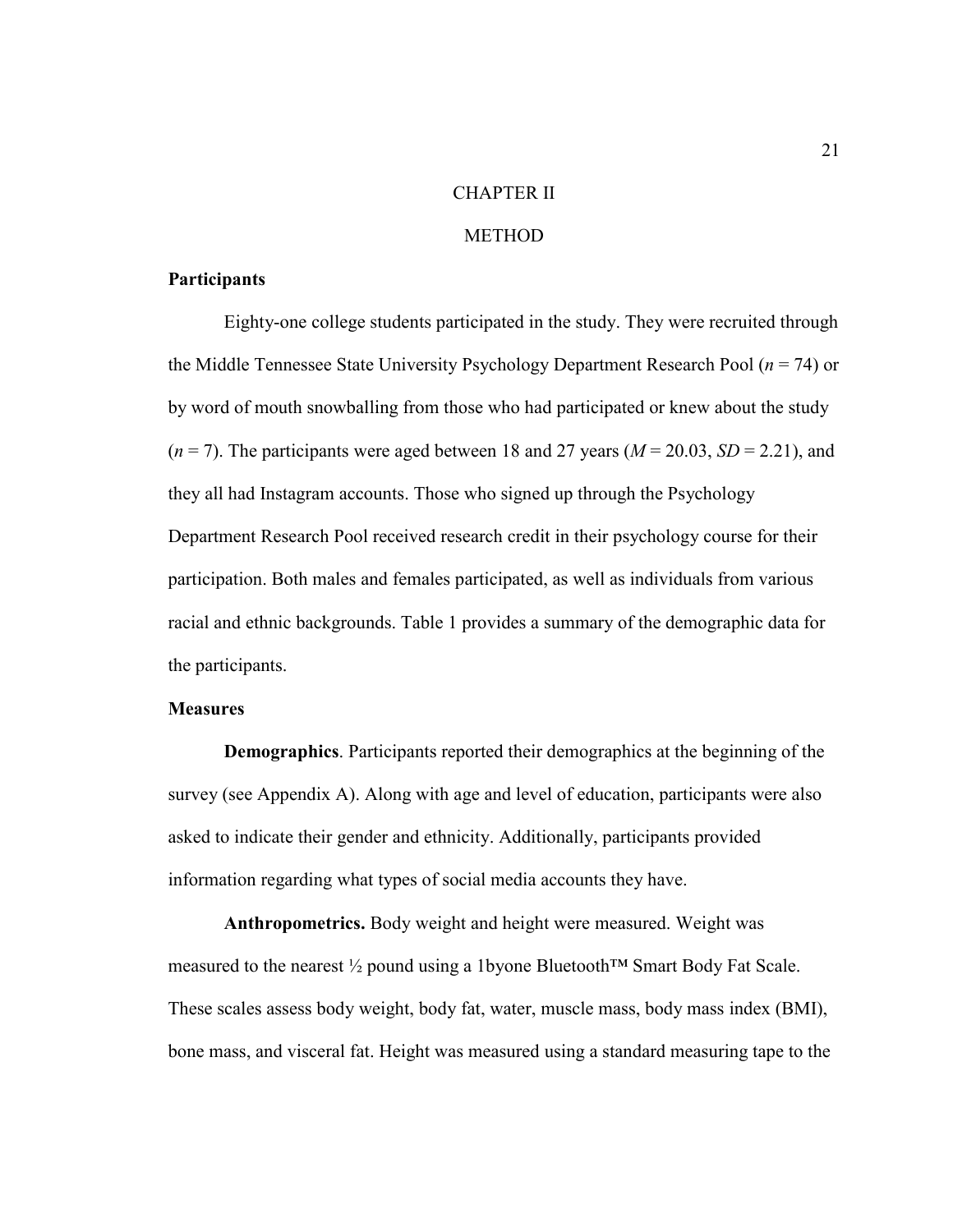# CHAPTER II

# METHOD

## Participants

Eighty-one college students participated in the study. They were recruited through the Middle Tennessee State University Psychology Department Research Pool ($n$ = 74) or by word of mouth snowballing from those who had participated or knew about the study ($n$ = 7). The participants were aged between 18 and 27 years ($M$ = 20.03, $SD$ = 2.21), and they all had Instagram accounts. Those who signed up through the Psychology Department Research Pool received research credit in their psychology course for their participation. Both males and females participated, as well as individuals from various racial and ethnic backgrounds. Table 1 provides a summary of the demographic data for the participants.

## Measures

**Demographics**. Participants reported their demographics at the beginning of the survey (see Appendix A). Along with age and level of education, participants were also asked to indicate their gender and ethnicity. Additionally, participants provided information regarding what types of social media accounts they have.

**Anthropometrics.** Body weight and height were measured. Weight was measured to the nearest ½ pound using a 1byone Bluetooth™ Smart Body Fat Scale. These scales assess body weight, body fat, water, muscle mass, body mass index (BMI), bone mass, and visceral fat. Height was measured using a standard measuring tape to the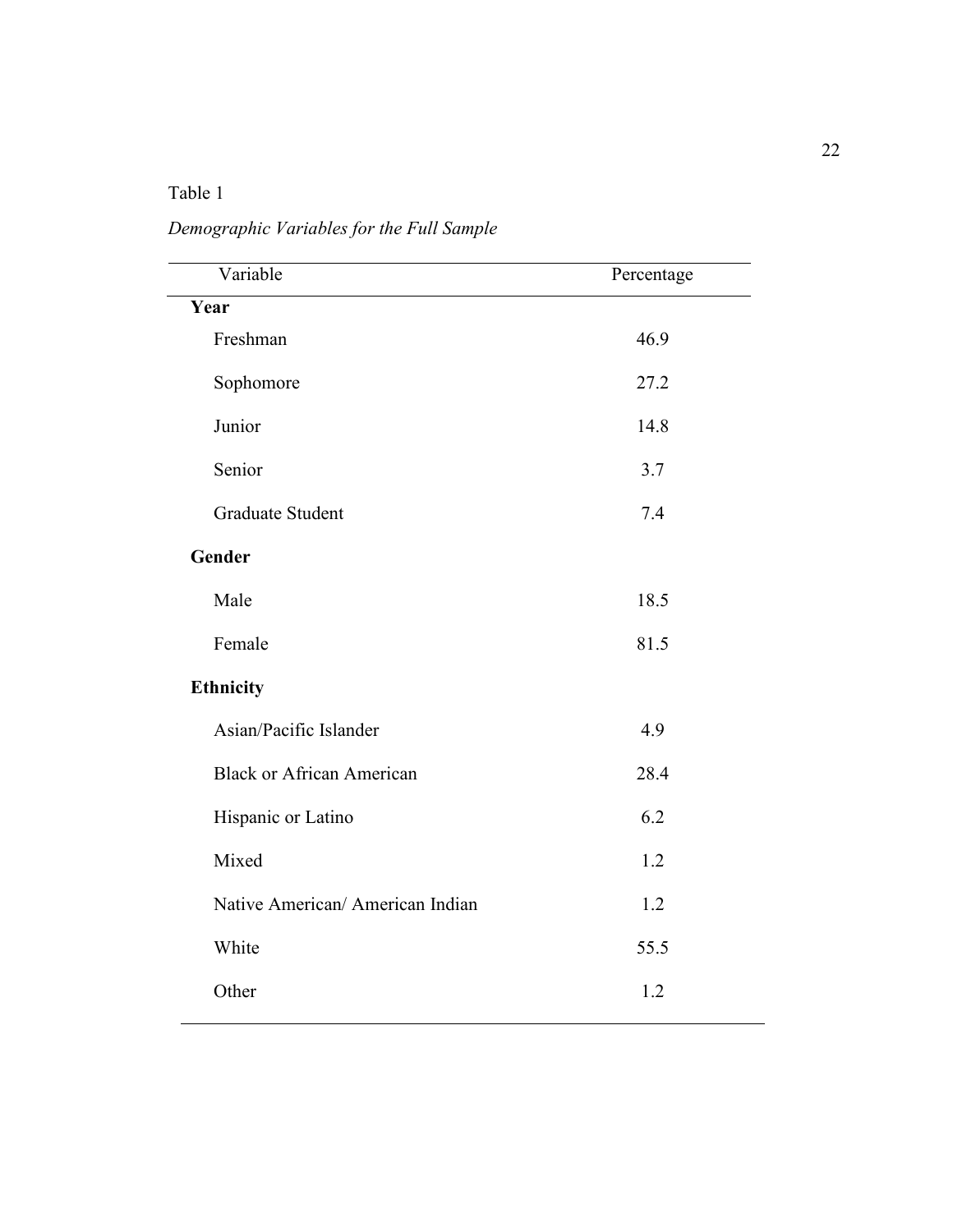Table 1

*Demographic Variables for the Full Sample*

| Variable | Percentage |
|---|---|
| **Year** | |
| Freshman | 46.9 |
| Sophomore | 27.2 |
| Junior | 14.8 |
| Senior | 3.7 |
| Graduate Student | 7.4 |
| **Gender** | |
| Male | 18.5 |
| Female | 81.5 |
| **Ethnicity** | |
| Asian/Pacific Islander | 4.9 |
| Black or African American | 28.4 |
| Hispanic or Latino | 6.2 |
| Mixed | 1.2 |
| Native American/ American Indian | 1.2 |
| White | 55.5 |
| Other | 1.2 |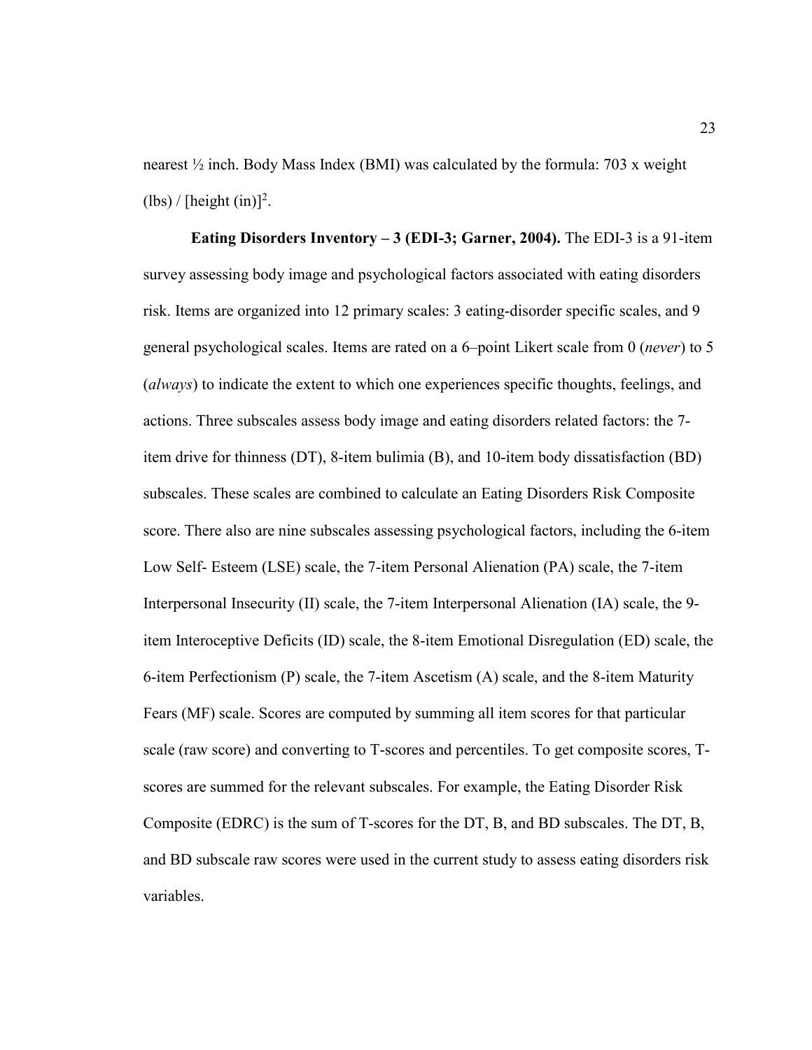nearest ½ inch. Body Mass Index (BMI) was calculated by the formula: 703 x weight (lbs) / [height (in)]$^2$.

**Eating Disorders Inventory – 3 (EDI-3; Garner, 2004).** The EDI-3 is a 91-item survey assessing body image and psychological factors associated with eating disorders risk. Items are organized into 12 primary scales: 3 eating-disorder specific scales, and 9 general psychological scales. Items are rated on a 6–point Likert scale from 0 (*never*) to 5 (*always*) to indicate the extent to which one experiences specific thoughts, feelings, and actions. Three subscales assess body image and eating disorders related factors: the 7-item drive for thinness (DT), 8-item bulimia (B), and 10-item body dissatisfaction (BD) subscales. These scales are combined to calculate an Eating Disorders Risk Composite score. There also are nine subscales assessing psychological factors, including the 6-item Low Self- Esteem (LSE) scale, the 7-item Personal Alienation (PA) scale, the 7-item Interpersonal Insecurity (II) scale, the 7-item Interpersonal Alienation (IA) scale, the 9-item Interoceptive Deficits (ID) scale, the 8-item Emotional Disregulation (ED) scale, the 6-item Perfectionism (P) scale, the 7-item Ascetism (A) scale, and the 8-item Maturity Fears (MF) scale. Scores are computed by summing all item scores for that particular scale (raw score) and converting to T-scores and percentiles. To get composite scores, T-scores are summed for the relevant subscales. For example, the Eating Disorder Risk Composite (EDRC) is the sum of T-scores for the DT, B, and BD subscales. The DT, B, and BD subscale raw scores were used in the current study to assess eating disorders risk variables.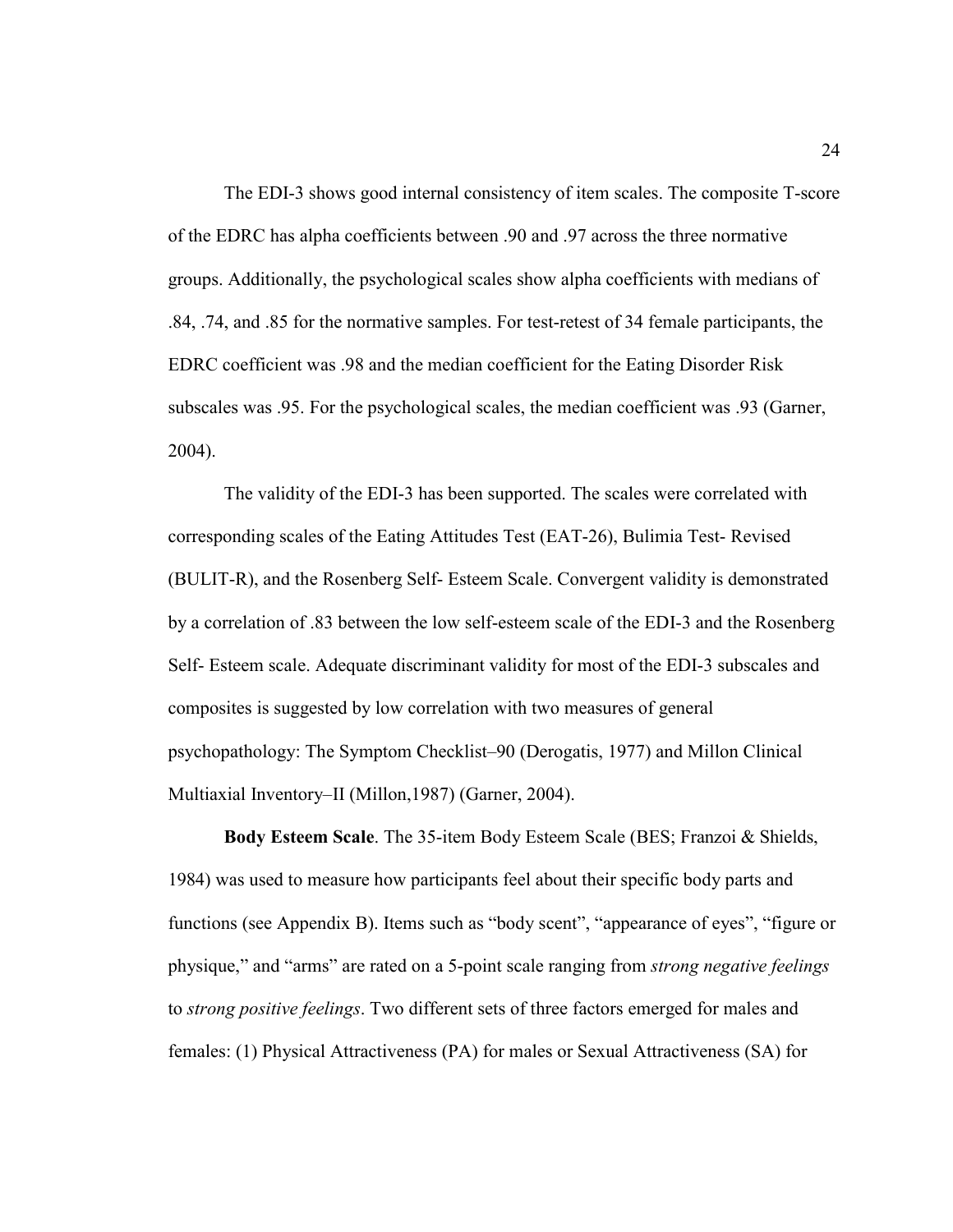The EDI-3 shows good internal consistency of item scales. The composite T-score of the EDRC has alpha coefficients between .90 and .97 across the three normative groups. Additionally, the psychological scales show alpha coefficients with medians of .84, .74, and .85 for the normative samples. For test-retest of 34 female participants, the EDRC coefficient was .98 and the median coefficient for the Eating Disorder Risk subscales was .95. For the psychological scales, the median coefficient was .93 (Garner, 2004).

The validity of the EDI-3 has been supported. The scales were correlated with corresponding scales of the Eating Attitudes Test (EAT-26), Bulimia Test- Revised (BULIT-R), and the Rosenberg Self- Esteem Scale. Convergent validity is demonstrated by a correlation of .83 between the low self-esteem scale of the EDI-3 and the Rosenberg Self- Esteem scale. Adequate discriminant validity for most of the EDI-3 subscales and composites is suggested by low correlation with two measures of general psychopathology: The Symptom Checklist–90 (Derogatis, 1977) and Millon Clinical Multiaxial Inventory–II (Millon,1987) (Garner, 2004).

**Body Esteem Scale**. The 35-item Body Esteem Scale (BES; Franzoi & Shields, 1984) was used to measure how participants feel about their specific body parts and functions (see Appendix B). Items such as "body scent", "appearance of eyes", "figure or physique," and "arms" are rated on a 5-point scale ranging from *strong negative feelings* to *strong positive feelings*. Two different sets of three factors emerged for males and females: (1) Physical Attractiveness (PA) for males or Sexual Attractiveness (SA) for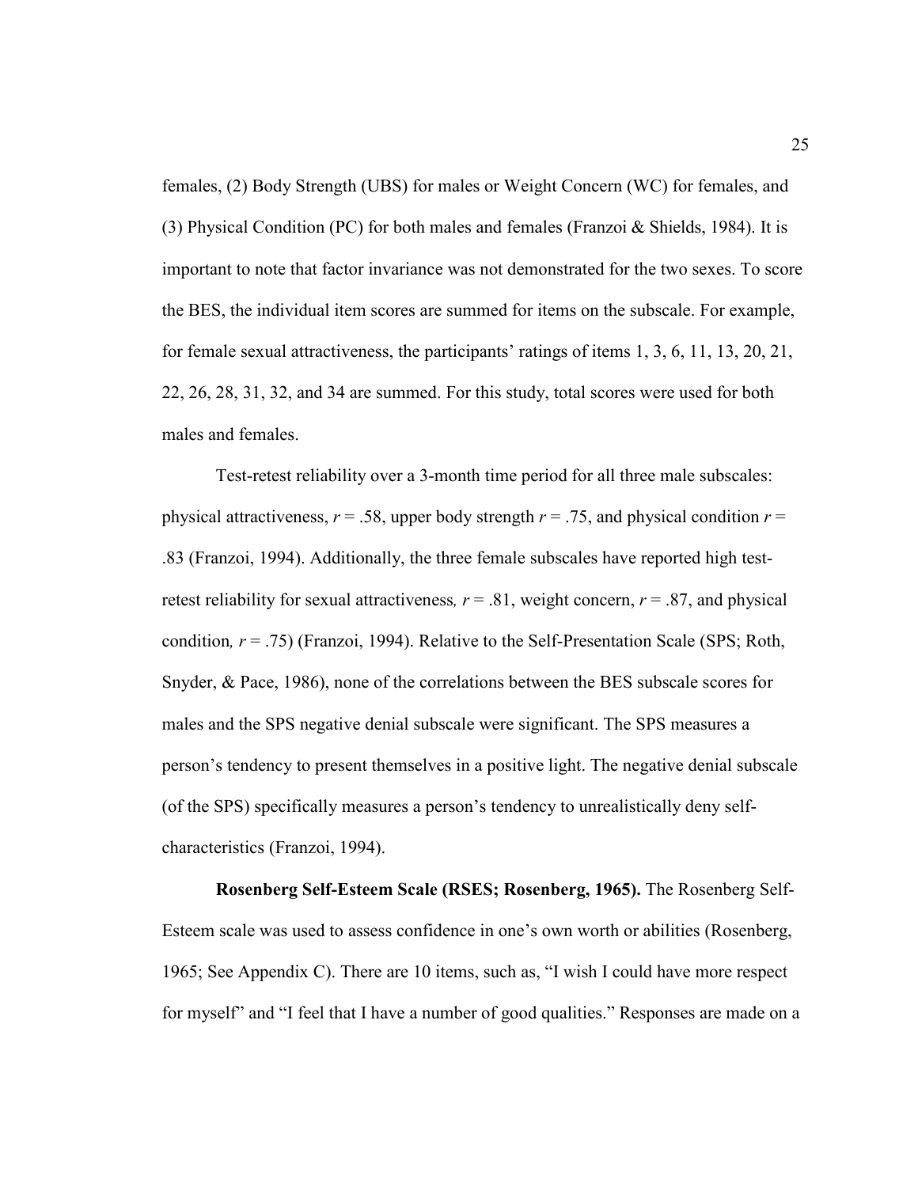females, (2) Body Strength (UBS) for males or Weight Concern (WC) for females, and (3) Physical Condition (PC) for both males and females (Franzoi & Shields, 1984). It is important to note that factor invariance was not demonstrated for the two sexes. To score the BES, the individual item scores are summed for items on the subscale. For example, for female sexual attractiveness, the participants' ratings of items 1, 3, 6, 11, 13, 20, 21, 22, 26, 28, 31, 32, and 34 are summed. For this study, total scores were used for both males and females.

Test-retest reliability over a 3-month time period for all three male subscales: physical attractiveness, $r = .58$, upper body strength $r = .75$, and physical condition $r = .83$ (Franzoi, 1994). Additionally, the three female subscales have reported high test-retest reliability for sexual attractiveness*,* $r = .81$, weight concern, $r = .87$, and physical condition*,* $r = .75$) (Franzoi, 1994). Relative to the Self-Presentation Scale (SPS; Roth, Snyder, & Pace, 1986), none of the correlations between the BES subscale scores for males and the SPS negative denial subscale were significant. The SPS measures a person's tendency to present themselves in a positive light. The negative denial subscale (of the SPS) specifically measures a person's tendency to unrealistically deny self-characteristics (Franzoi, 1994).

**Rosenberg Self-Esteem Scale (RSES; Rosenberg, 1965).** The Rosenberg Self-Esteem scale was used to assess confidence in one's own worth or abilities (Rosenberg, 1965; See Appendix C). There are 10 items, such as, "I wish I could have more respect for myself" and "I feel that I have a number of good qualities." Responses are made on a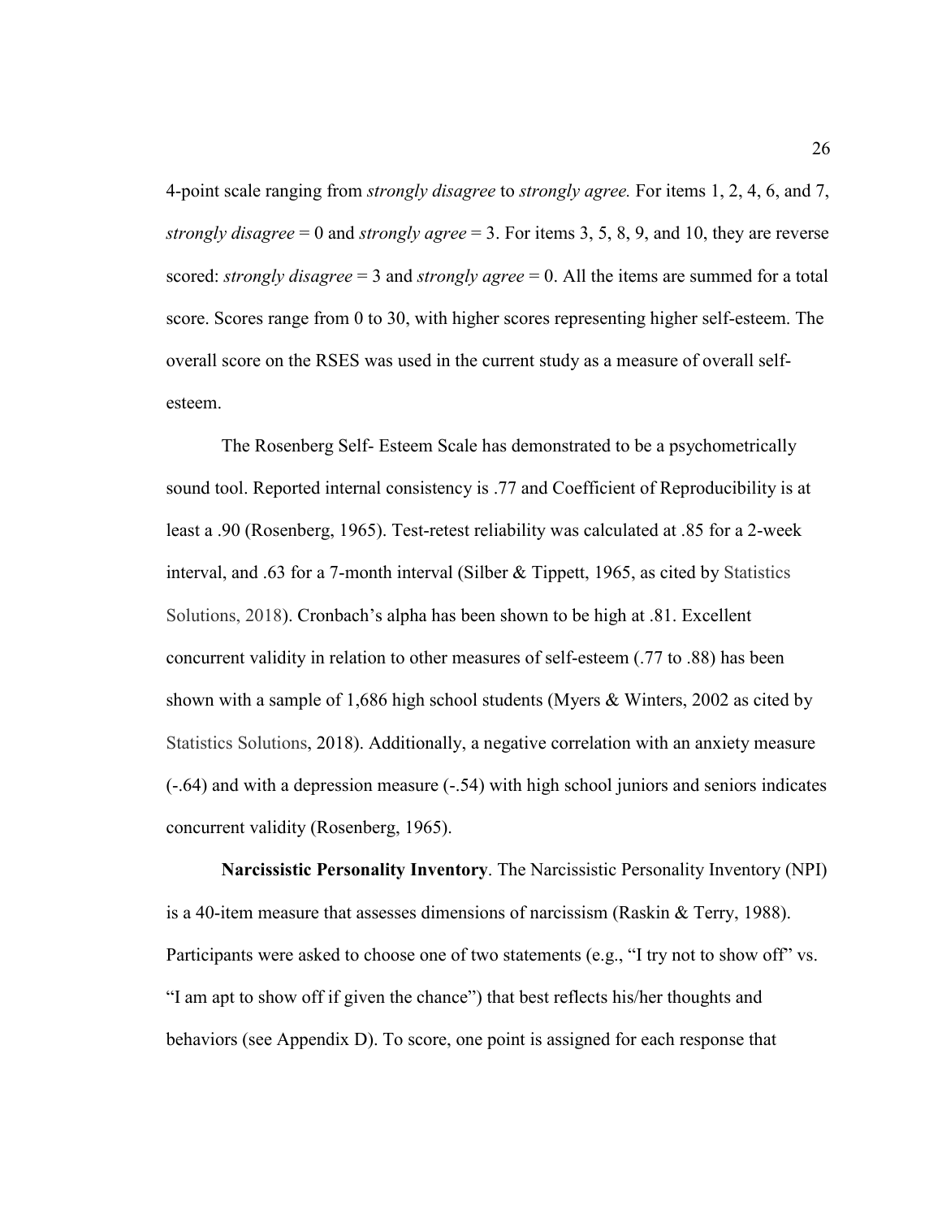4-point scale ranging from *strongly disagree* to *strongly agree.* For items 1, 2, 4, 6, and 7, *strongly disagree* = 0 and *strongly agree* = 3. For items 3, 5, 8, 9, and 10, they are reverse scored: *strongly disagree* = 3 and *strongly agree* = 0. All the items are summed for a total score. Scores range from 0 to 30, with higher scores representing higher self-esteem. The overall score on the RSES was used in the current study as a measure of overall self-esteem.

The Rosenberg Self- Esteem Scale has demonstrated to be a psychometrically sound tool. Reported internal consistency is .77 and Coefficient of Reproducibility is at least a .90 (Rosenberg, 1965). Test-retest reliability was calculated at .85 for a 2-week interval, and .63 for a 7-month interval (Silber & Tippett, 1965, as cited by Statistics Solutions, 2018). Cronbach's alpha has been shown to be high at .81. Excellent concurrent validity in relation to other measures of self-esteem (.77 to .88) has been shown with a sample of 1,686 high school students (Myers & Winters, 2002 as cited by Statistics Solutions, 2018). Additionally, a negative correlation with an anxiety measure (-.64) and with a depression measure (-.54) with high school juniors and seniors indicates concurrent validity (Rosenberg, 1965).

**Narcissistic Personality Inventory**. The Narcissistic Personality Inventory (NPI) is a 40-item measure that assesses dimensions of narcissism (Raskin & Terry, 1988). Participants were asked to choose one of two statements (e.g., "I try not to show off" vs. "I am apt to show off if given the chance") that best reflects his/her thoughts and behaviors (see Appendix D). To score, one point is assigned for each response that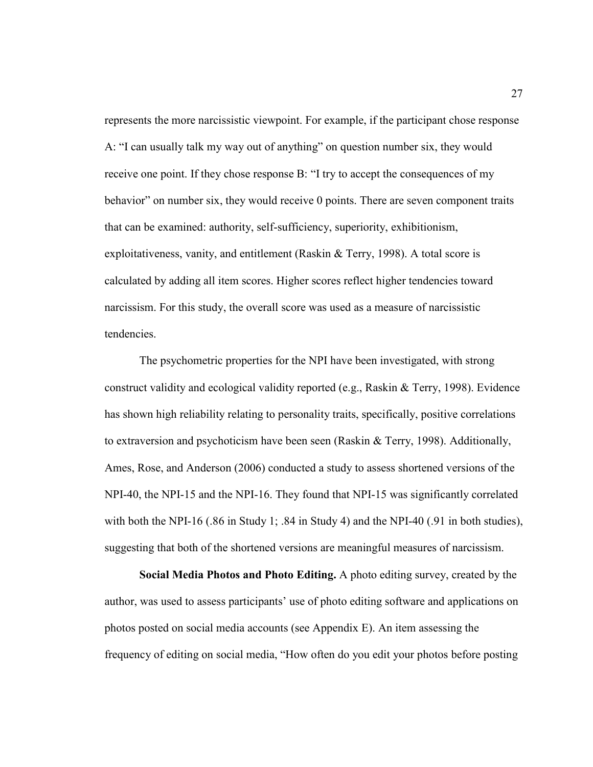represents the more narcissistic viewpoint. For example, if the participant chose response A: "I can usually talk my way out of anything" on question number six, they would receive one point. If they chose response B: "I try to accept the consequences of my behavior" on number six, they would receive 0 points. There are seven component traits that can be examined: authority, self-sufficiency, superiority, exhibitionism, exploitativeness, vanity, and entitlement (Raskin & Terry, 1998). A total score is calculated by adding all item scores. Higher scores reflect higher tendencies toward narcissism. For this study, the overall score was used as a measure of narcissistic tendencies.

The psychometric properties for the NPI have been investigated, with strong construct validity and ecological validity reported (e.g., Raskin & Terry, 1998). Evidence has shown high reliability relating to personality traits, specifically, positive correlations to extraversion and psychoticism have been seen (Raskin & Terry, 1998). Additionally, Ames, Rose, and Anderson (2006) conducted a study to assess shortened versions of the NPI-40, the NPI-15 and the NPI-16. They found that NPI-15 was significantly correlated with both the NPI-16 (.86 in Study 1; .84 in Study 4) and the NPI-40 (.91 in both studies), suggesting that both of the shortened versions are meaningful measures of narcissism.

**Social Media Photos and Photo Editing.** A photo editing survey, created by the author, was used to assess participants' use of photo editing software and applications on photos posted on social media accounts (see Appendix E). An item assessing the frequency of editing on social media, "How often do you edit your photos before posting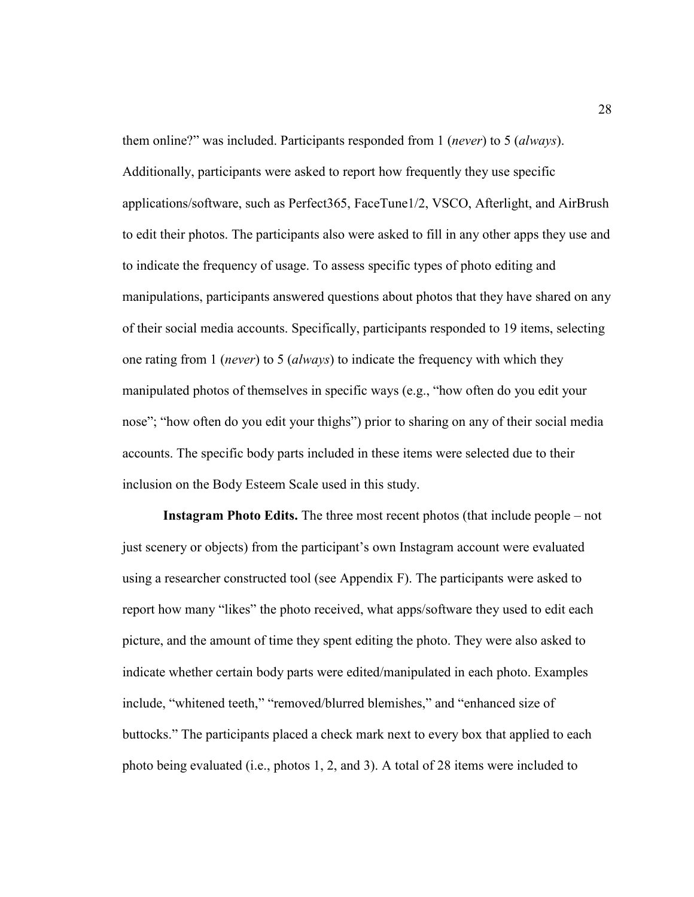them online?" was included. Participants responded from 1 (*never*) to 5 (*always*). Additionally, participants were asked to report how frequently they use specific applications/software, such as Perfect365, FaceTune1/2, VSCO, Afterlight, and AirBrush to edit their photos. The participants also were asked to fill in any other apps they use and to indicate the frequency of usage. To assess specific types of photo editing and manipulations, participants answered questions about photos that they have shared on any of their social media accounts. Specifically, participants responded to 19 items, selecting one rating from 1 (*never*) to 5 (*always*) to indicate the frequency with which they manipulated photos of themselves in specific ways (e.g., "how often do you edit your nose"; "how often do you edit your thighs") prior to sharing on any of their social media accounts. The specific body parts included in these items were selected due to their inclusion on the Body Esteem Scale used in this study.

**Instagram Photo Edits.** The three most recent photos (that include people – not just scenery or objects) from the participant's own Instagram account were evaluated using a researcher constructed tool (see Appendix F). The participants were asked to report how many "likes" the photo received, what apps/software they used to edit each picture, and the amount of time they spent editing the photo. They were also asked to indicate whether certain body parts were edited/manipulated in each photo. Examples include, "whitened teeth," "removed/blurred blemishes," and "enhanced size of buttocks." The participants placed a check mark next to every box that applied to each photo being evaluated (i.e., photos 1, 2, and 3). A total of 28 items were included to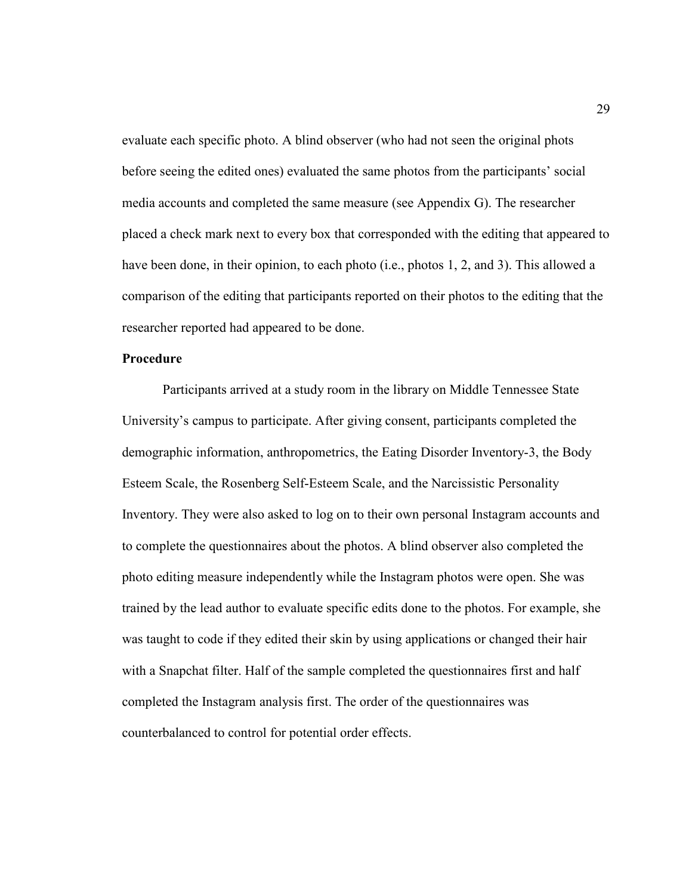evaluate each specific photo. A blind observer (who had not seen the original phots before seeing the edited ones) evaluated the same photos from the participants' social media accounts and completed the same measure (see Appendix G). The researcher placed a check mark next to every box that corresponded with the editing that appeared to have been done, in their opinion, to each photo (i.e., photos 1, 2, and 3). This allowed a comparison of the editing that participants reported on their photos to the editing that the researcher reported had appeared to be done.

**Procedure**

Participants arrived at a study room in the library on Middle Tennessee State University's campus to participate. After giving consent, participants completed the demographic information, anthropometrics, the Eating Disorder Inventory-3, the Body Esteem Scale, the Rosenberg Self-Esteem Scale, and the Narcissistic Personality Inventory. They were also asked to log on to their own personal Instagram accounts and to complete the questionnaires about the photos. A blind observer also completed the photo editing measure independently while the Instagram photos were open. She was trained by the lead author to evaluate specific edits done to the photos. For example, she was taught to code if they edited their skin by using applications or changed their hair with a Snapchat filter. Half of the sample completed the questionnaires first and half completed the Instagram analysis first. The order of the questionnaires was counterbalanced to control for potential order effects.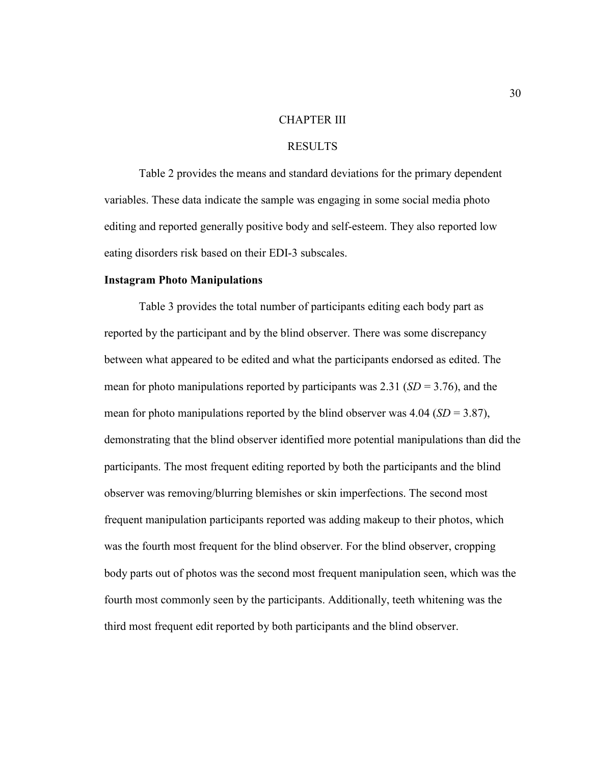# CHAPTER III

# RESULTS

Table 2 provides the means and standard deviations for the primary dependent variables. These data indicate the sample was engaging in some social media photo editing and reported generally positive body and self-esteem. They also reported low eating disorders risk based on their EDI-3 subscales.

### Instagram Photo Manipulations

Table 3 provides the total number of participants editing each body part as reported by the participant and by the blind observer. There was some discrepancy between what appeared to be edited and what the participants endorsed as edited. The mean for photo manipulations reported by participants was 2.31 ($SD$ = 3.76), and the mean for photo manipulations reported by the blind observer was 4.04 ($SD$ = 3.87), demonstrating that the blind observer identified more potential manipulations than did the participants. The most frequent editing reported by both the participants and the blind observer was removing/blurring blemishes or skin imperfections. The second most frequent manipulation participants reported was adding makeup to their photos, which was the fourth most frequent for the blind observer. For the blind observer, cropping body parts out of photos was the second most frequent manipulation seen, which was the fourth most commonly seen by the participants. Additionally, teeth whitening was the third most frequent edit reported by both participants and the blind observer.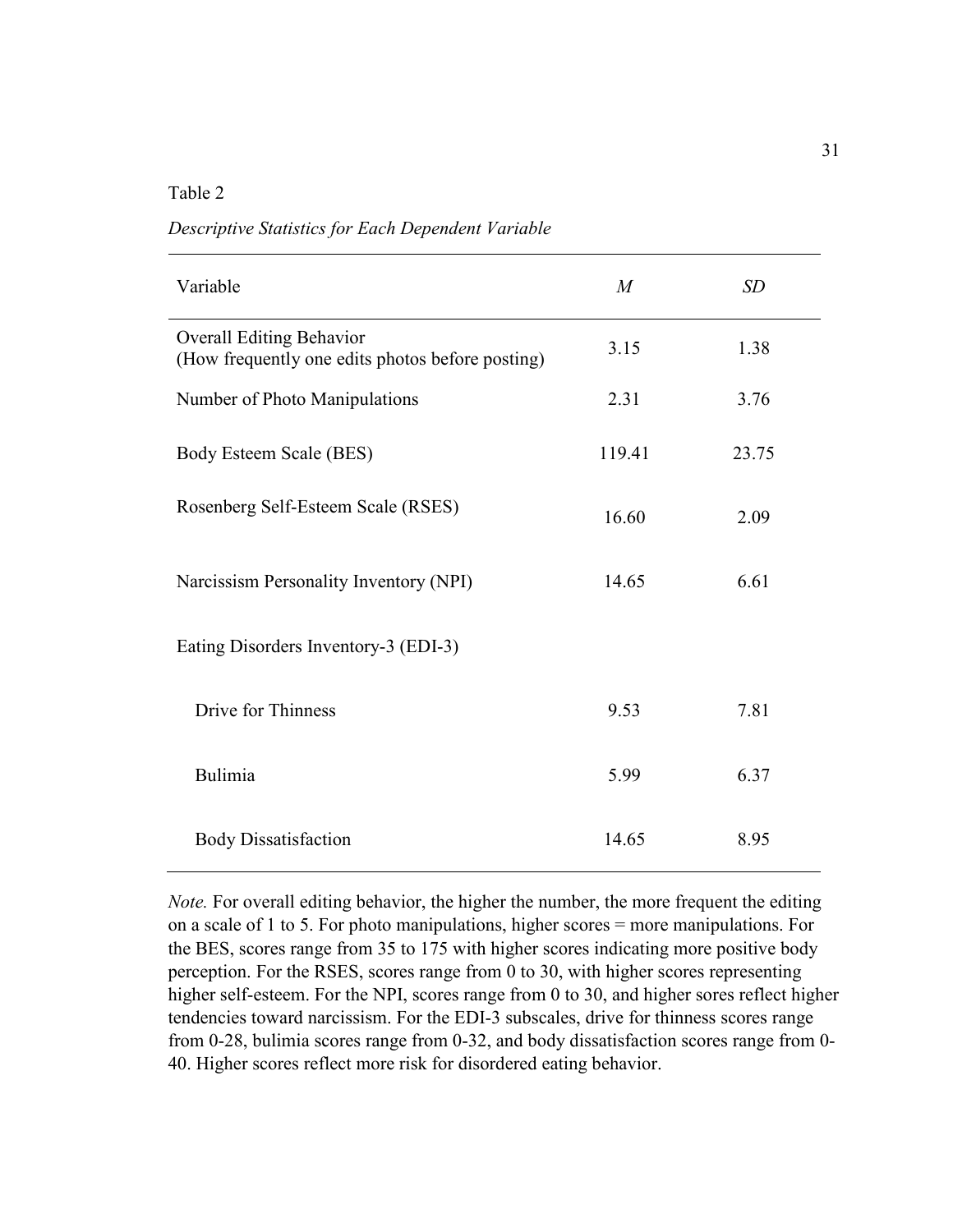Table 2

*Descriptive Statistics for Each Dependent Variable*

| Variable | *M* | *SD* |
|---|---|---|
| Overall Editing Behavior (How frequently one edits photos before posting) | 3.15 | 1.38 |
| Number of Photo Manipulations | 2.31 | 3.76 |
| Body Esteem Scale (BES) | 119.41 | 23.75 |
| Rosenberg Self-Esteem Scale (RSES) | 16.60 | 2.09 |
| Narcissism Personality Inventory (NPI) | 14.65 | 6.61 |
| Eating Disorders Inventory-3 (EDI-3) | | |
| Drive for Thinness | 9.53 | 7.81 |
| Bulimia | 5.99 | 6.37 |
| Body Dissatisfaction | 14.65 | 8.95 |

*Note.* For overall editing behavior, the higher the number, the more frequent the editing on a scale of 1 to 5. For photo manipulations, higher scores = more manipulations. For the BES, scores range from 35 to 175 with higher scores indicating more positive body perception. For the RSES, scores range from 0 to 30, with higher scores representing higher self-esteem. For the NPI, scores range from 0 to 30, and higher sores reflect higher tendencies toward narcissism. For the EDI-3 subscales, drive for thinness scores range from 0-28, bulimia scores range from 0-32, and body dissatisfaction scores range from 0-40. Higher scores reflect more risk for disordered eating behavior.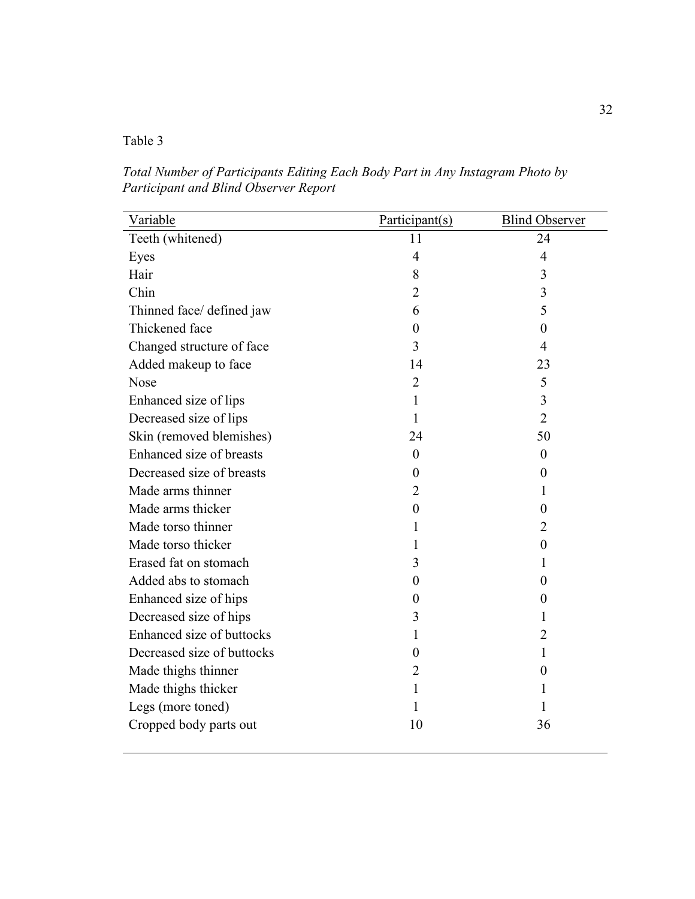Table 3

*Total Number of Participants Editing Each Body Part in Any Instagram Photo by Participant and Blind Observer Report*

| Variable | Participant(s) | Blind Observer |
|---|---|---|
| Teeth (whitened) | 11 | 24 |
| Eyes | 4 | 4 |
| Hair | 8 | 3 |
| Chin | 2 | 3 |
| Thinned face/ defined jaw | 6 | 5 |
| Thickened face | 0 | 0 |
| Changed structure of face | 3 | 4 |
| Added makeup to face | 14 | 23 |
| Nose | 2 | 5 |
| Enhanced size of lips | 1 | 3 |
| Decreased size of lips | 1 | 2 |
| Skin (removed blemishes) | 24 | 50 |
| Enhanced size of breasts | 0 | 0 |
| Decreased size of breasts | 0 | 0 |
| Made arms thinner | 2 | 1 |
| Made arms thicker | 0 | 0 |
| Made torso thinner | 1 | 2 |
| Made torso thicker | 1 | 0 |
| Erased fat on stomach | 3 | 1 |
| Added abs to stomach | 0 | 0 |
| Enhanced size of hips | 0 | 0 |
| Decreased size of hips | 3 | 1 |
| Enhanced size of buttocks | 1 | 2 |
| Decreased size of buttocks | 0 | 1 |
| Made thighs thinner | 2 | 0 |
| Made thighs thicker | 1 | 1 |
| Legs (more toned) | 1 | 1 |
| Cropped body parts out | 10 | 36 |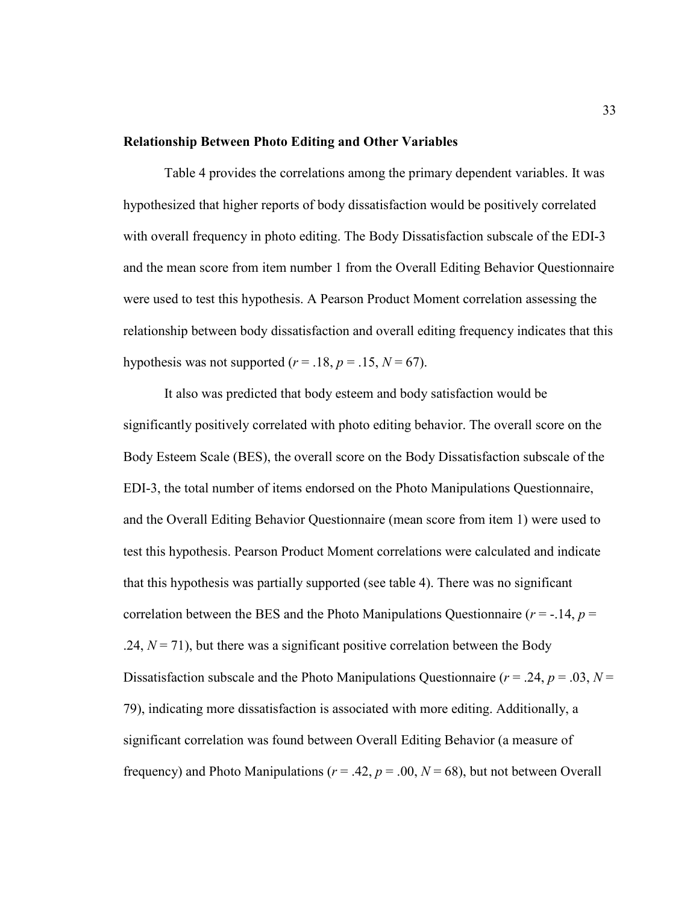**Relationship Between Photo Editing and Other Variables**

Table 4 provides the correlations among the primary dependent variables. It was hypothesized that higher reports of body dissatisfaction would be positively correlated with overall frequency in photo editing. The Body Dissatisfaction subscale of the EDI-3 and the mean score from item number 1 from the Overall Editing Behavior Questionnaire were used to test this hypothesis. A Pearson Product Moment correlation assessing the relationship between body dissatisfaction and overall editing frequency indicates that this hypothesis was not supported ($r = .18$, $p = .15$, $N = 67$).

It also was predicted that body esteem and body satisfaction would be significantly positively correlated with photo editing behavior. The overall score on the Body Esteem Scale (BES), the overall score on the Body Dissatisfaction subscale of the EDI-3, the total number of items endorsed on the Photo Manipulations Questionnaire, and the Overall Editing Behavior Questionnaire (mean score from item 1) were used to test this hypothesis. Pearson Product Moment correlations were calculated and indicate that this hypothesis was partially supported (see table 4). There was no significant correlation between the BES and the Photo Manipulations Questionnaire ($r = -.14$, $p = .24$, $N = 71$), but there was a significant positive correlation between the Body Dissatisfaction subscale and the Photo Manipulations Questionnaire ($r = .24$, $p = .03$, $N = 79$), indicating more dissatisfaction is associated with more editing. Additionally, a significant correlation was found between Overall Editing Behavior (a measure of frequency) and Photo Manipulations ($r = .42$, $p = .00$, $N = 68$), but not between Overall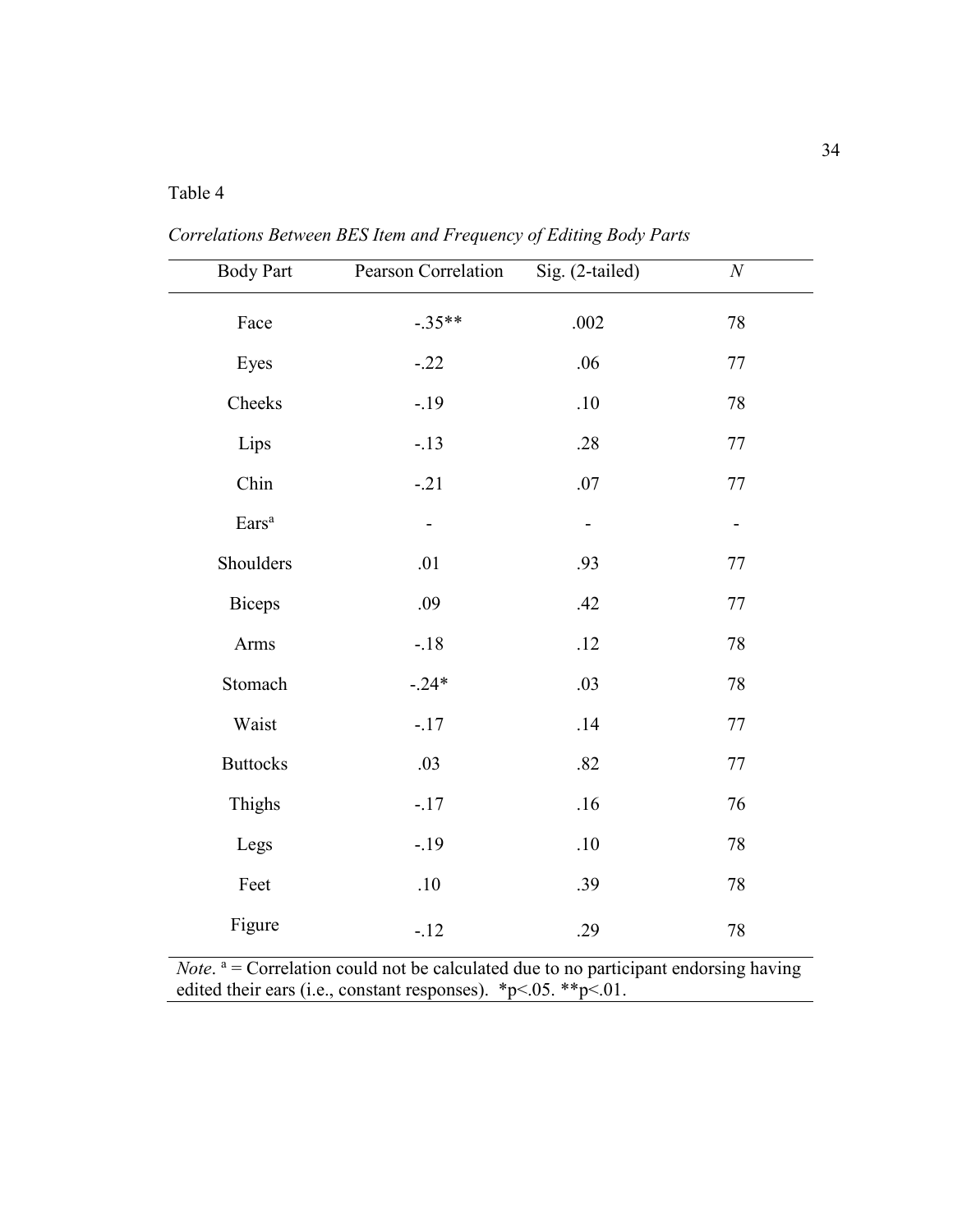Table 4

*Correlations Between BES Item and Frequency of Editing Body Parts*

| Body Part | Pearson Correlation | Sig. (2-tailed) | *N* |
|---|---|---|---|
| Face | -.35** | .002 | 78 |
| Eyes | -.22 | .06 | 77 |
| Cheeks | -.19 | .10 | 78 |
| Lips | -.13 | .28 | 77 |
| Chin | -.21 | .07 | 77 |
| Ears[a] | - | - | - |
| Shoulders | .01 | .93 | 77 |
| Biceps | .09 | .42 | 77 |
| Arms | -.18 | .12 | 78 |
| Stomach | -.24* | .03 | 78 |
| Waist | -.17 | .14 | 77 |
| Buttocks | .03 | .82 | 77 |
| Thighs | -.17 | .16 | 76 |
| Legs | -.19 | .10 | 78 |
| Feet | .10 | .39 | 78 |
| Figure | -.12 | .29 | 78 |

*Note*. [a] = Correlation could not be calculated due to no participant endorsing having edited their ears (i.e., constant responses). *$p<.05$. **$p<.01$.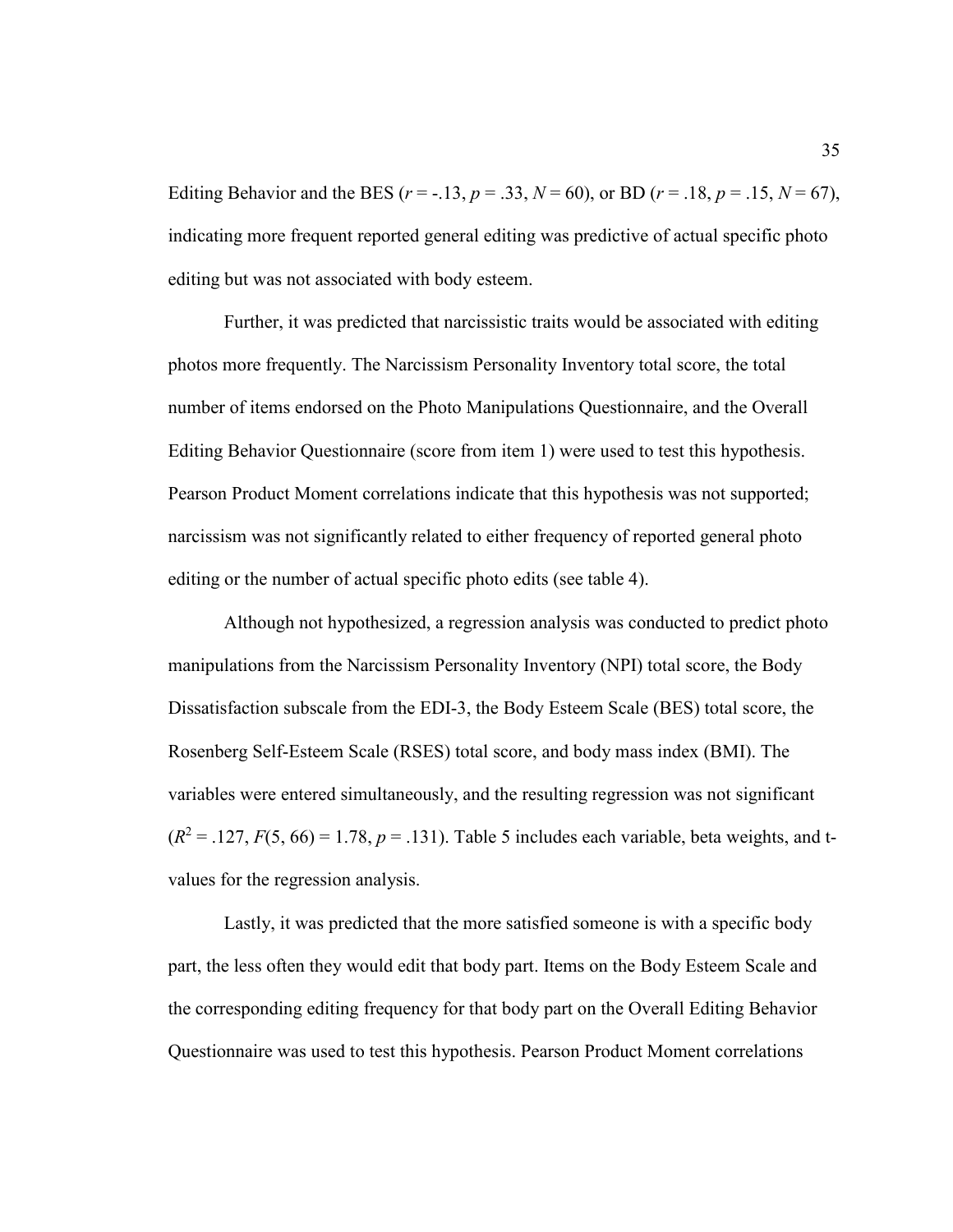Editing Behavior and the BES ($r = -.13$, $p = .33$, $N = 60$), or BD ($r = .18$, $p = .15$, $N = 67$), indicating more frequent reported general editing was predictive of actual specific photo editing but was not associated with body esteem.

Further, it was predicted that narcissistic traits would be associated with editing photos more frequently. The Narcissism Personality Inventory total score, the total number of items endorsed on the Photo Manipulations Questionnaire, and the Overall Editing Behavior Questionnaire (score from item 1) were used to test this hypothesis. Pearson Product Moment correlations indicate that this hypothesis was not supported; narcissism was not significantly related to either frequency of reported general photo editing or the number of actual specific photo edits (see table 4).

Although not hypothesized, a regression analysis was conducted to predict photo manipulations from the Narcissism Personality Inventory (NPI) total score, the Body Dissatisfaction subscale from the EDI-3, the Body Esteem Scale (BES) total score, the Rosenberg Self-Esteem Scale (RSES) total score, and body mass index (BMI). The variables were entered simultaneously, and the resulting regression was not significant ($R^2 = .127$, $F(5, 66) = 1.78$, $p = .131$). Table 5 includes each variable, beta weights, and t-values for the regression analysis.

Lastly, it was predicted that the more satisfied someone is with a specific body part, the less often they would edit that body part. Items on the Body Esteem Scale and the corresponding editing frequency for that body part on the Overall Editing Behavior Questionnaire was used to test this hypothesis. Pearson Product Moment correlations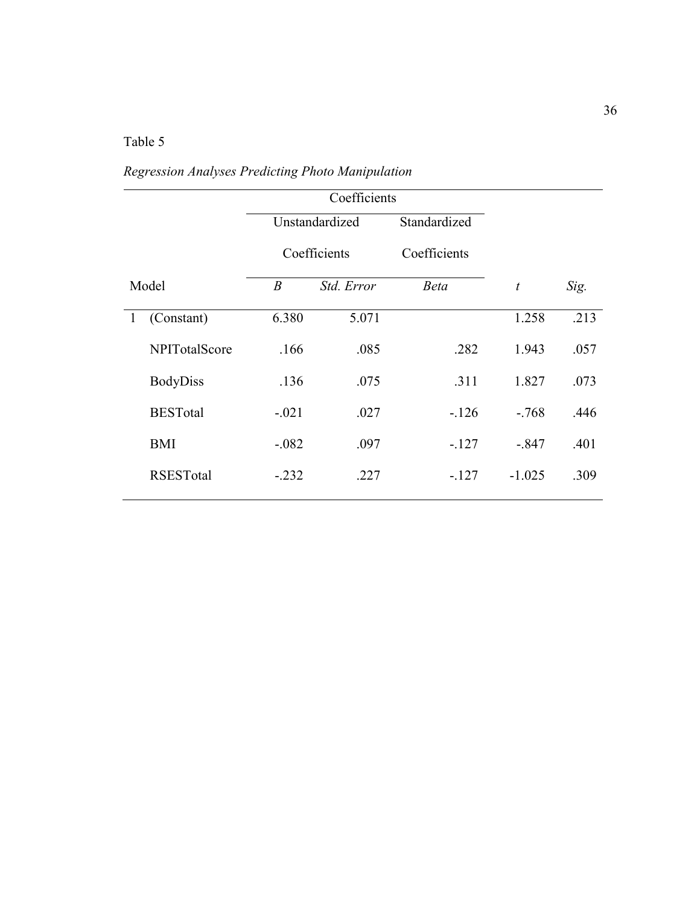Table 5

*Regression Analyses Predicting Photo Manipulation*

| | | Coefficients | | | | |
|---|---|---|---|---|---|---|
| | | Unstandardized Coefficients | | Standardized Coefficients | | |
| Model | | *B* | *Std. Error* | *Beta* | *t* | *Sig.* |
| 1 | (Constant) | 6.380 | 5.071 | | 1.258 | .213 |
| | NPITotalScore | .166 | .085 | .282 | 1.943 | .057 |
| | BodyDiss | .136 | .075 | .311 | 1.827 | .073 |
| | BESTotal | -.021 | .027 | -.126 | -.768 | .446 |
| | BMI | -.082 | .097 | -.127 | -.847 | .401 |
| | RSESTotal | -.232 | .227 | -.127 | -1.025 | .309 |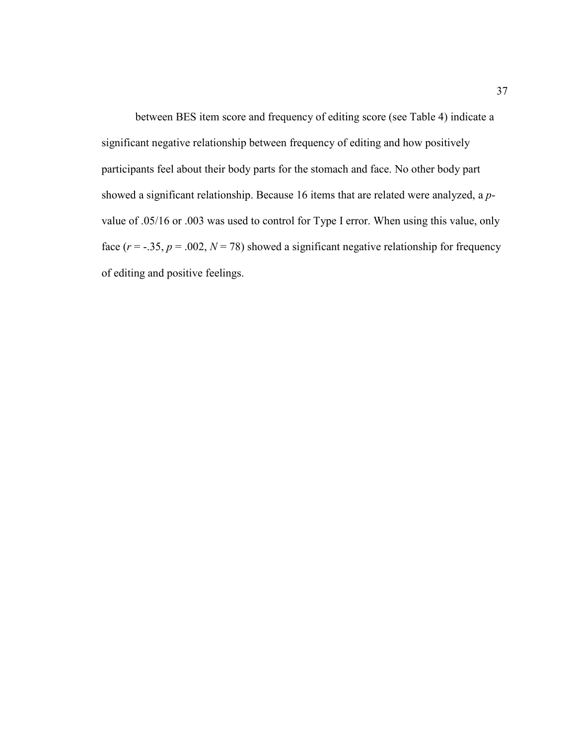between BES item score and frequency of editing score (see Table 4) indicate a significant negative relationship between frequency of editing and how positively participants feel about their body parts for the stomach and face. No other body part showed a significant relationship. Because 16 items that are related were analyzed, a *p*-value of .05/16 or .003 was used to control for Type I error. When using this value, only face ($r$ = -.35, $p$ = .002, $N$ = 78) showed a significant negative relationship for frequency of editing and positive feelings.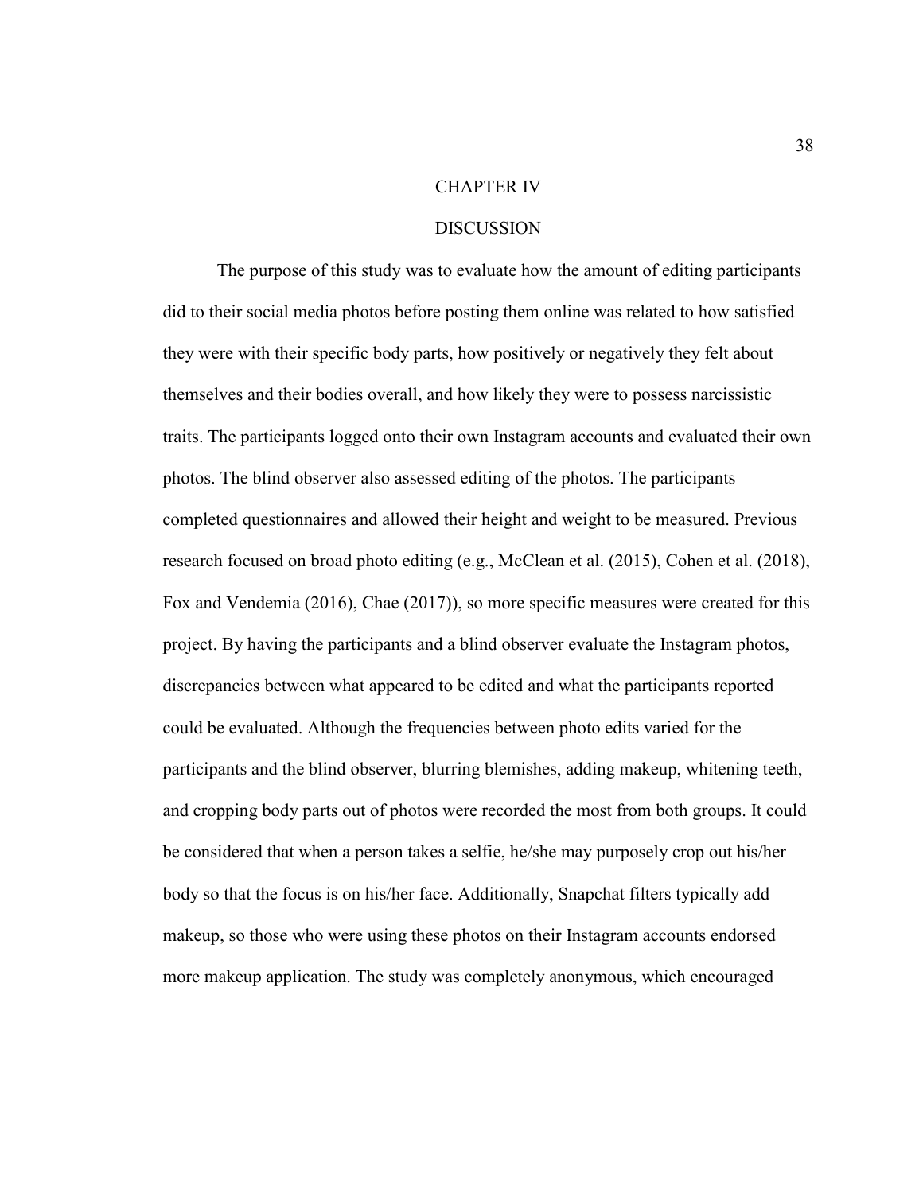# CHAPTER IV

## DISCUSSION

The purpose of this study was to evaluate how the amount of editing participants did to their social media photos before posting them online was related to how satisfied they were with their specific body parts, how positively or negatively they felt about themselves and their bodies overall, and how likely they were to possess narcissistic traits. The participants logged onto their own Instagram accounts and evaluated their own photos. The blind observer also assessed editing of the photos. The participants completed questionnaires and allowed their height and weight to be measured. Previous research focused on broad photo editing (e.g., McClean et al. (2015), Cohen et al. (2018), Fox and Vendemia (2016), Chae (2017)), so more specific measures were created for this project. By having the participants and a blind observer evaluate the Instagram photos, discrepancies between what appeared to be edited and what the participants reported could be evaluated. Although the frequencies between photo edits varied for the participants and the blind observer, blurring blemishes, adding makeup, whitening teeth, and cropping body parts out of photos were recorded the most from both groups. It could be considered that when a person takes a selfie, he/she may purposely crop out his/her body so that the focus is on his/her face. Additionally, Snapchat filters typically add makeup, so those who were using these photos on their Instagram accounts endorsed more makeup application. The study was completely anonymous, which encouraged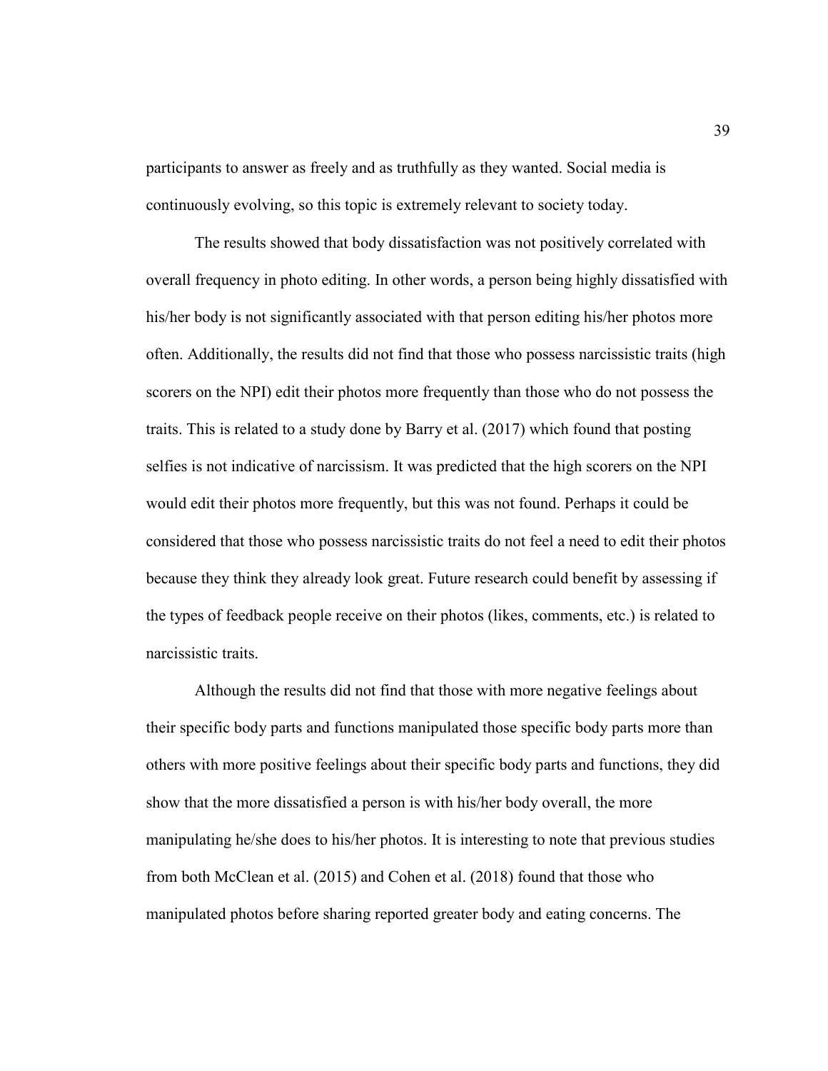participants to answer as freely and as truthfully as they wanted. Social media is continuously evolving, so this topic is extremely relevant to society today.

The results showed that body dissatisfaction was not positively correlated with overall frequency in photo editing. In other words, a person being highly dissatisfied with his/her body is not significantly associated with that person editing his/her photos more often. Additionally, the results did not find that those who possess narcissistic traits (high scorers on the NPI) edit their photos more frequently than those who do not possess the traits. This is related to a study done by Barry et al. (2017) which found that posting selfies is not indicative of narcissism. It was predicted that the high scorers on the NPI would edit their photos more frequently, but this was not found. Perhaps it could be considered that those who possess narcissistic traits do not feel a need to edit their photos because they think they already look great. Future research could benefit by assessing if the types of feedback people receive on their photos (likes, comments, etc.) is related to narcissistic traits.

Although the results did not find that those with more negative feelings about their specific body parts and functions manipulated those specific body parts more than others with more positive feelings about their specific body parts and functions, they did show that the more dissatisfied a person is with his/her body overall, the more manipulating he/she does to his/her photos. It is interesting to note that previous studies from both McClean et al. (2015) and Cohen et al. (2018) found that those who manipulated photos before sharing reported greater body and eating concerns. The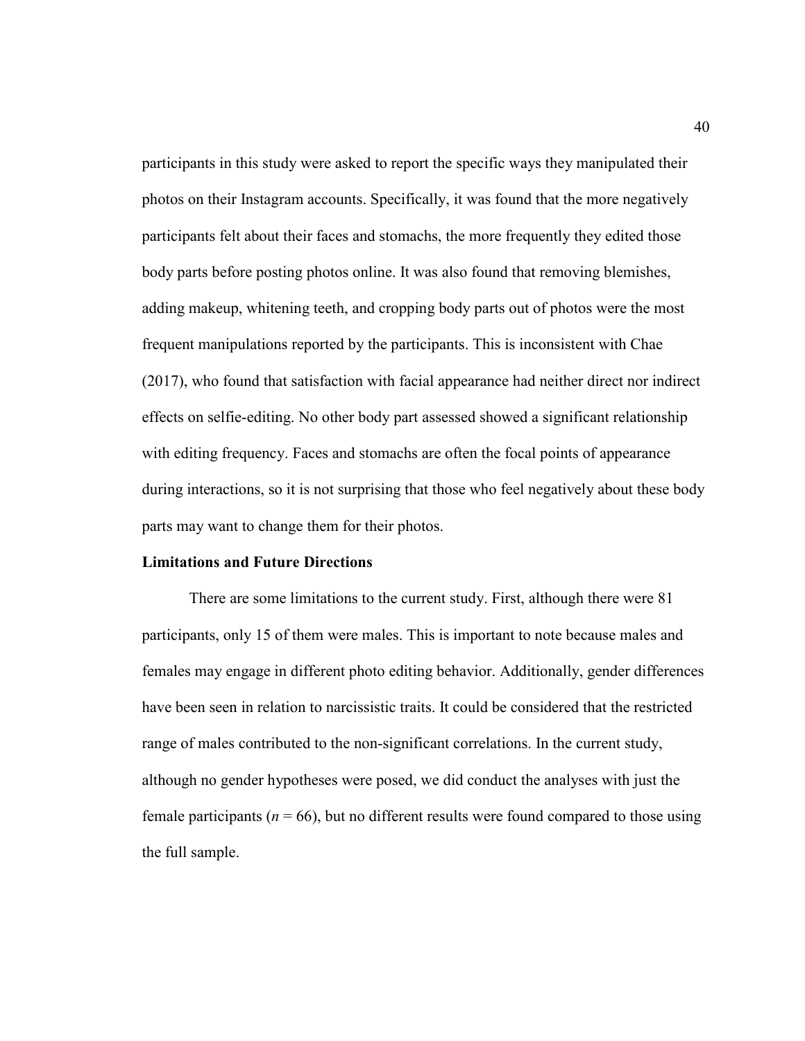participants in this study were asked to report the specific ways they manipulated their photos on their Instagram accounts. Specifically, it was found that the more negatively participants felt about their faces and stomachs, the more frequently they edited those body parts before posting photos online. It was also found that removing blemishes, adding makeup, whitening teeth, and cropping body parts out of photos were the most frequent manipulations reported by the participants. This is inconsistent with Chae (2017), who found that satisfaction with facial appearance had neither direct nor indirect effects on selfie-editing. No other body part assessed showed a significant relationship with editing frequency. Faces and stomachs are often the focal points of appearance during interactions, so it is not surprising that those who feel negatively about these body parts may want to change them for their photos.

**Limitations and Future Directions**

There are some limitations to the current study. First, although there were 81 participants, only 15 of them were males. This is important to note because males and females may engage in different photo editing behavior. Additionally, gender differences have been seen in relation to narcissistic traits. It could be considered that the restricted range of males contributed to the non-significant correlations. In the current study, although no gender hypotheses were posed, we did conduct the analyses with just the female participants ($n$ = 66), but no different results were found compared to those using the full sample.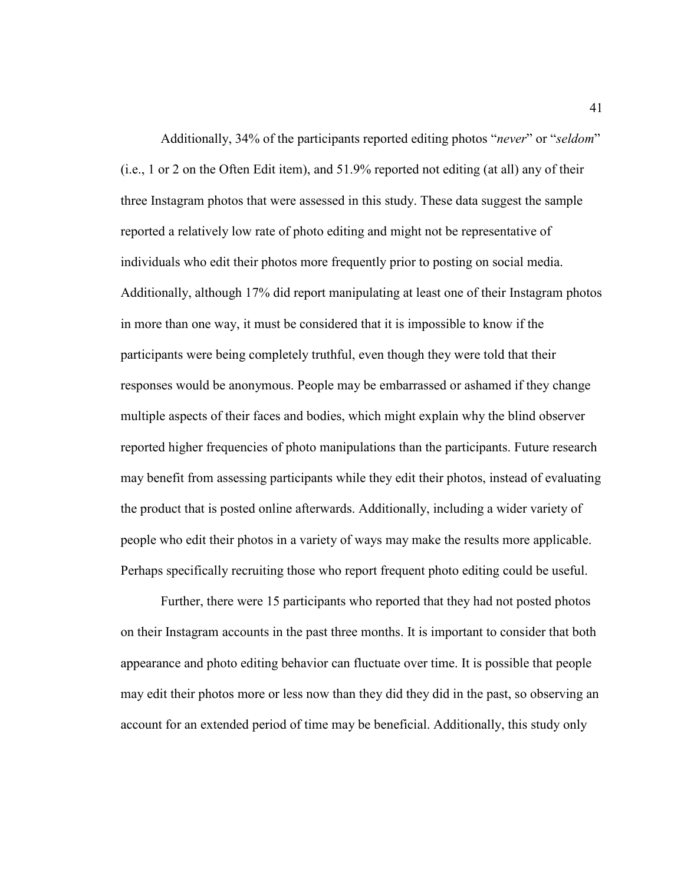Additionally, 34% of the participants reported editing photos "*never*" or "*seldom*" (i.e., 1 or 2 on the Often Edit item), and 51.9% reported not editing (at all) any of their three Instagram photos that were assessed in this study. These data suggest the sample reported a relatively low rate of photo editing and might not be representative of individuals who edit their photos more frequently prior to posting on social media. Additionally, although 17% did report manipulating at least one of their Instagram photos in more than one way, it must be considered that it is impossible to know if the participants were being completely truthful, even though they were told that their responses would be anonymous. People may be embarrassed or ashamed if they change multiple aspects of their faces and bodies, which might explain why the blind observer reported higher frequencies of photo manipulations than the participants. Future research may benefit from assessing participants while they edit their photos, instead of evaluating the product that is posted online afterwards. Additionally, including a wider variety of people who edit their photos in a variety of ways may make the results more applicable. Perhaps specifically recruiting those who report frequent photo editing could be useful.

Further, there were 15 participants who reported that they had not posted photos on their Instagram accounts in the past three months. It is important to consider that both appearance and photo editing behavior can fluctuate over time. It is possible that people may edit their photos more or less now than they did they did in the past, so observing an account for an extended period of time may be beneficial. Additionally, this study only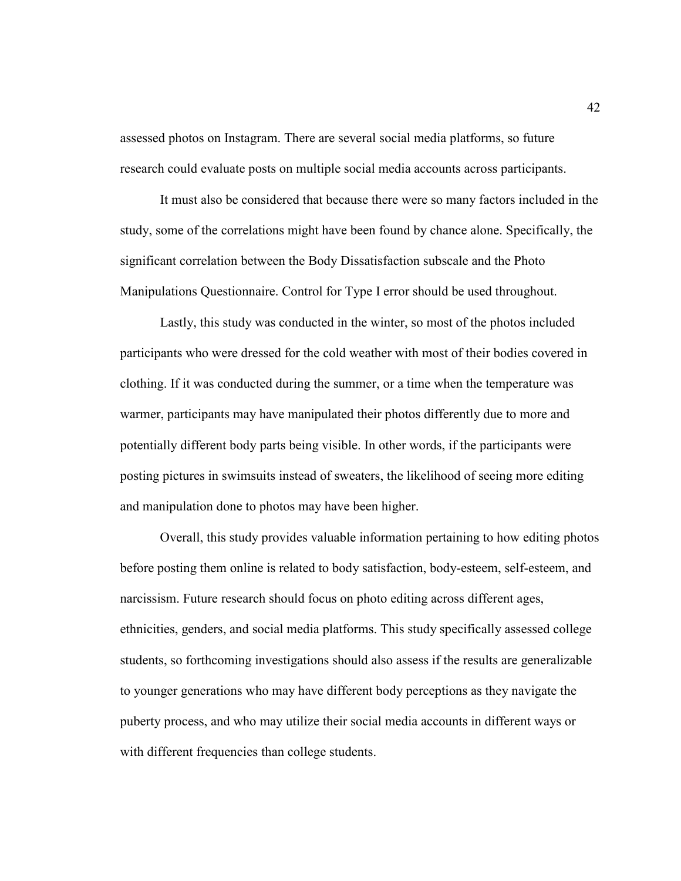assessed photos on Instagram. There are several social media platforms, so future research could evaluate posts on multiple social media accounts across participants.

It must also be considered that because there were so many factors included in the study, some of the correlations might have been found by chance alone. Specifically, the significant correlation between the Body Dissatisfaction subscale and the Photo Manipulations Questionnaire. Control for Type I error should be used throughout.

Lastly, this study was conducted in the winter, so most of the photos included participants who were dressed for the cold weather with most of their bodies covered in clothing. If it was conducted during the summer, or a time when the temperature was warmer, participants may have manipulated their photos differently due to more and potentially different body parts being visible. In other words, if the participants were posting pictures in swimsuits instead of sweaters, the likelihood of seeing more editing and manipulation done to photos may have been higher.

Overall, this study provides valuable information pertaining to how editing photos before posting them online is related to body satisfaction, body-esteem, self-esteem, and narcissism. Future research should focus on photo editing across different ages, ethnicities, genders, and social media platforms. This study specifically assessed college students, so forthcoming investigations should also assess if the results are generalizable to younger generations who may have different body perceptions as they navigate the puberty process, and who may utilize their social media accounts in different ways or with different frequencies than college students.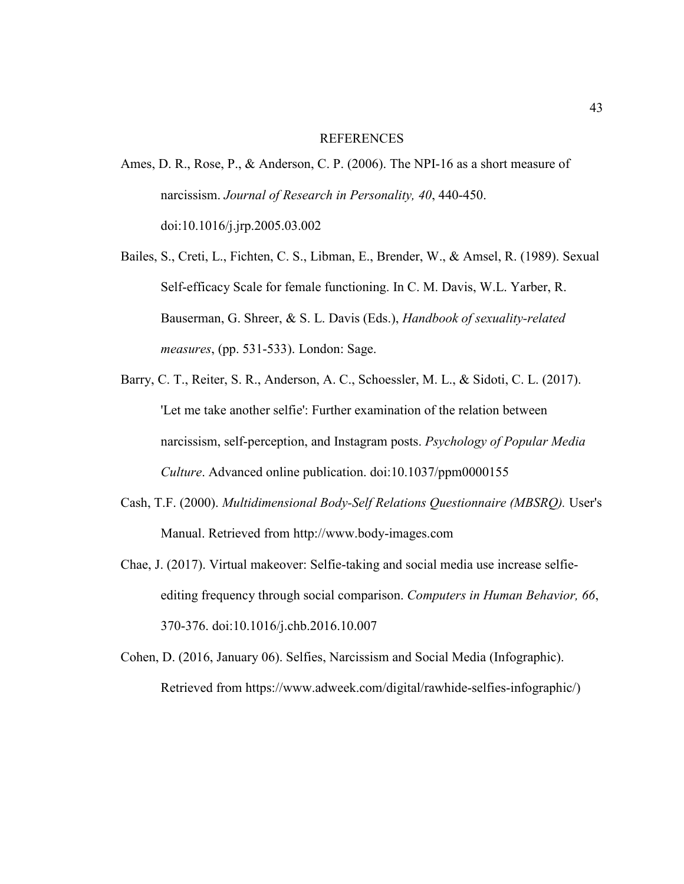# REFERENCES

Ames, D. R., Rose, P., & Anderson, C. P. (2006). The NPI-16 as a short measure of narcissism. *Journal of Research in Personality, 40*, 440-450. doi:10.1016/j.jrp.2005.03.002

Bailes, S., Creti, L., Fichten, C. S., Libman, E., Brender, W., & Amsel, R. (1989). Sexual Self-efficacy Scale for female functioning. In C. M. Davis, W.L. Yarber, R. Bauserman, G. Shreer, & S. L. Davis (Eds.), *Handbook of sexuality-related measures*, (pp. 531-533). London: Sage.

Barry, C. T., Reiter, S. R., Anderson, A. C., Schoessler, M. L., & Sidoti, C. L. (2017). 'Let me take another selfie': Further examination of the relation between narcissism, self-perception, and Instagram posts. *Psychology of Popular Media Culture*. Advanced online publication. doi:10.1037/ppm0000155

Cash, T.F. (2000). *Multidimensional Body-Self Relations Questionnaire (MBSRQ).* User's Manual. Retrieved from http://www.body-images.com

Chae, J. (2017). Virtual makeover: Selfie-taking and social media use increase selfie-editing frequency through social comparison. *Computers in Human Behavior, 66*, 370-376. doi:10.1016/j.chb.2016.10.007

Cohen, D. (2016, January 06). Selfies, Narcissism and Social Media (Infographic). Retrieved from https://www.adweek.com/digital/rawhide-selfies-infographic/)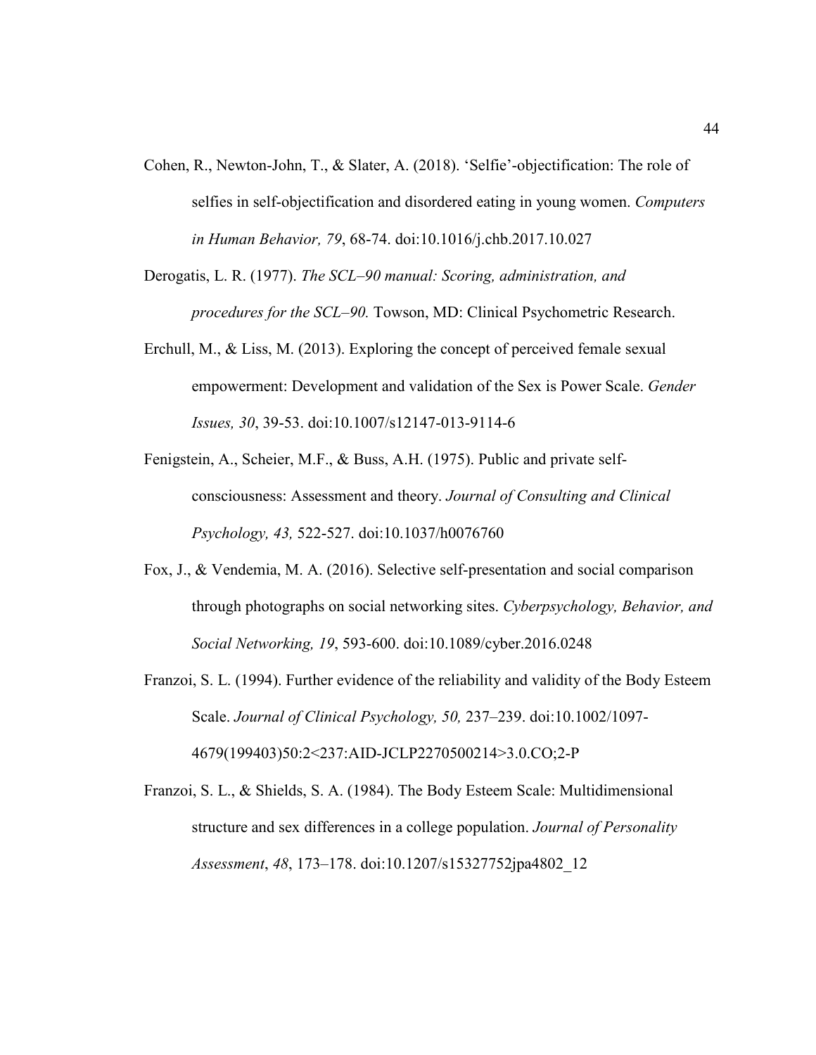Cohen, R., Newton-John, T., & Slater, A. (2018). 'Selfie'-objectification: The role of selfies in self-objectification and disordered eating in young women. *Computers in Human Behavior, 79*, 68-74. doi:10.1016/j.chb.2017.10.027

Derogatis, L. R. (1977). *The SCL–90 manual: Scoring, administration, and procedures for the SCL–90.* Towson, MD: Clinical Psychometric Research.

Erchull, M., & Liss, M. (2013). Exploring the concept of perceived female sexual empowerment: Development and validation of the Sex is Power Scale. *Gender Issues, 30*, 39-53. doi:10.1007/s12147-013-9114-6

Fenigstein, A., Scheier, M.F., & Buss, A.H. (1975). Public and private self-consciousness: Assessment and theory. *Journal of Consulting and Clinical Psychology, 43,* 522-527. doi:10.1037/h0076760

Fox, J., & Vendemia, M. A. (2016). Selective self-presentation and social comparison through photographs on social networking sites. *Cyberpsychology, Behavior, and Social Networking, 19*, 593-600. doi:10.1089/cyber.2016.0248

Franzoi, S. L. (1994). Further evidence of the reliability and validity of the Body Esteem Scale. *Journal of Clinical Psychology, 50,* 237–239. doi:10.1002/1097-4679(199403)50:2<237:AID-JCLP2270500214>3.0.CO;2-P

Franzoi, S. L., & Shields, S. A. (1984). The Body Esteem Scale: Multidimensional structure and sex differences in a college population. *Journal of Personality Assessment*, *48*, 173–178. doi:10.1207/s15327752jpa4802_12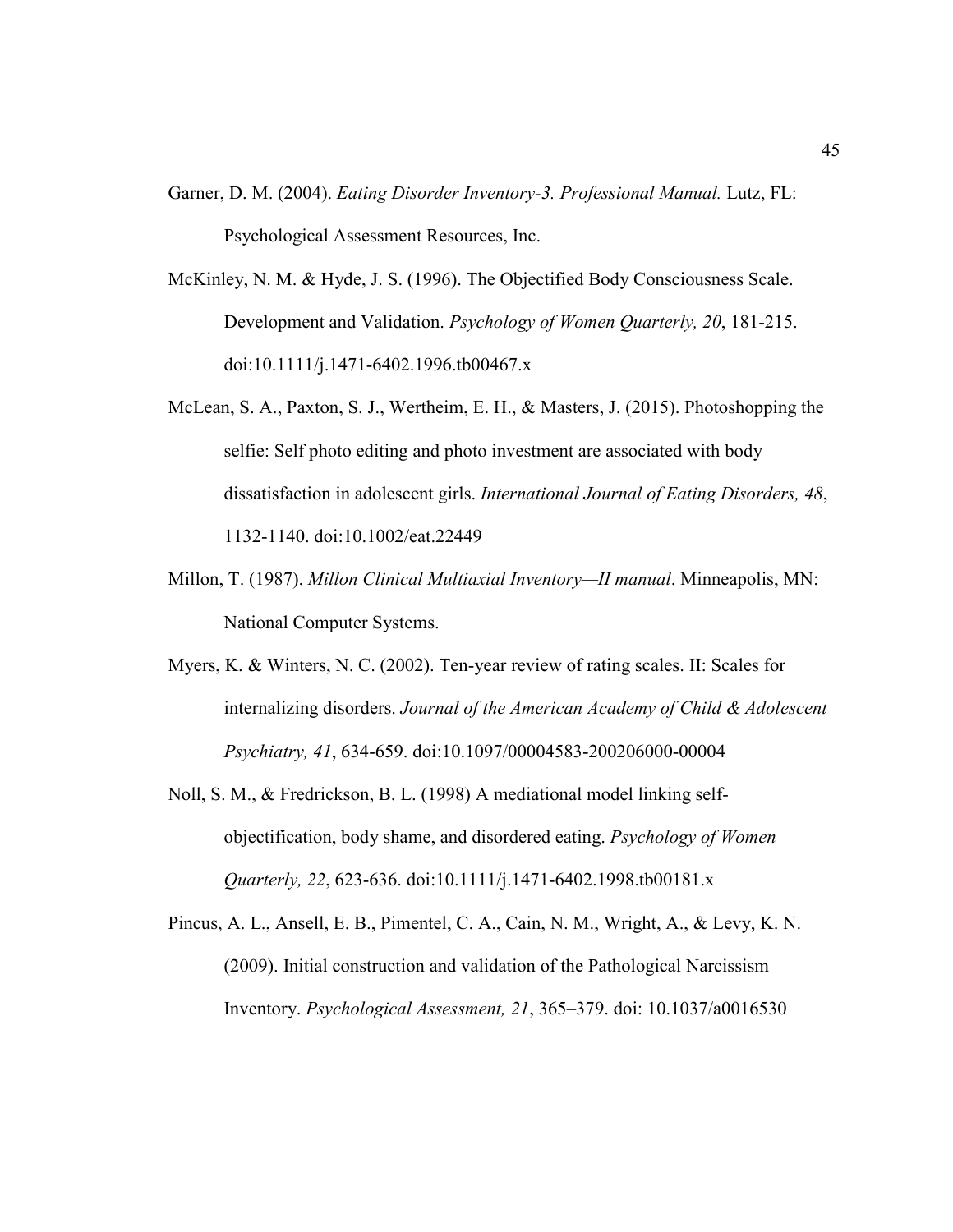Garner, D. M. (2004). *Eating Disorder Inventory-3. Professional Manual.* Lutz, FL: Psychological Assessment Resources, Inc.

McKinley, N. M. & Hyde, J. S. (1996). The Objectified Body Consciousness Scale. Development and Validation. *Psychology of Women Quarterly, 20*, 181-215. doi:10.1111/j.1471-6402.1996.tb00467.x

McLean, S. A., Paxton, S. J., Wertheim, E. H., & Masters, J. (2015). Photoshopping the selfie: Self photo editing and photo investment are associated with body dissatisfaction in adolescent girls. *International Journal of Eating Disorders, 48*, 1132-1140. doi:10.1002/eat.22449

Millon, T. (1987). *Millon Clinical Multiaxial Inventory—II manual*. Minneapolis, MN: National Computer Systems.

Myers, K. & Winters, N. C. (2002). Ten-year review of rating scales. II: Scales for internalizing disorders. *Journal of the American Academy of Child & Adolescent Psychiatry, 41*, 634-659. doi:10.1097/00004583-200206000-00004

Noll, S. M., & Fredrickson, B. L. (1998) A mediational model linking self-objectification, body shame, and disordered eating. *Psychology of Women Quarterly, 22*, 623-636. doi:10.1111/j.1471-6402.1998.tb00181.x

Pincus, A. L., Ansell, E. B., Pimentel, C. A., Cain, N. M., Wright, A., & Levy, K. N. (2009). Initial construction and validation of the Pathological Narcissism Inventory. *Psychological Assessment, 21*, 365–379. doi: 10.1037/a0016530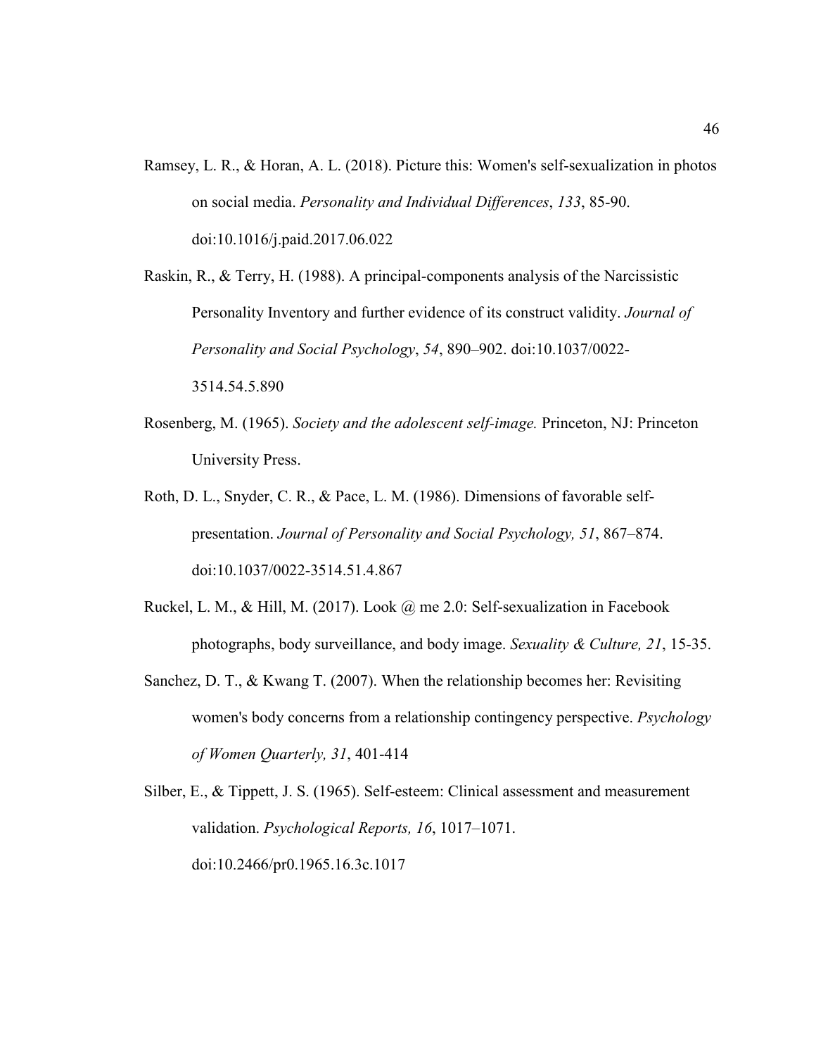Ramsey, L. R., & Horan, A. L. (2018). Picture this: Women's self-sexualization in photos on social media. *Personality and Individual Differences*, *133*, 85-90. doi:10.1016/j.paid.2017.06.022

Raskin, R., & Terry, H. (1988). A principal-components analysis of the Narcissistic Personality Inventory and further evidence of its construct validity. *Journal of Personality and Social Psychology*, *54*, 890–902. doi:10.1037/0022-3514.54.5.890

Rosenberg, M. (1965). *Society and the adolescent self-image.* Princeton, NJ: Princeton University Press.

Roth, D. L., Snyder, C. R., & Pace, L. M. (1986). Dimensions of favorable self-presentation. *Journal of Personality and Social Psychology, 51*, 867–874. doi:10.1037/0022-3514.51.4.867

Ruckel, L. M., & Hill, M. (2017). Look @ me 2.0: Self-sexualization in Facebook photographs, body surveillance, and body image. *Sexuality & Culture, 21*, 15-35.

Sanchez, D. T., & Kwang T. (2007). When the relationship becomes her: Revisiting women's body concerns from a relationship contingency perspective. *Psychology of Women Quarterly, 31*, 401-414

Silber, E., & Tippett, J. S. (1965). Self-esteem: Clinical assessment and measurement validation. *Psychological Reports, 16*, 1017–1071. doi:10.2466/pr0.1965.16.3c.1017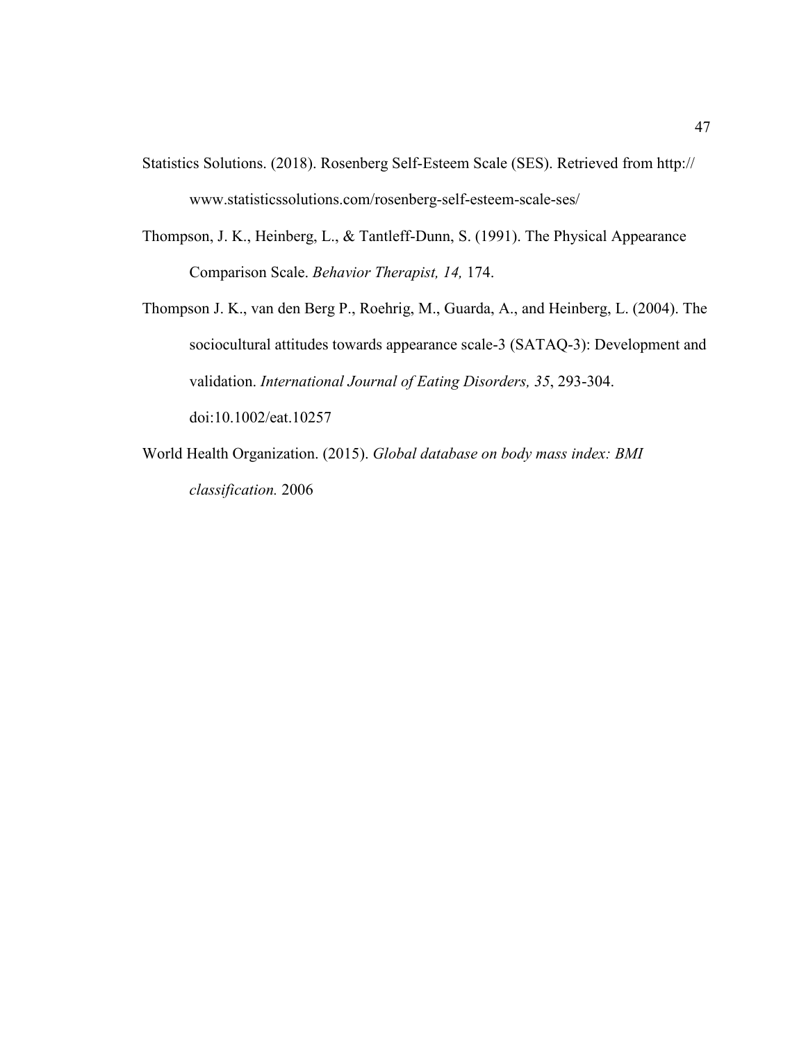Statistics Solutions. (2018). Rosenberg Self-Esteem Scale (SES). Retrieved from http://www.statisticssolutions.com/rosenberg-self-esteem-scale-ses/

Thompson, J. K., Heinberg, L., & Tantleff-Dunn, S. (1991). The Physical Appearance Comparison Scale. *Behavior Therapist, 14,* 174.

Thompson J. K., van den Berg P., Roehrig, M., Guarda, A., and Heinberg, L. (2004). The sociocultural attitudes towards appearance scale-3 (SATAQ-3): Development and validation. *International Journal of Eating Disorders, 35*, 293-304. doi:10.1002/eat.10257

World Health Organization. (2015). *Global database on body mass index: BMI classification.* 2006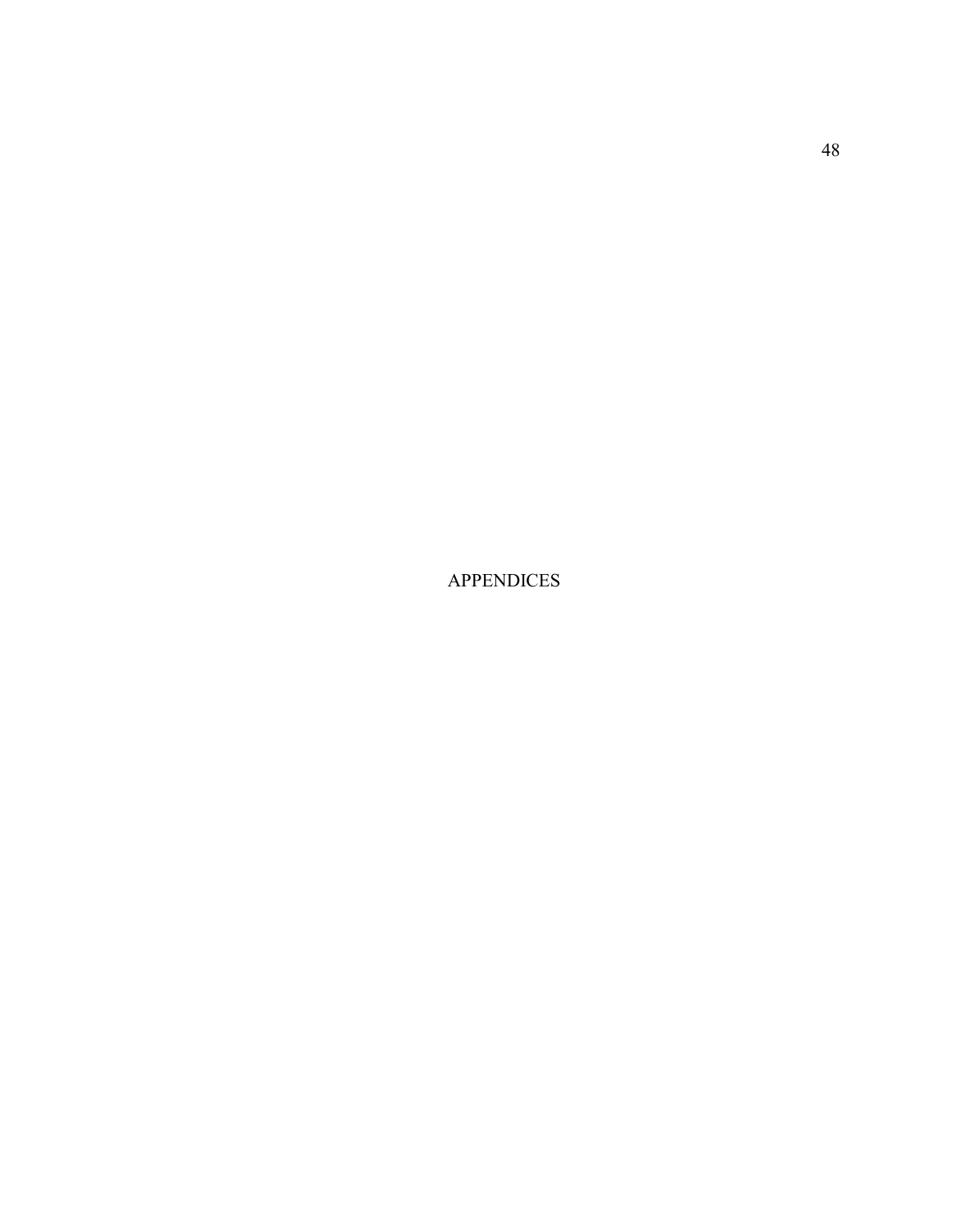# APPENDICES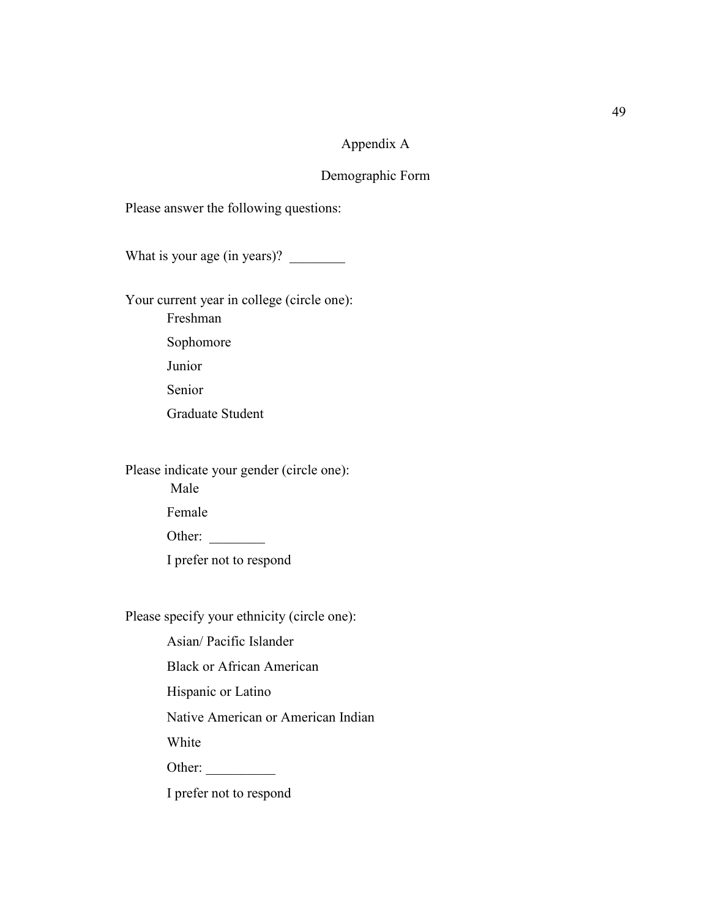# Appendix A

## Demographic Form

Please answer the following questions:

What is your age (in years)? ________

Your current year in college (circle one):

- Freshman
- Sophomore
- Junior
- Senior
- Graduate Student

Please indicate your gender (circle one):

- Male
- Female
- Other: ________
- I prefer not to respond

Please specify your ethnicity (circle one):

- Asian/ Pacific Islander
- Black or African American
- Hispanic or Latino
- Native American or American Indian
- White
- Other: __________
- I prefer not to respond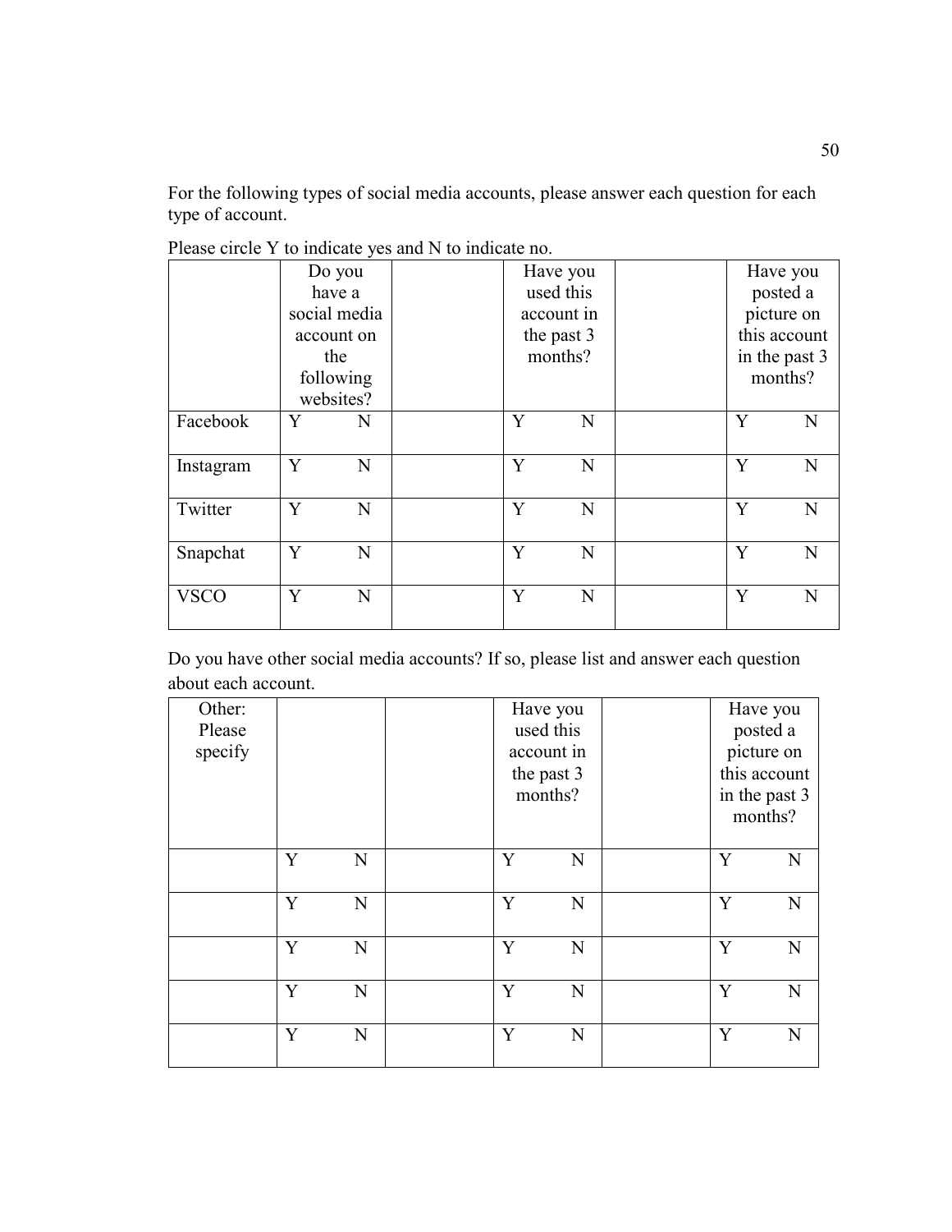For the following types of social media accounts, please answer each question for each type of account.

Please circle Y to indicate yes and N to indicate no.

| | Do you have a social media account on the following websites? | | Have you used this account in the past 3 months? | | Have you posted a picture on this account in the past 3 months? |
|---|---|---|---|---|---|
| Facebook | Y N | | Y N | | Y N |
| Instagram | Y N | | Y N | | Y N |
| Twitter | Y N | | Y N | | Y N |
| Snapchat | Y N | | Y N | | Y N |
| VSCO | Y N | | Y N | | Y N |

Do you have other social media accounts? If so, please list and answer each question about each account.

| Other: Please specify | | | Have you used this account in the past 3 months? | | Have you posted a picture on this account in the past 3 months? |
|---|---|---|---|---|---|
| | Y N | | Y N | | Y N |
| | Y N | | Y N | | Y N |
| | Y N | | Y N | | Y N |
| | Y N | | Y N | | Y N |
| | Y N | | Y N | | Y N |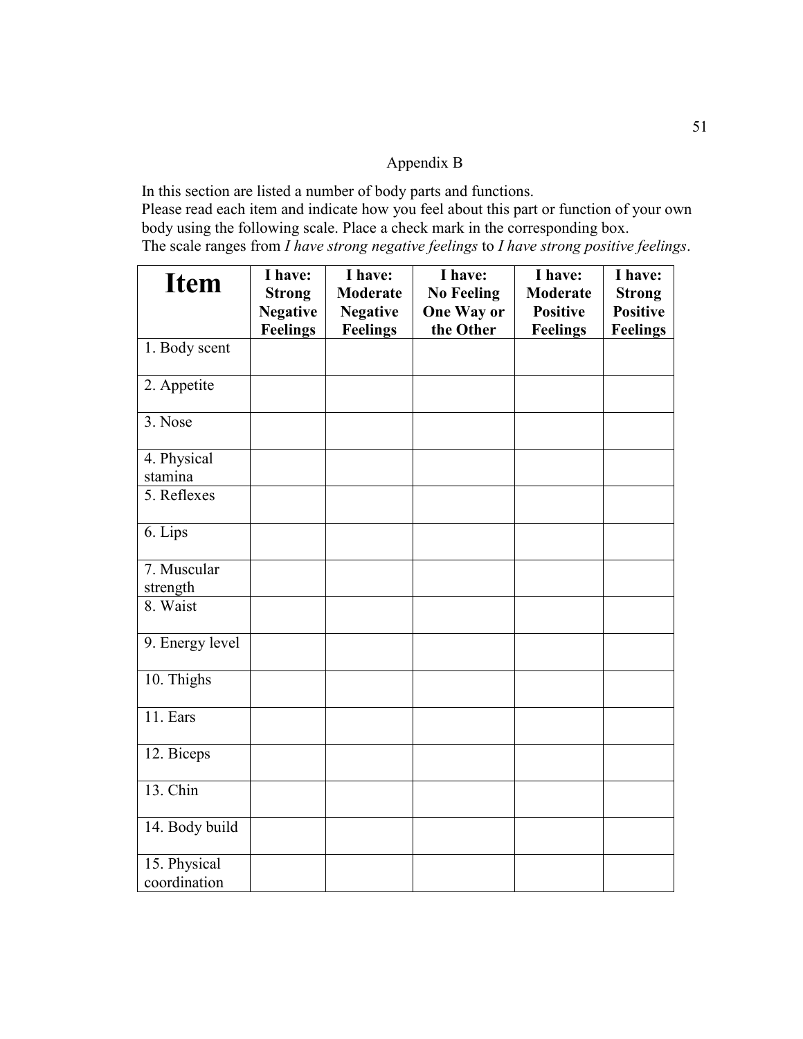Appendix B

In this section are listed a number of body parts and functions.
Please read each item and indicate how you feel about this part or function of your own body using the following scale. Place a check mark in the corresponding box.
The scale ranges from *I have strong negative feelings* to *I have strong positive feelings*.

| **Item** | **I have: Strong Negative Feelings** | **I have: Moderate Negative Feelings** | **I have: No Feeling One Way or the Other** | **I have: Moderate Positive Feelings** | **I have: Strong Positive Feelings** |
|---|---|---|---|---|---|
| 1. Body scent | | | | | |
| 2. Appetite | | | | | |
| 3. Nose | | | | | |
| 4. Physical stamina | | | | | |
| 5. Reflexes | | | | | |
| 6. Lips | | | | | |
| 7. Muscular strength | | | | | |
| 8. Waist | | | | | |
| 9. Energy level | | | | | |
| 10. Thighs | | | | | |
| 11. Ears | | | | | |
| 12. Biceps | | | | | |
| 13. Chin | | | | | |
| 14. Body build | | | | | |
| 15. Physical coordination | | | | | |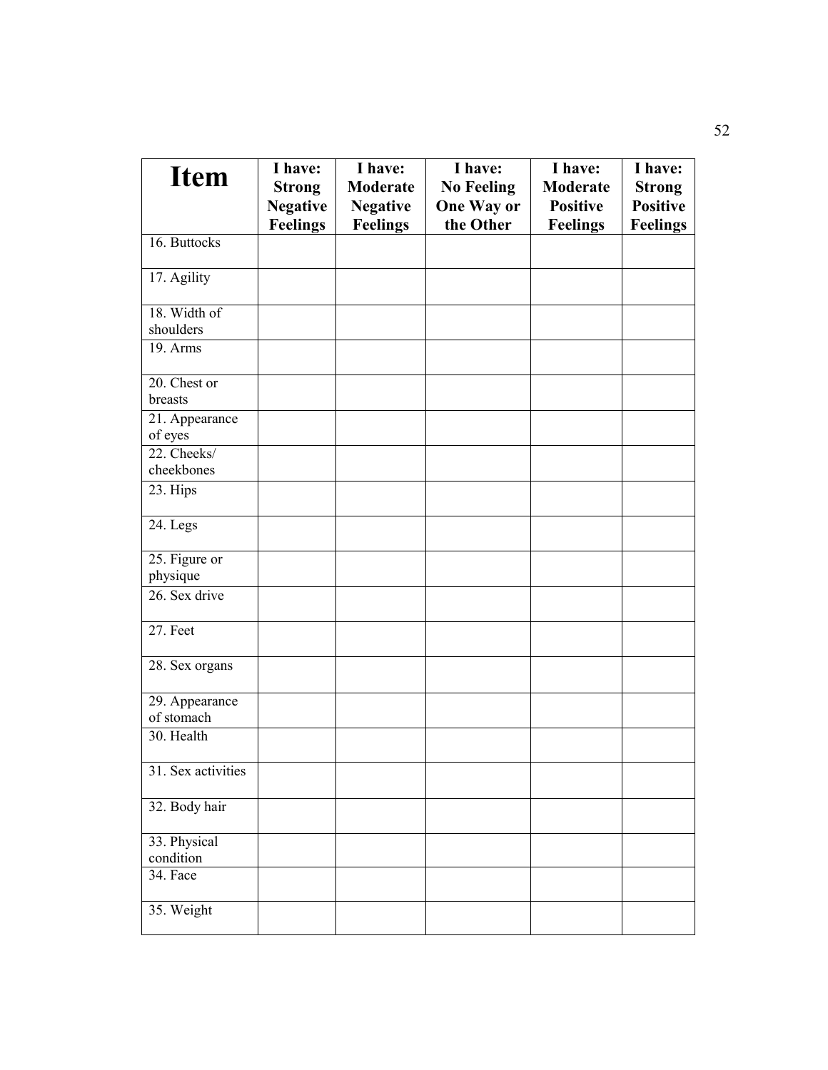| Item | I have: Strong Negative Feelings | I have: Moderate Negative Feelings | I have: No Feeling One Way or the Other | I have: Moderate Positive Feelings | I have: Strong Positive Feelings |
|---|---|---|---|---|---|
| 16. Buttocks | | | | | |
| 17. Agility | | | | | |
| 18. Width of shoulders | | | | | |
| 19. Arms | | | | | |
| 20. Chest or breasts | | | | | |
| 21. Appearance of eyes | | | | | |
| 22. Cheeks/ cheekbones | | | | | |
| 23. Hips | | | | | |
| 24. Legs | | | | | |
| 25. Figure or physique | | | | | |
| 26. Sex drive | | | | | |
| 27. Feet | | | | | |
| 28. Sex organs | | | | | |
| 29. Appearance of stomach | | | | | |
| 30. Health | | | | | |
| 31. Sex activities | | | | | |
| 32. Body hair | | | | | |
| 33. Physical condition | | | | | |
| 34. Face | | | | | |
| 35. Weight | | | | | |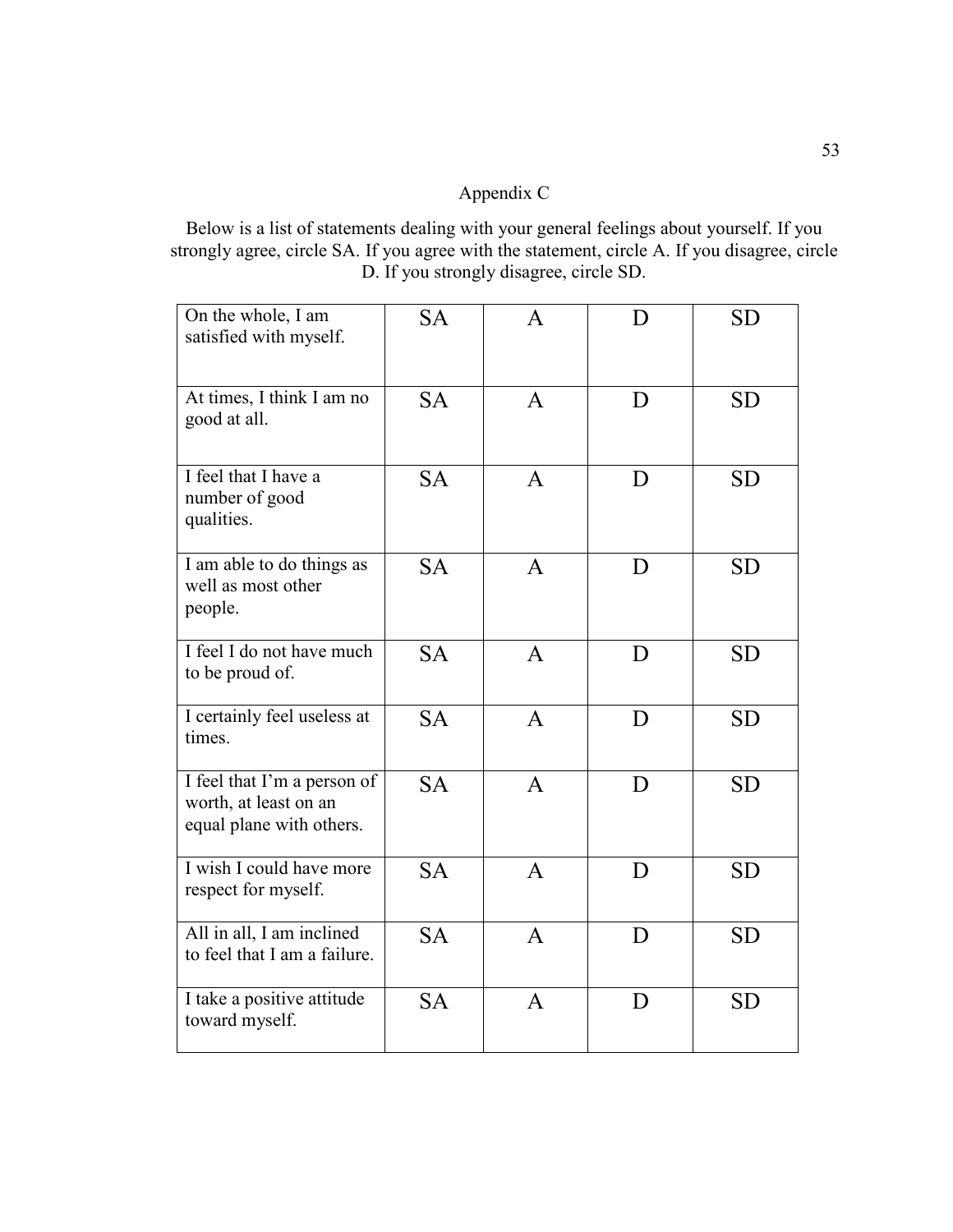# Appendix C

Below is a list of statements dealing with your general feelings about yourself. If you strongly agree, circle SA. If you agree with the statement, circle A. If you disagree, circle D. If you strongly disagree, circle SD.

| | | | | |
|---|---|---|---|---|
| On the whole, I am satisfied with myself. | SA | A | D | SD |
| At times, I think I am no good at all. | SA | A | D | SD |
| I feel that I have a number of good qualities. | SA | A | D | SD |
| I am able to do things as well as most other people. | SA | A | D | SD |
| I feel I do not have much to be proud of. | SA | A | D | SD |
| I certainly feel useless at times. | SA | A | D | SD |
| I feel that I'm a person of worth, at least on an equal plane with others. | SA | A | D | SD |
| I wish I could have more respect for myself. | SA | A | D | SD |
| All in all, I am inclined to feel that I am a failure. | SA | A | D | SD |
| I take a positive attitude toward myself. | SA | A | D | SD |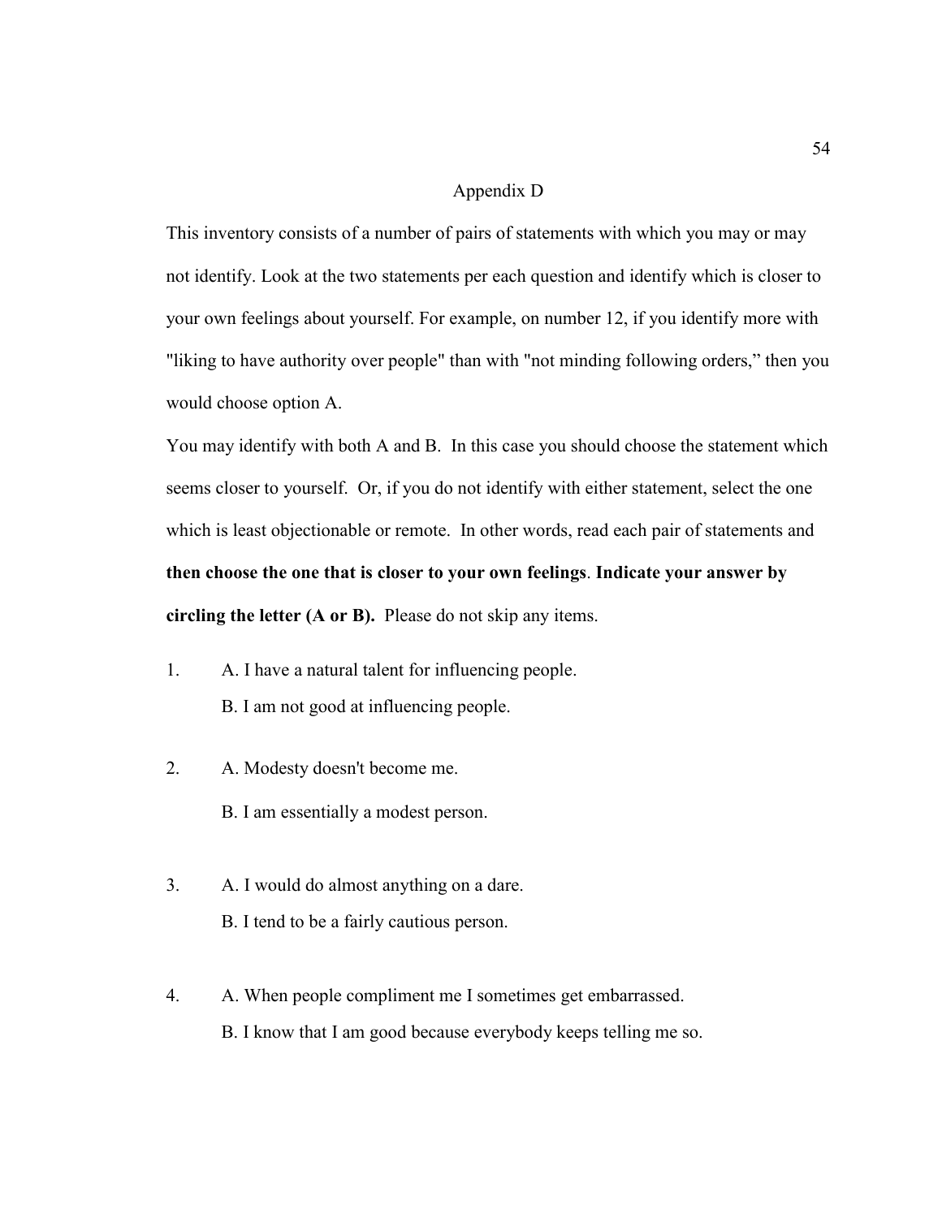# Appendix D

This inventory consists of a number of pairs of statements with which you may or may not identify. Look at the two statements per each question and identify which is closer to your own feelings about yourself. For example, on number 12, if you identify more with "liking to have authority over people" than with "not minding following orders," then you would choose option A.

You may identify with both A and B. In this case you should choose the statement which seems closer to yourself. Or, if you do not identify with either statement, select the one which is least objectionable or remote. In other words, read each pair of statements and **then choose the one that is closer to your own feelings**. **Indicate your answer by circling the letter (A or B).** Please do not skip any items.

1. A. I have a natural talent for influencing people.
   B. I am not good at influencing people.

2. A. Modesty doesn't become me.
   B. I am essentially a modest person.

3. A. I would do almost anything on a dare.
   B. I tend to be a fairly cautious person.

4. A. When people compliment me I sometimes get embarrassed.
   B. I know that I am good because everybody keeps telling me so.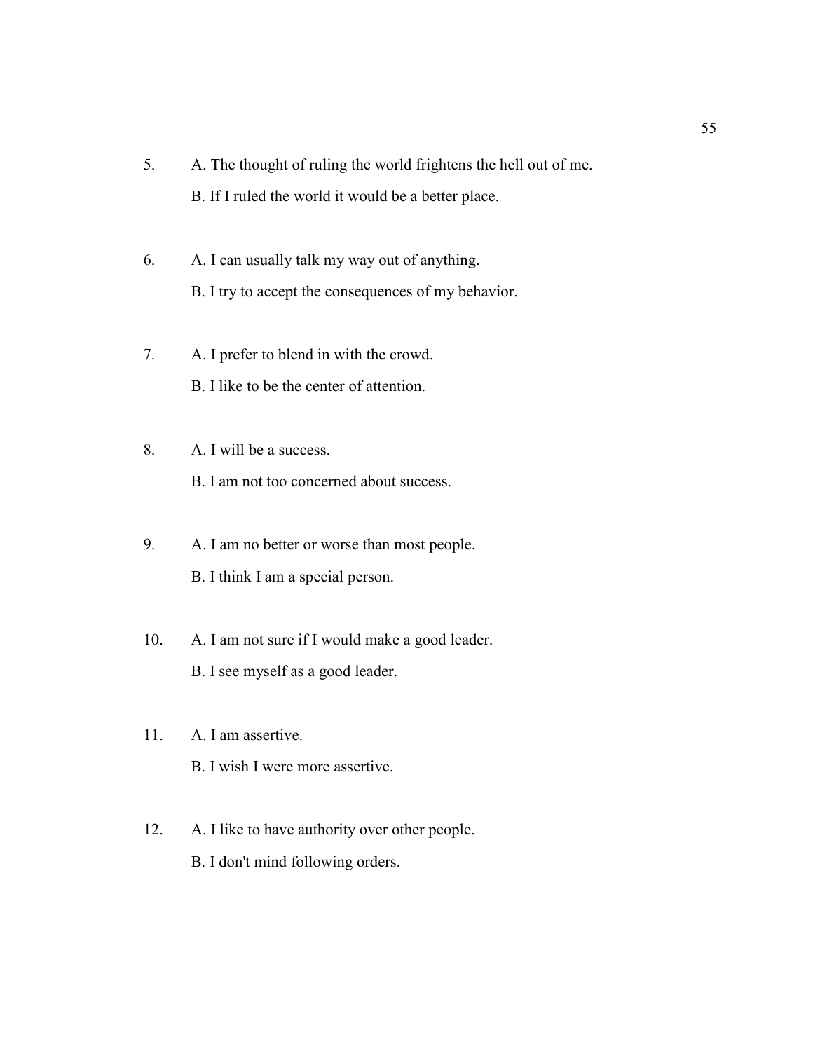5. A. The thought of ruling the world frightens the hell out of me.

   B. If I ruled the world it would be a better place.

6. A. I can usually talk my way out of anything.

   B. I try to accept the consequences of my behavior.

7. A. I prefer to blend in with the crowd.

   B. I like to be the center of attention.

8. A. I will be a success.

   B. I am not too concerned about success.

9. A. I am no better or worse than most people.

   B. I think I am a special person.

10. A. I am not sure if I would make a good leader.

    B. I see myself as a good leader.

11. A. I am assertive.

    B. I wish I were more assertive.

12. A. I like to have authority over other people.

    B. I don't mind following orders.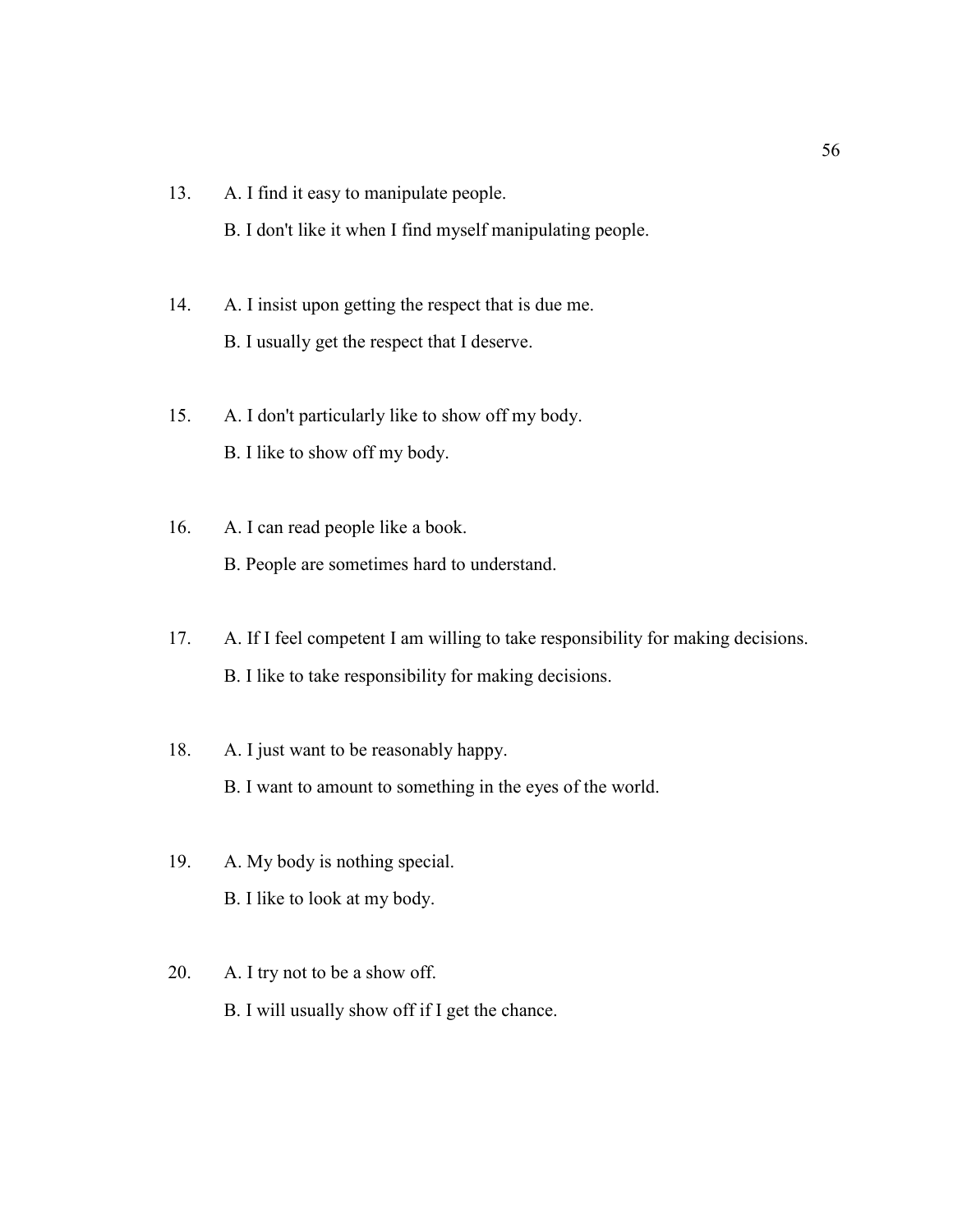13. A. I find it easy to manipulate people.

    B. I don't like it when I find myself manipulating people.

14. A. I insist upon getting the respect that is due me.

    B. I usually get the respect that I deserve.

15. A. I don't particularly like to show off my body.

    B. I like to show off my body.

16. A. I can read people like a book.

    B. People are sometimes hard to understand.

17. A. If I feel competent I am willing to take responsibility for making decisions.

    B. I like to take responsibility for making decisions.

18. A. I just want to be reasonably happy.

    B. I want to amount to something in the eyes of the world.

19. A. My body is nothing special.

    B. I like to look at my body.

20. A. I try not to be a show off.

    B. I will usually show off if I get the chance.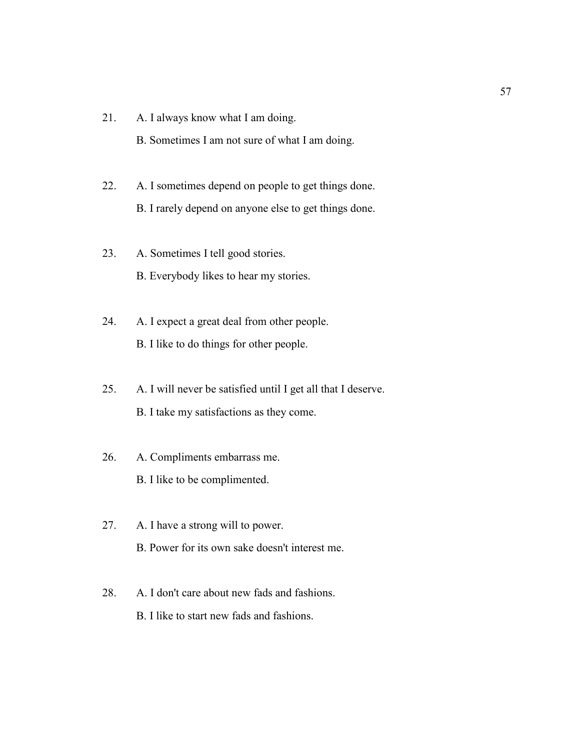21. A. I always know what I am doing.

    B. Sometimes I am not sure of what I am doing.

22. A. I sometimes depend on people to get things done.

    B. I rarely depend on anyone else to get things done.

23. A. Sometimes I tell good stories.

    B. Everybody likes to hear my stories.

24. A. I expect a great deal from other people.

    B. I like to do things for other people.

25. A. I will never be satisfied until I get all that I deserve.

    B. I take my satisfactions as they come.

26. A. Compliments embarrass me.

    B. I like to be complimented.

27. A. I have a strong will to power.

    B. Power for its own sake doesn't interest me.

28. A. I don't care about new fads and fashions.

    B. I like to start new fads and fashions.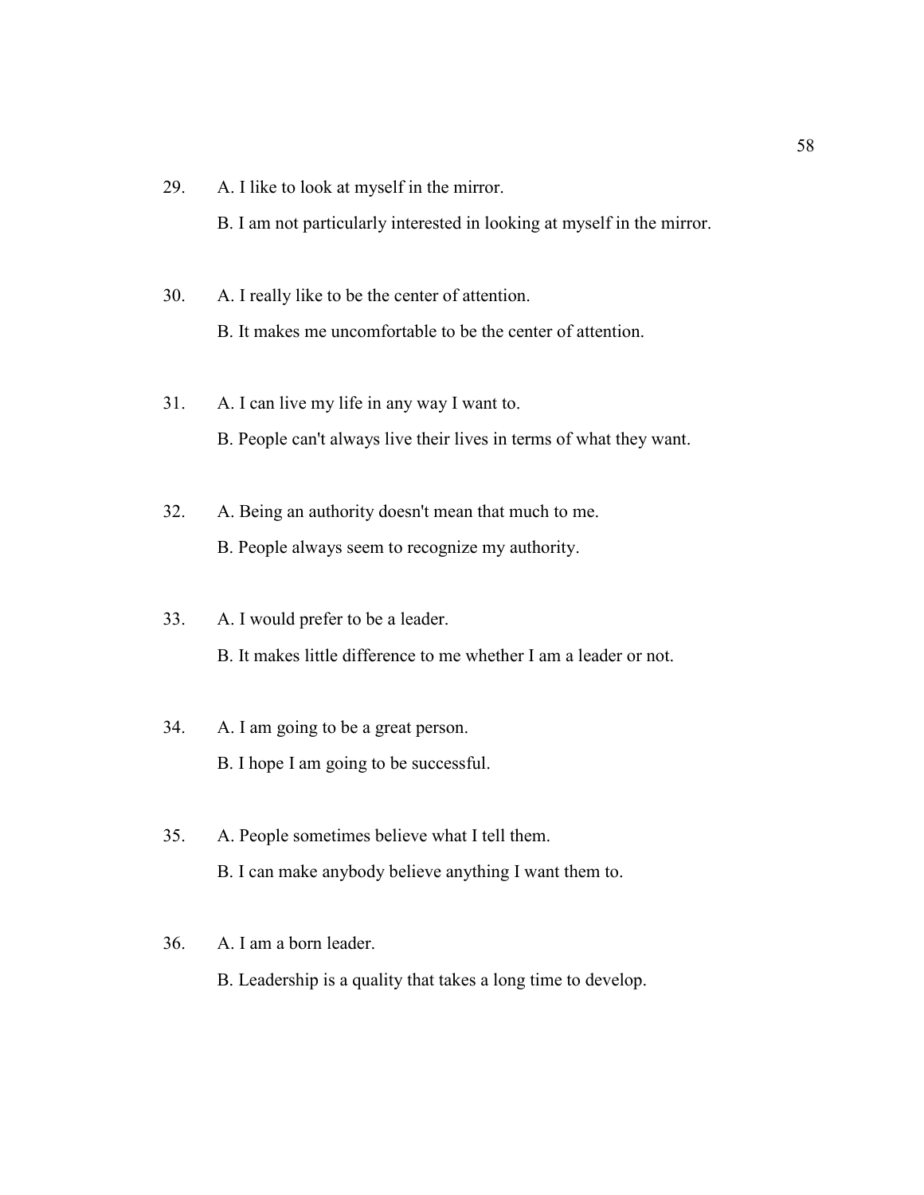29. A. I like to look at myself in the mirror.

    B. I am not particularly interested in looking at myself in the mirror.

30. A. I really like to be the center of attention.

    B. It makes me uncomfortable to be the center of attention.

31. A. I can live my life in any way I want to.

    B. People can't always live their lives in terms of what they want.

32. A. Being an authority doesn't mean that much to me.

    B. People always seem to recognize my authority.

33. A. I would prefer to be a leader.

    B. It makes little difference to me whether I am a leader or not.

34. A. I am going to be a great person.

    B. I hope I am going to be successful.

35. A. People sometimes believe what I tell them.

    B. I can make anybody believe anything I want them to.

36. A. I am a born leader.

    B. Leadership is a quality that takes a long time to develop.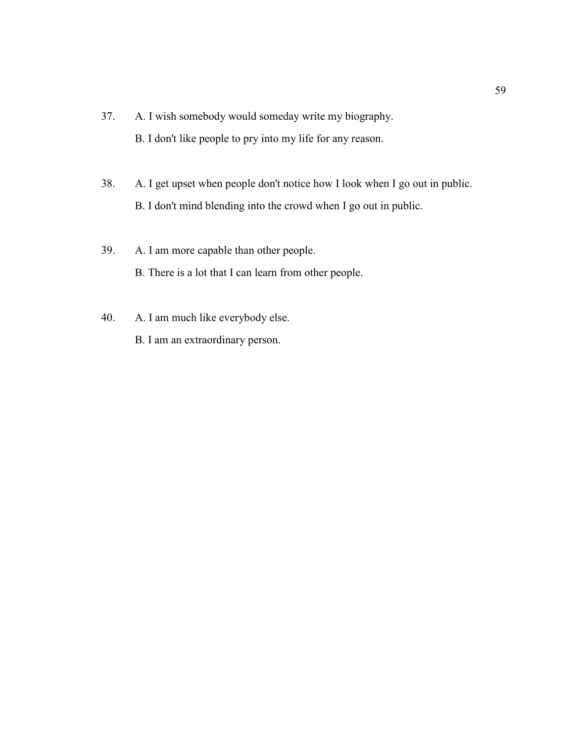37. A. I wish somebody would someday write my biography.

    B. I don't like people to pry into my life for any reason.

38. A. I get upset when people don't notice how I look when I go out in public.

    B. I don't mind blending into the crowd when I go out in public.

39. A. I am more capable than other people.

    B. There is a lot that I can learn from other people.

40. A. I am much like everybody else.

    B. I am an extraordinary person.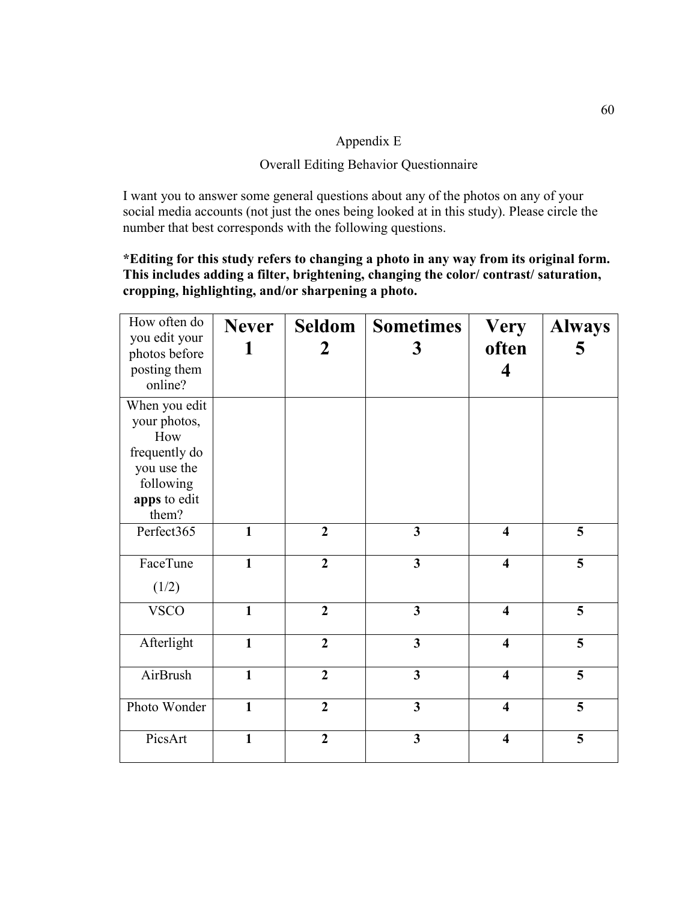Appendix E

Overall Editing Behavior Questionnaire

I want you to answer some general questions about any of the photos on any of your social media accounts (not just the ones being looked at in this study). Please circle the number that best corresponds with the following questions.

**\*Editing for this study refers to changing a photo in any way from its original form. This includes adding a filter, brightening, changing the color/ contrast/ saturation, cropping, highlighting, and/or sharpening a photo.**

| How often do you edit your photos before posting them online? | **Never 1** | **Seldom 2** | **Sometimes 3** | **Very often 4** | **Always 5** |
|---|---|---|---|---|---|
| When you edit your photos, How frequently do you use the following **apps** to edit them? | | | | | |
| Perfect365 | **1** | **2** | **3** | **4** | **5** |
| FaceTune (1/2) | **1** | **2** | **3** | **4** | **5** |
| VSCO | **1** | **2** | **3** | **4** | **5** |
| Afterlight | **1** | **2** | **3** | **4** | **5** |
| AirBrush | **1** | **2** | **3** | **4** | **5** |
| Photo Wonder | **1** | **2** | **3** | **4** | **5** |
| PicsArt | **1** | **2** | **3** | **4** | **5** |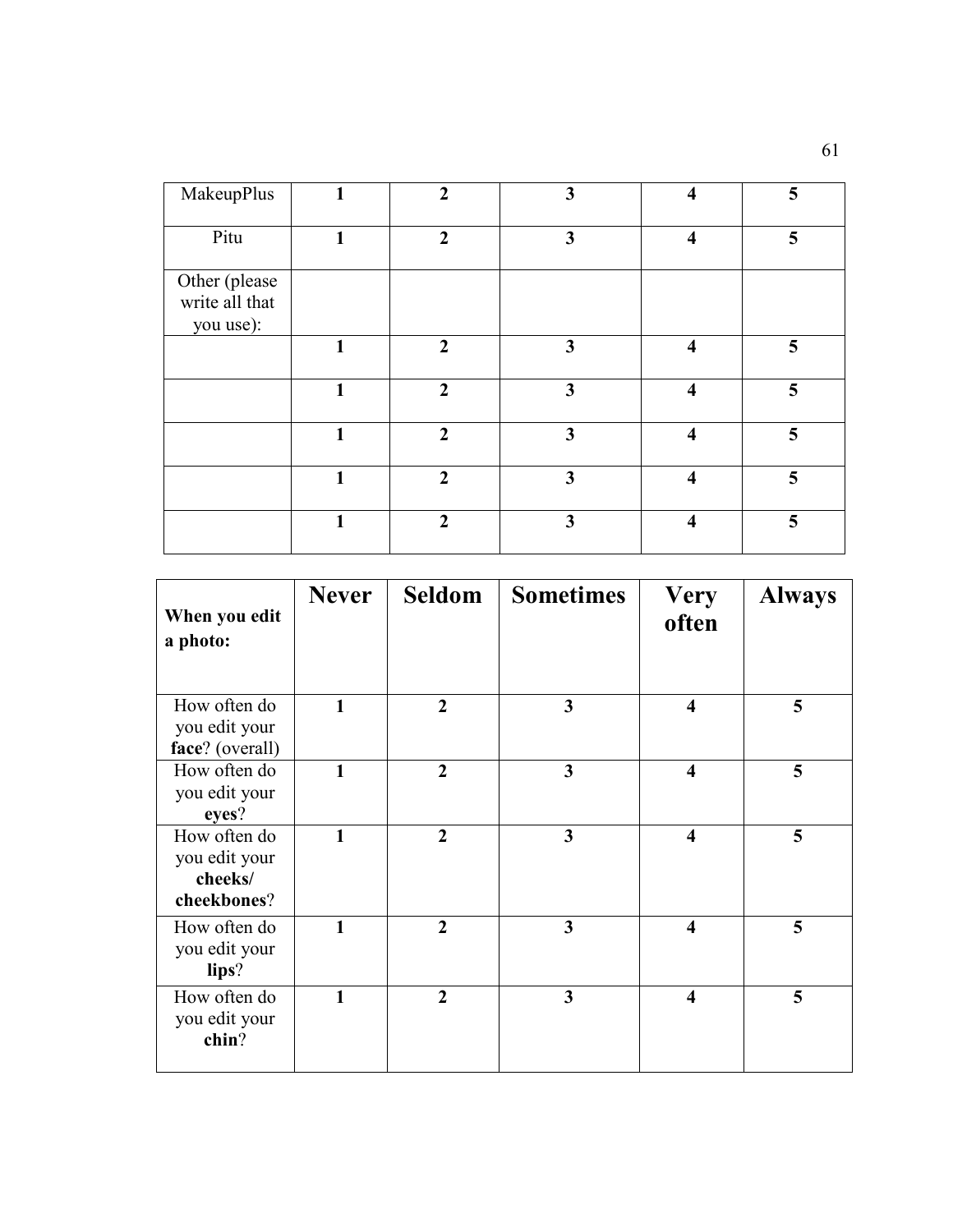| MakeupPlus | **1** | **2** | **3** | **4** | **5** |
|---|---|---|---|---|---|
| Pitu | **1** | **2** | **3** | **4** | **5** |
| Other (please write all that you use): | | | | | |
| | **1** | **2** | **3** | **4** | **5** |
| | **1** | **2** | **3** | **4** | **5** |
| | **1** | **2** | **3** | **4** | **5** |
| | **1** | **2** | **3** | **4** | **5** |
| | **1** | **2** | **3** | **4** | **5** |

| **When you edit a photo:** | **Never** | **Seldom** | **Sometimes** | **Very often** | **Always** |
|---|---|---|---|---|---|
| How often do you edit your **face**? (overall) | **1** | **2** | **3** | **4** | **5** |
| How often do you edit your **eyes**? | **1** | **2** | **3** | **4** | **5** |
| How often do you edit your **cheeks/ cheekbones**? | **1** | **2** | **3** | **4** | **5** |
| How often do you edit your **lips**? | **1** | **2** | **3** | **4** | **5** |
| How often do you edit your **chin**? | **1** | **2** | **3** | **4** | **5** |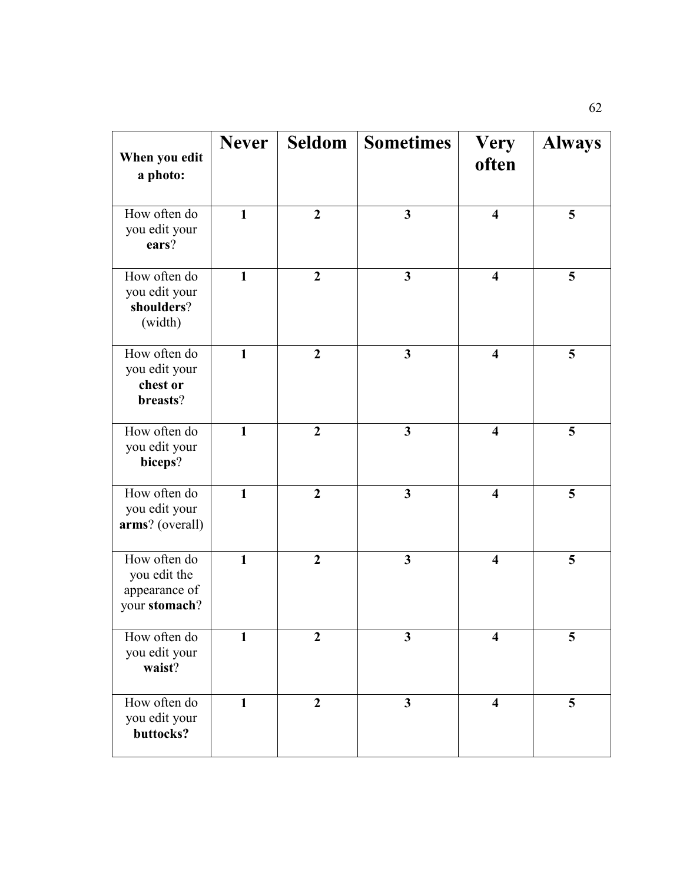| **When you edit a photo:** | **Never** | **Seldom** | **Sometimes** | **Very often** | **Always** |
|---|---|---|---|---|---|
| How often do you edit your **ears**? | **1** | **2** | **3** | **4** | **5** |
| How often do you edit your **shoulders**? (width) | **1** | **2** | **3** | **4** | **5** |
| How often do you edit your **chest or breasts**? | **1** | **2** | **3** | **4** | **5** |
| How often do you edit your **biceps**? | **1** | **2** | **3** | **4** | **5** |
| How often do you edit your **arms**? (overall) | **1** | **2** | **3** | **4** | **5** |
| How often do you edit the appearance of your **stomach**? | **1** | **2** | **3** | **4** | **5** |
| How often do you edit your **waist**? | **1** | **2** | **3** | **4** | **5** |
| How often do you edit your **buttocks?** | **1** | **2** | **3** | **4** | **5** |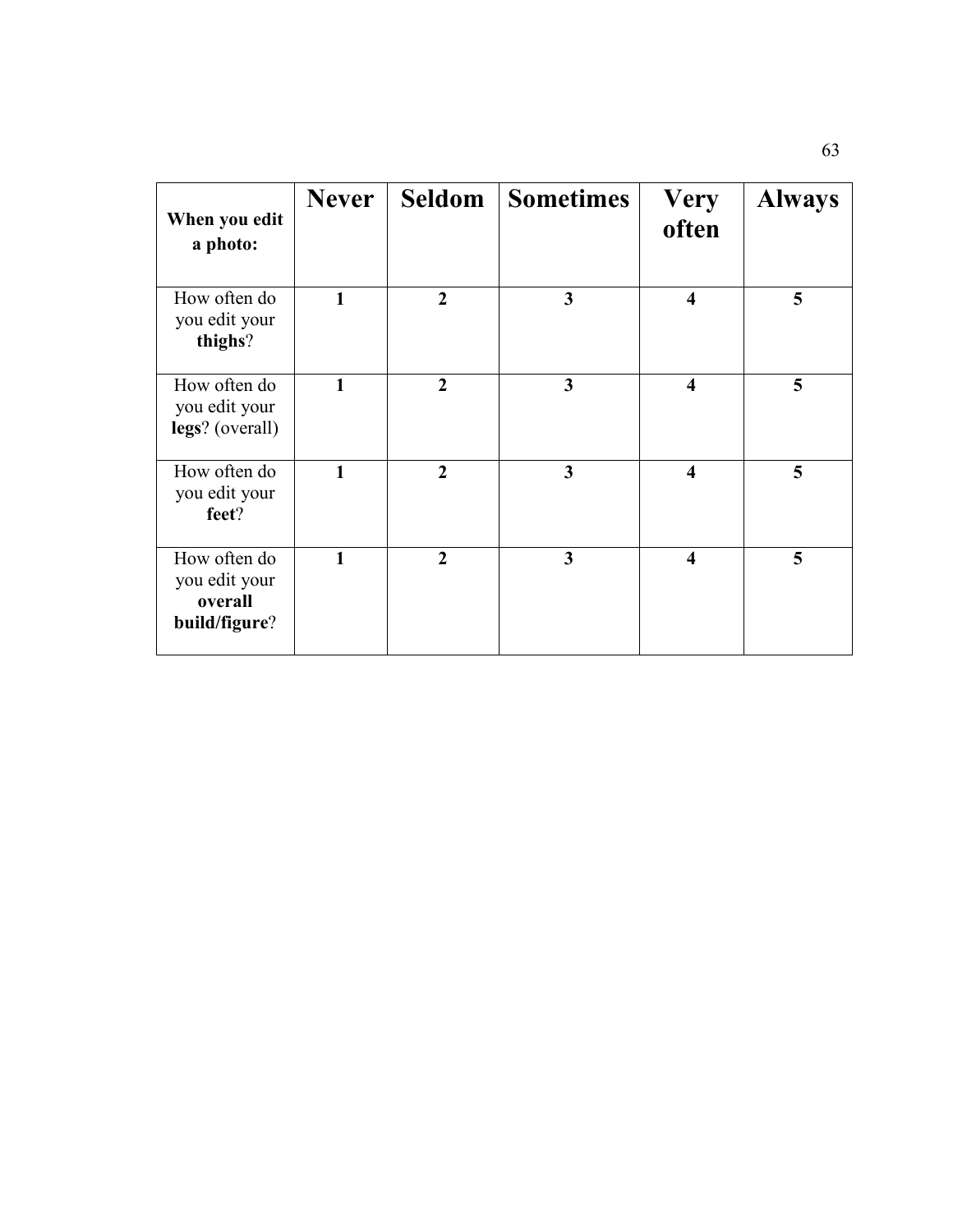| **When you edit a photo:** | **Never** | **Seldom** | **Sometimes** | **Very often** | **Always** |
|---|---|---|---|---|---|
| How often do you edit your **thighs**? | **1** | **2** | **3** | **4** | **5** |
| How often do you edit your **legs**? (overall) | **1** | **2** | **3** | **4** | **5** |
| How often do you edit your **feet**? | **1** | **2** | **3** | **4** | **5** |
| How often do you edit your **overall build/figure**? | **1** | **2** | **3** | **4** | **5** |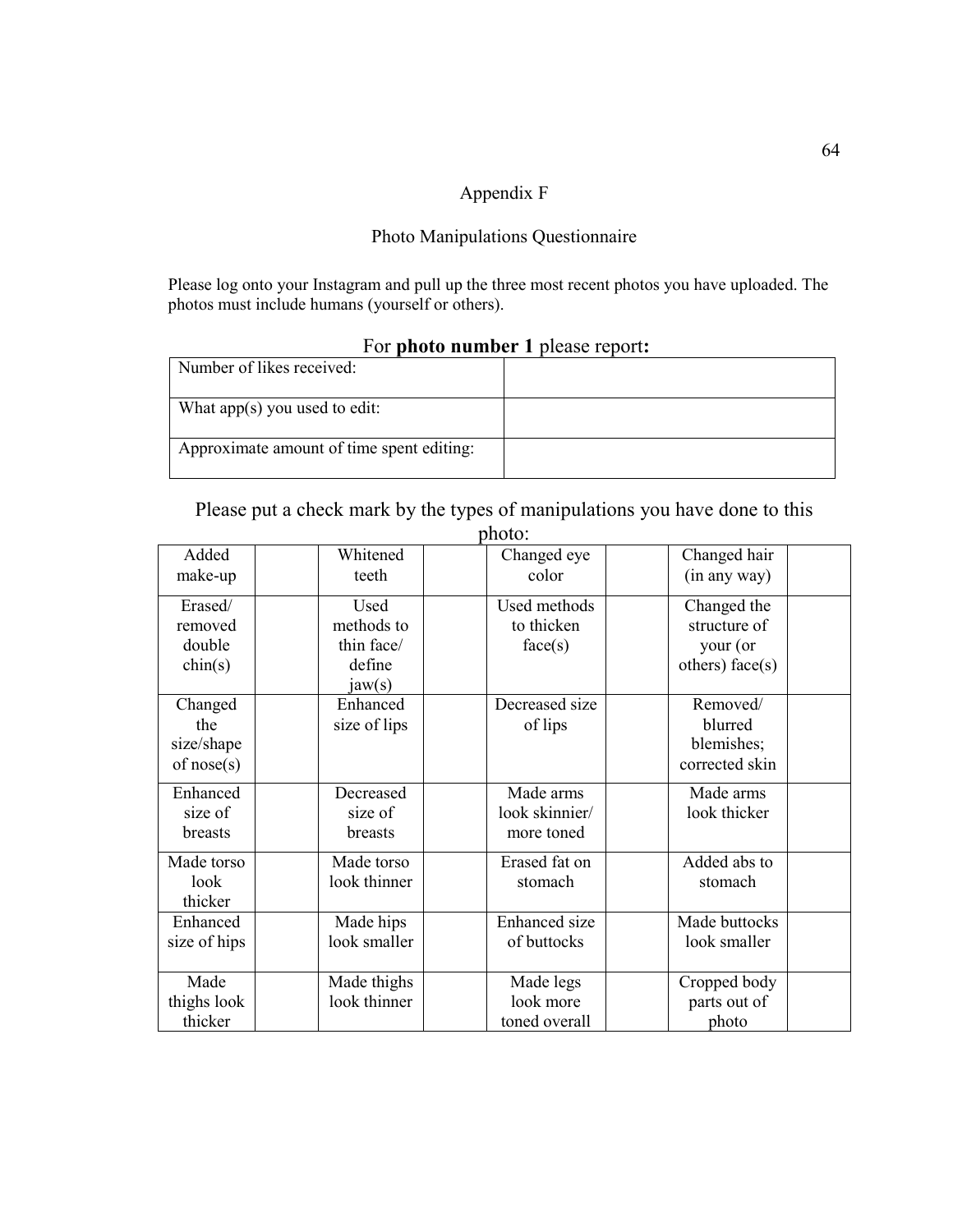# Appendix F

## Photo Manipulations Questionnaire

Please log onto your Instagram and pull up the three most recent photos you have uploaded. The photos must include humans (yourself or others).

For **photo number 1** please report**:**

| Number of likes received: | |
|---|---|
| What app(s) you used to edit: | |
| Approximate amount of time spent editing: | |

Please put a check mark by the types of manipulations you have done to this photo:

| | | | | | | | |
|---|---|---|---|---|---|---|---|
| Added make-up | | Whitened teeth | | Changed eye color | | Changed hair (in any way) | |
| Erased/ removed double chin(s) | | Used methods to thin face/ define jaw(s) | | Used methods to thicken face(s) | | Changed the structure of your (or others) face(s) | |
| Changed the size/shape of nose(s) | | Enhanced size of lips | | Decreased size of lips | | Removed/ blurred blemishes; corrected skin | |
| Enhanced size of breasts | | Decreased size of breasts | | Made arms look skinnier/ more toned | | Made arms look thicker | |
| Made torso look thicker | | Made torso look thinner | | Erased fat on stomach | | Added abs to stomach | |
| Enhanced size of hips | | Made hips look smaller | | Enhanced size of buttocks | | Made buttocks look smaller | |
| Made thighs look thicker | | Made thighs look thinner | | Made legs look more toned overall | | Cropped body parts out of photo | |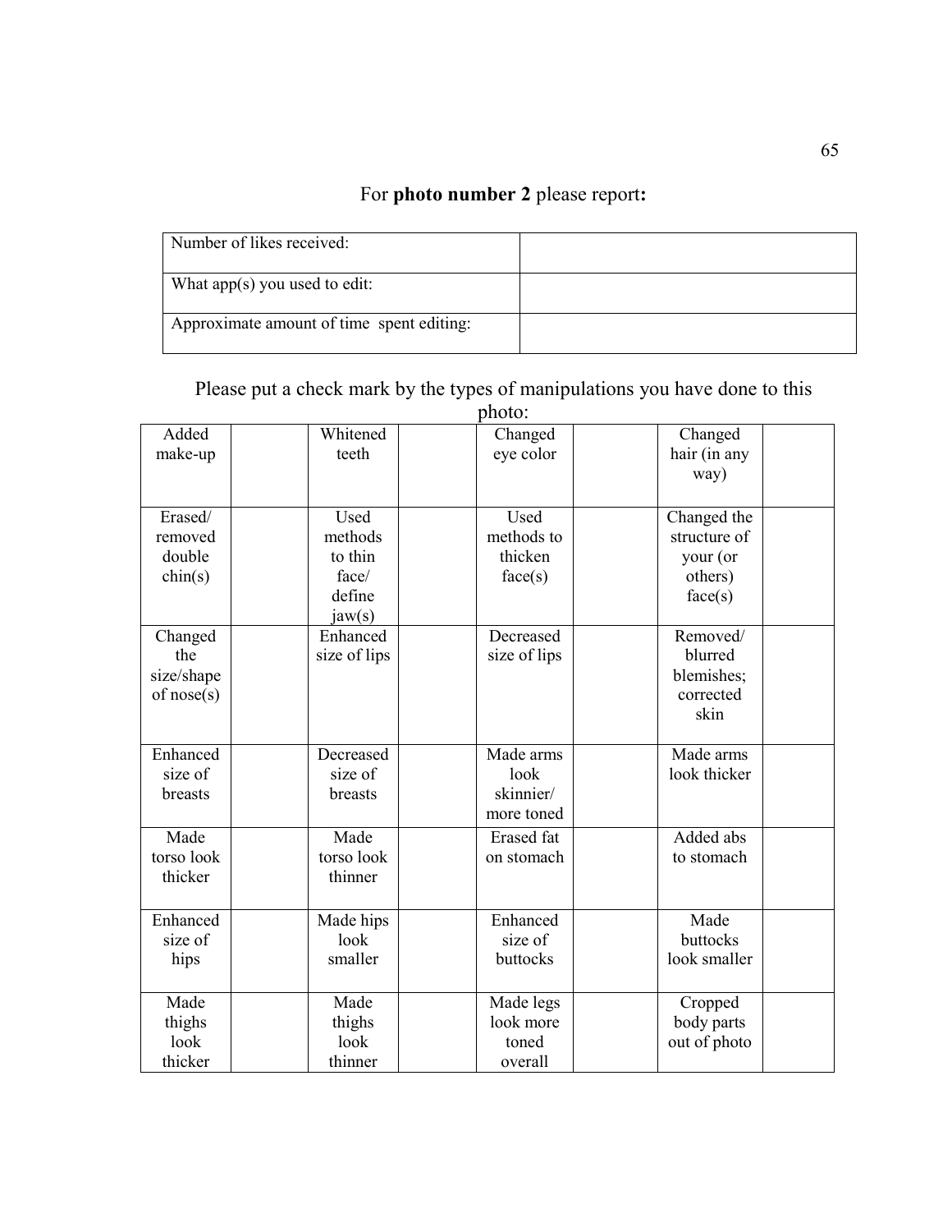For **photo number 2** please report**:**

| Number of likes received: | |
|---|---|
| What app(s) you used to edit: | |
| Approximate amount of time spent editing: | |

Please put a check mark by the types of manipulations you have done to this photo:

| Added make-up | | Whitened teeth | | Changed eye color | | Changed hair (in any way) | |
|---|---|---|---|---|---|---|---|
| Erased/ removed double chin(s) | | Used methods to thin face/ define jaw(s) | | Used methods to thicken face(s) | | Changed the structure of your (or others) face(s) | |
| Changed the size/shape of nose(s) | | Enhanced size of lips | | Decreased size of lips | | Removed/ blurred blemishes; corrected skin | |
| Enhanced size of breasts | | Decreased size of breasts | | Made arms look skinnier/ more toned | | Made arms look thicker | |
| Made torso look thicker | | Made torso look thinner | | Erased fat on stomach | | Added abs to stomach | |
| Enhanced size of hips | | Made hips look smaller | | Enhanced size of buttocks | | Made buttocks look smaller | |
| Made thighs look thicker | | Made thighs look thinner | | Made legs look more toned overall | | Cropped body parts out of photo | |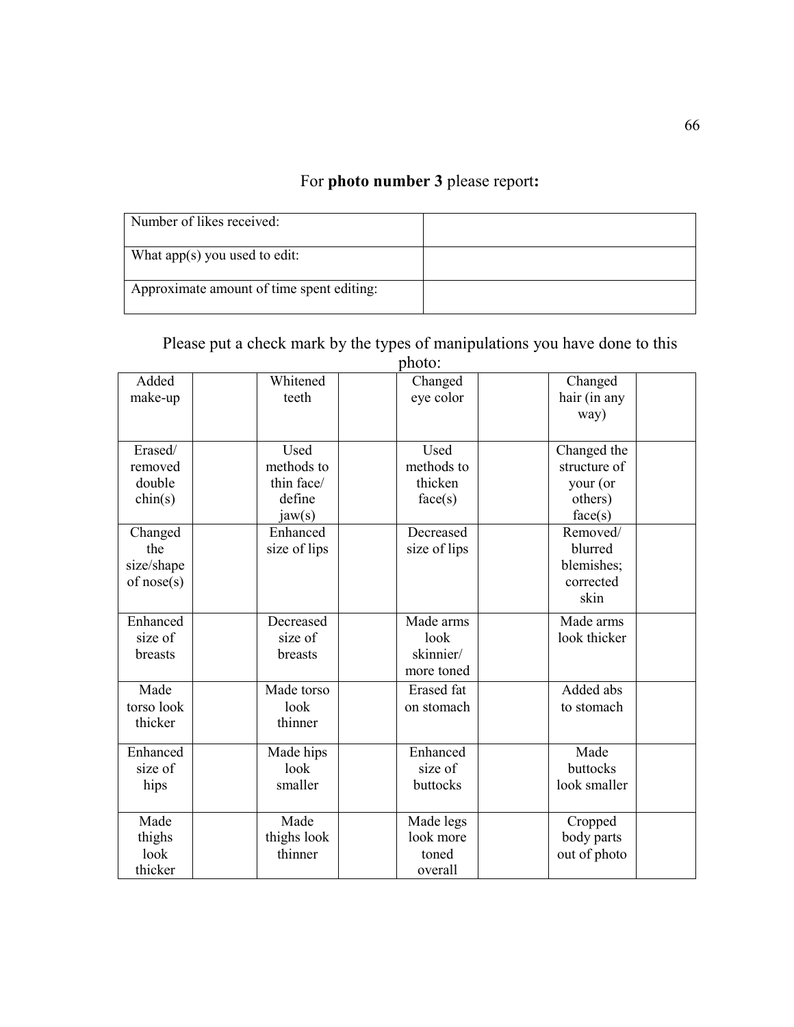For **photo number 3** please report**:**

| Number of likes received: | |
|---|---|
| What app(s) you used to edit: | |
| Approximate amount of time spent editing: | |

Please put a check mark by the types of manipulations you have done to this photo:

| | | | | | | | |
|---|---|---|---|---|---|---|---|
| Added make-up | | Whitened teeth | | Changed eye color | | Changed hair (in any way) | |
| Erased/ removed double chin(s) | | Used methods to thin face/ define jaw(s) | | Used methods to thicken face(s) | | Changed the structure of your (or others) face(s) | |
| Changed the size/shape of nose(s) | | Enhanced size of lips | | Decreased size of lips | | Removed/ blurred blemishes; corrected skin | |
| Enhanced size of breasts | | Decreased size of breasts | | Made arms look skinnier/ more toned | | Made arms look thicker | |
| Made torso look thicker | | Made torso look thinner | | Erased fat on stomach | | Added abs to stomach | |
| Enhanced size of hips | | Made hips look smaller | | Enhanced size of buttocks | | Made buttocks look smaller | |
| Made thighs look thicker | | Made thighs look thinner | | Made legs look more toned overall | | Cropped body parts out of photo | |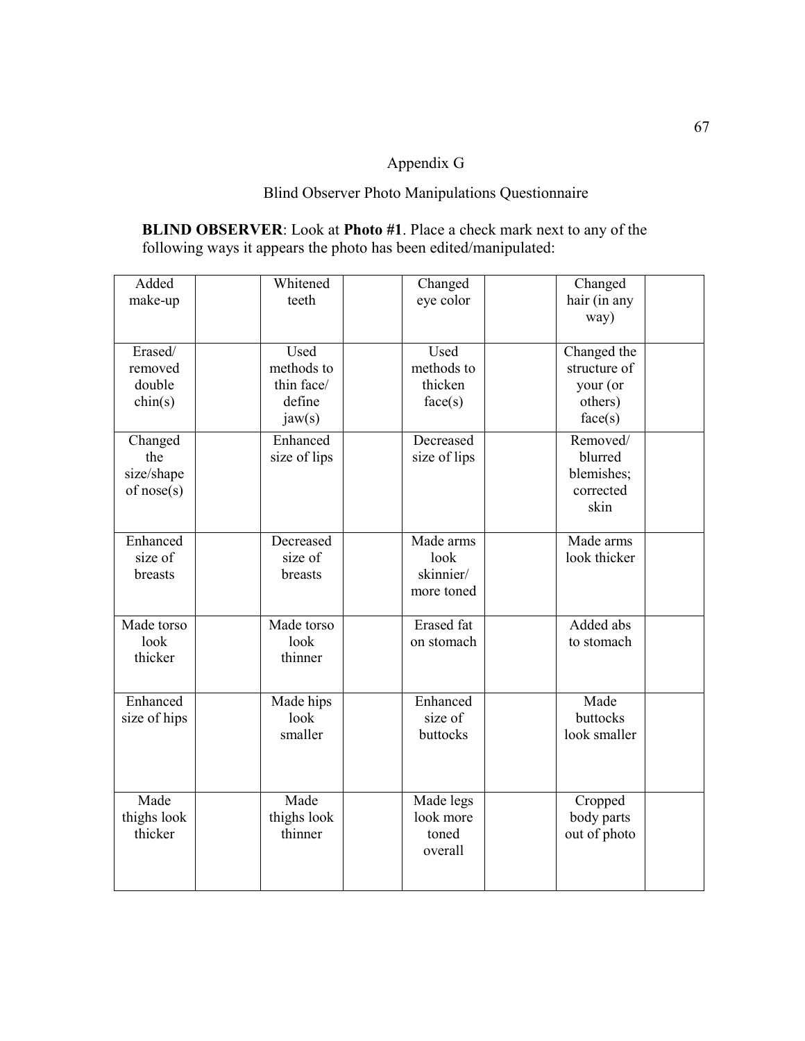Appendix G

Blind Observer Photo Manipulations Questionnaire

**BLIND OBSERVER**: Look at **Photo #1**. Place a check mark next to any of the following ways it appears the photo has been edited/manipulated:

| | | | | | | | |
|---|---|---|---|---|---|---|---|
| Added make-up | | Whitened teeth | | Changed eye color | | Changed hair (in any way) | |
| Erased/ removed double chin(s) | | Used methods to thin face/ define jaw(s) | | Used methods to thicken face(s) | | Changed the structure of your (or others) face(s) | |
| Changed the size/shape of nose(s) | | Enhanced size of lips | | Decreased size of lips | | Removed/ blurred blemishes; corrected skin | |
| Enhanced size of breasts | | Decreased size of breasts | | Made arms look skinnier/ more toned | | Made arms look thicker | |
| Made torso look thicker | | Made torso look thinner | | Erased fat on stomach | | Added abs to stomach | |
| Enhanced size of hips | | Made hips look smaller | | Enhanced size of buttocks | | Made buttocks look smaller | |
| Made thighs look thicker | | Made thighs look thinner | | Made legs look more toned overall | | Cropped body parts out of photo | |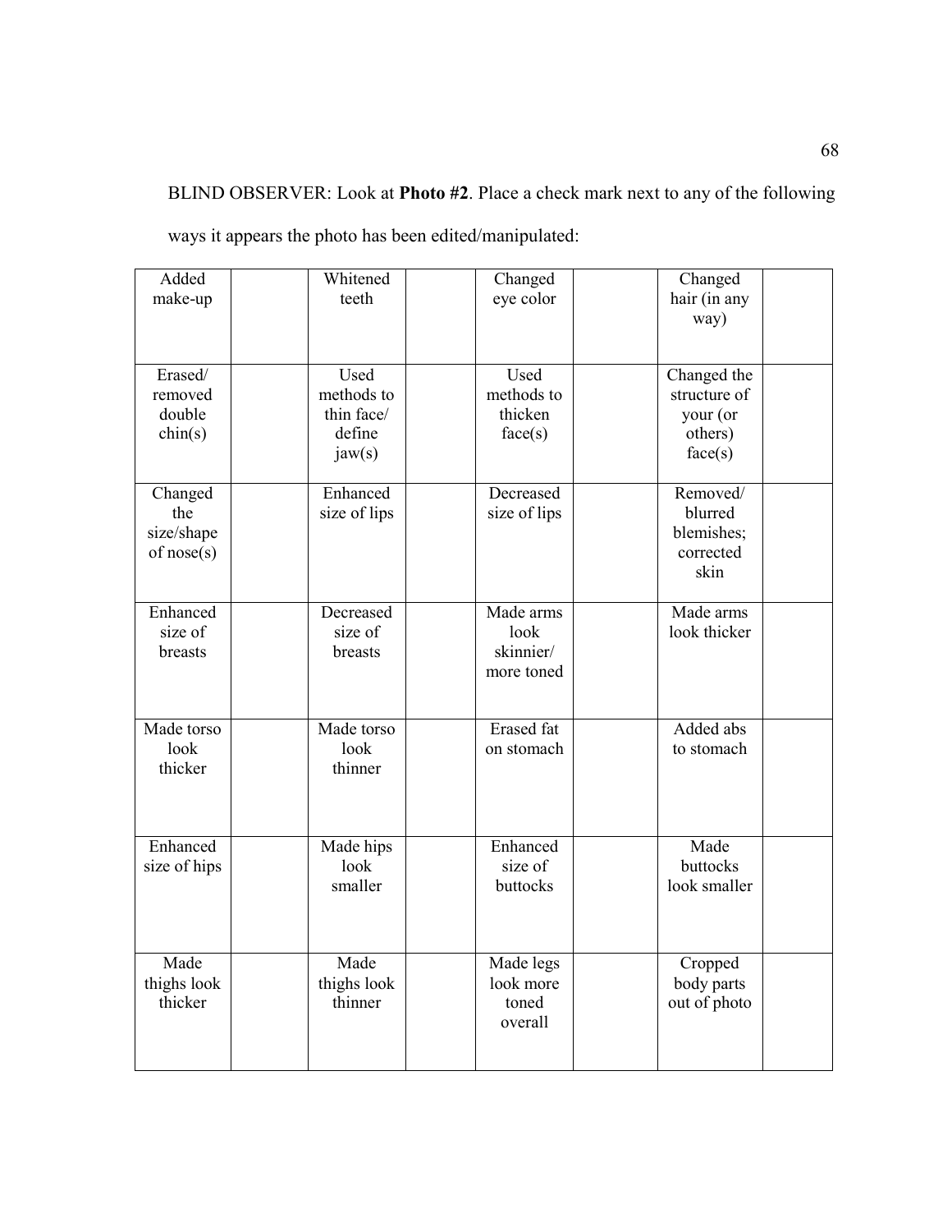BLIND OBSERVER: Look at **Photo #2**. Place a check mark next to any of the following ways it appears the photo has been edited/manipulated:

| | | | | | | | |
|---|---|---|---|---|---|---|---|
| Added make-up | | Whitened teeth | | Changed eye color | | Changed hair (in any way) | |
| Erased/ removed double chin(s) | | Used methods to thin face/ define jaw(s) | | Used methods to thicken face(s) | | Changed the structure of your (or others) face(s) | |
| Changed the size/shape of nose(s) | | Enhanced size of lips | | Decreased size of lips | | Removed/ blurred blemishes; corrected skin | |
| Enhanced size of breasts | | Decreased size of breasts | | Made arms look skinnier/ more toned | | Made arms look thicker | |
| Made torso look thicker | | Made torso look thinner | | Erased fat on stomach | | Added abs to stomach | |
| Enhanced size of hips | | Made hips look smaller | | Enhanced size of buttocks | | Made buttocks look smaller | |
| Made thighs look thicker | | Made thighs look thinner | | Made legs look more toned overall | | Cropped body parts out of photo | |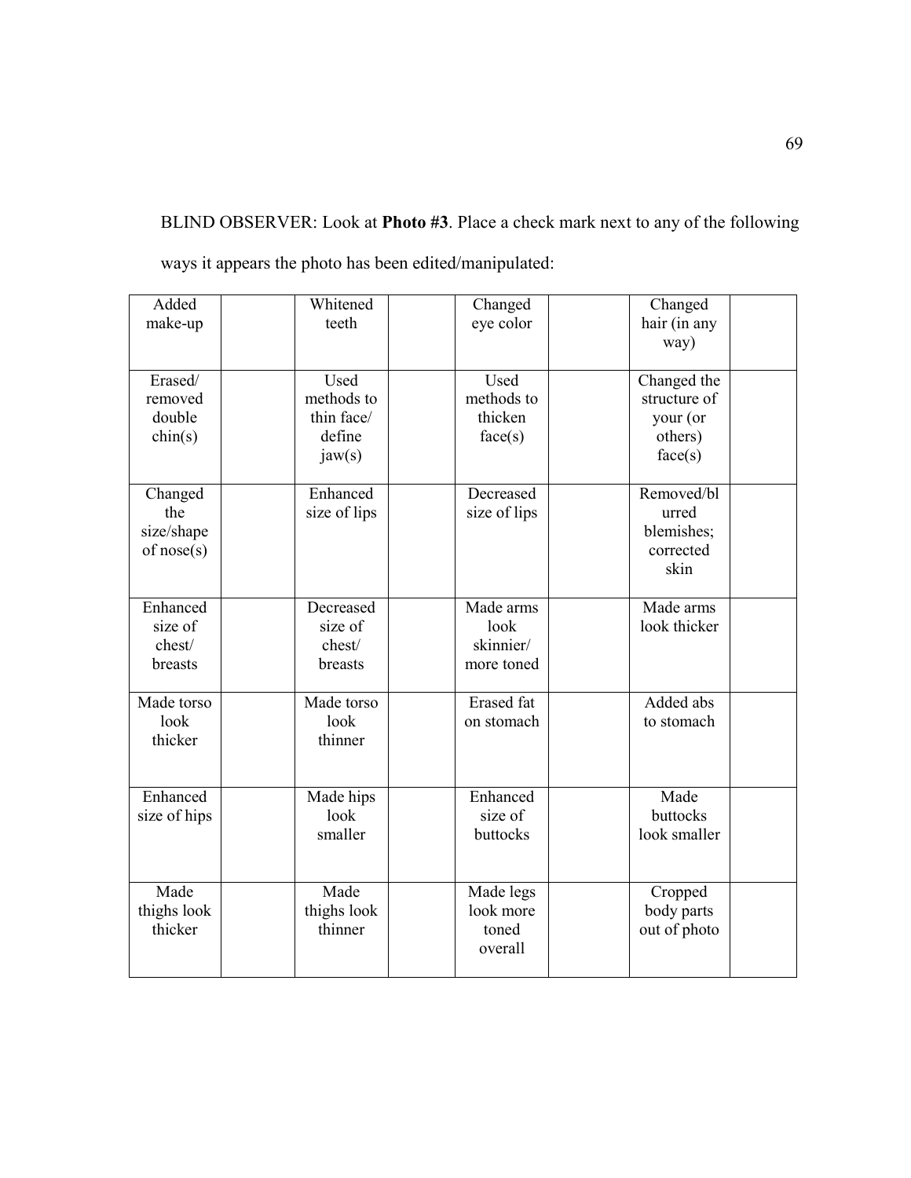BLIND OBSERVER: Look at **Photo #3**. Place a check mark next to any of the following ways it appears the photo has been edited/manipulated:

| | | | | | | | |
|---|---|---|---|---|---|---|---|
| Added make-up | | Whitened teeth | | Changed eye color | | Changed hair (in any way) | |
| Erased/ removed double chin(s) | | Used methods to thin face/ define jaw(s) | | Used methods to thicken face(s) | | Changed the structure of your (or others) face(s) | |
| Changed the size/shape of nose(s) | | Enhanced size of lips | | Decreased size of lips | | Removed/blurred blemishes; corrected skin | |
| Enhanced size of chest/ breasts | | Decreased size of chest/ breasts | | Made arms look skinnier/ more toned | | Made arms look thicker | |
| Made torso look thicker | | Made torso look thinner | | Erased fat on stomach | | Added abs to stomach | |
| Enhanced size of hips | | Made hips look smaller | | Enhanced size of buttocks | | Made buttocks look smaller | |
| Made thighs look thicker | | Made thighs look thinner | | Made legs look more toned overall | | Cropped body parts out of photo | |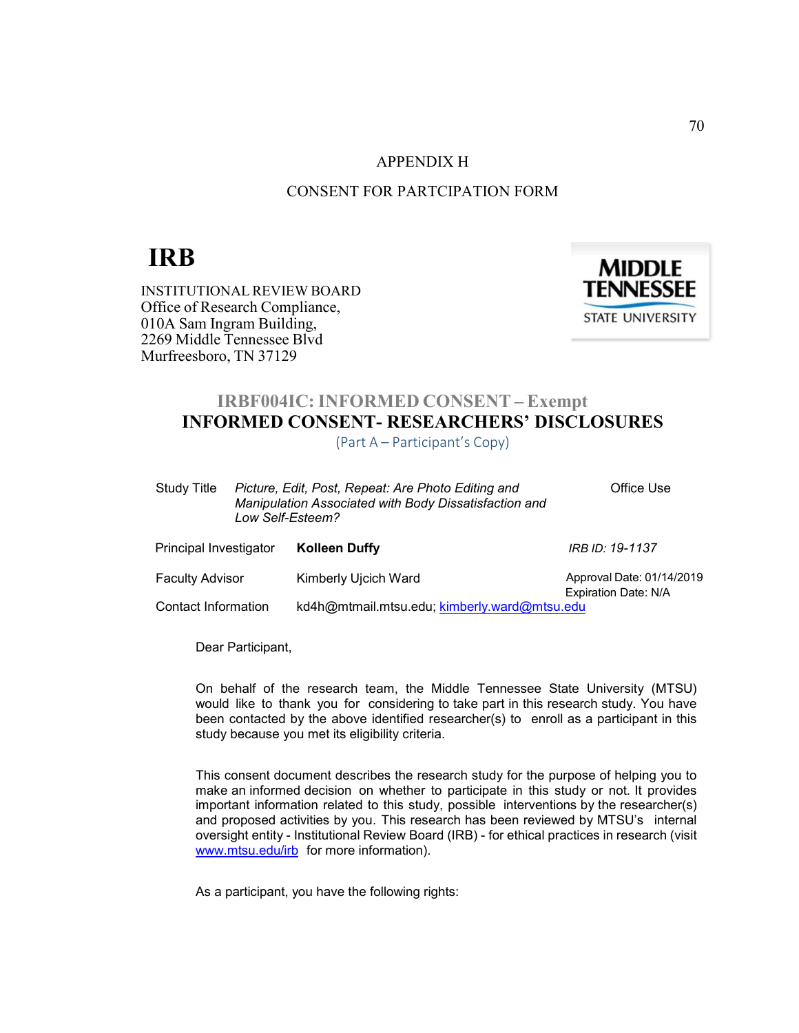APPENDIX H

CONSENT FOR PARTCIPATION FORM

# IRB

INSTITUTIONAL REVIEW BOARD
Office of Research Compliance,
010A Sam Ingram Building,
2269 Middle Tennessee Blvd
Murfreesboro, TN 37129

MIDDLE TENNESSEE STATE UNIVERSITY

## IRBF004IC: INFORMED CONSENT – Exempt
## INFORMED CONSENT- RESEARCHERS' DISCLOSURES
(Part A – Participant's Copy)

| | | |
|---|---|---|
| Study Title | *Picture, Edit, Post, Repeat: Are Photo Editing and Manipulation Associated with Body Dissatisfaction and Low Self-Esteem?* | Office Use |
| Principal Investigator | **Kolleen Duffy** | *IRB ID: 19-1137* |
| Faculty Advisor | Kimberly Ujcich Ward | Approval Date: 01/14/2019<br>Expiration Date: N/A |
| Contact Information | kd4h@mtmail.mtsu.edu; kimberly.ward@mtsu.edu | |

Dear Participant,

On behalf of the research team, the Middle Tennessee State University (MTSU) would like to thank you for considering to take part in this research study. You have been contacted by the above identified researcher(s) to enroll as a participant in this study because you met its eligibility criteria.

This consent document describes the research study for the purpose of helping you to make an informed decision on whether to participate in this study or not. It provides important information related to this study, possible interventions by the researcher(s) and proposed activities by you. This research has been reviewed by MTSU's internal oversight entity - Institutional Review Board (IRB) - for ethical practices in research (visit www.mtsu.edu/irb for more information).

As a participant, you have the following rights: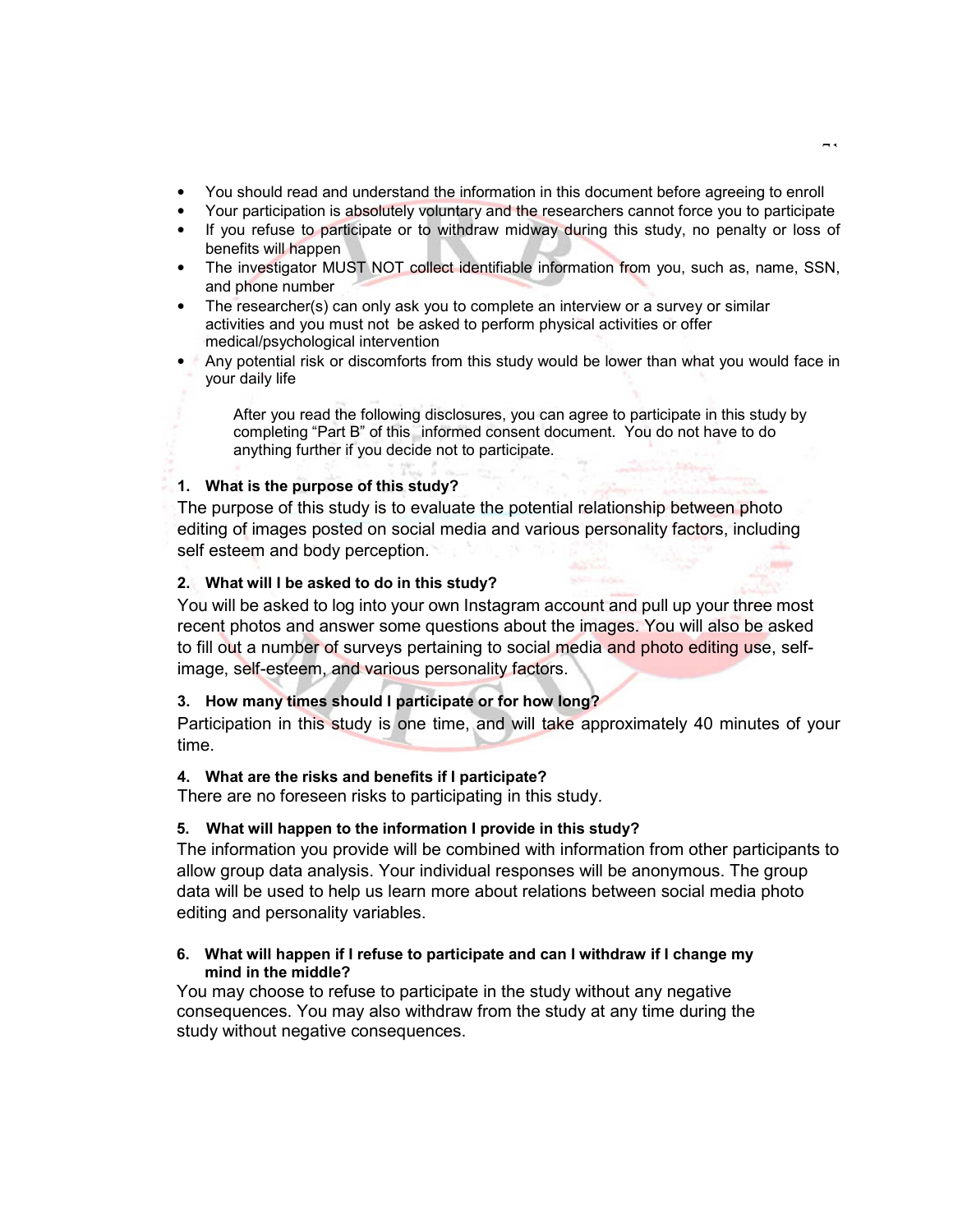- You should read and understand the information in this document before agreeing to enroll
- Your participation is absolutely voluntary and the researchers cannot force you to participate
- If you refuse to participate or to withdraw midway during this study, no penalty or loss of benefits will happen
- The investigator MUST NOT collect identifiable information from you, such as, name, SSN, and phone number
- The researcher(s) can only ask you to complete an interview or a survey or similar activities and you must not be asked to perform physical activities or offer medical/psychological intervention
- Any potential risk or discomforts from this study would be lower than what you would face in your daily life

After you read the following disclosures, you can agree to participate in this study by completing "Part B" of this informed consent document. You do not have to do anything further if you decide not to participate.

**1. What is the purpose of this study?**

The purpose of this study is to evaluate the potential relationship between photo editing of images posted on social media and various personality factors, including self esteem and body perception.

**2. What will I be asked to do in this study?**

You will be asked to log into your own Instagram account and pull up your three most recent photos and answer some questions about the images. You will also be asked to fill out a number of surveys pertaining to social media and photo editing use, self-image, self-esteem, and various personality factors.

**3. How many times should I participate or for how long?**

Participation in this study is one time, and will take approximately 40 minutes of your time.

**4. What are the risks and benefits if I participate?**

There are no foreseen risks to participating in this study.

**5. What will happen to the information I provide in this study?**

The information you provide will be combined with information from other participants to allow group data analysis. Your individual responses will be anonymous. The group data will be used to help us learn more about relations between social media photo editing and personality variables.

**6. What will happen if I refuse to participate and can I withdraw if I change my mind in the middle?**

You may choose to refuse to participate in the study without any negative consequences. You may also withdraw from the study at any time during the study without negative consequences.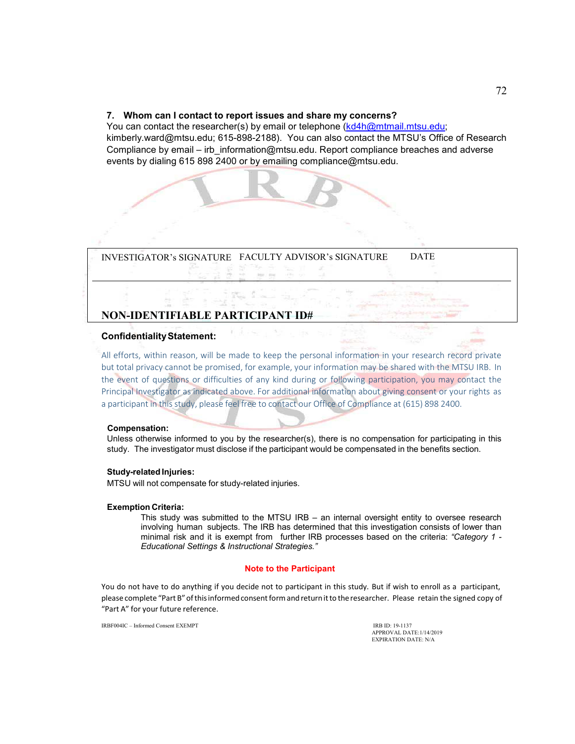**7. Whom can I contact to report issues and share my concerns?**
You can contact the researcher(s) by email or telephone (kd4h@mtmail.mtsu.edu; kimberly.ward@mtsu.edu; 615-898-2188). You can also contact the MTSU's Office of Research Compliance by email – irb_information@mtsu.edu. Report compliance breaches and adverse events by dialing 615 898 2400 or by emailing compliance@mtsu.edu.

| INVESTIGATOR's SIGNATURE | FACULTY ADVISOR's SIGNATURE | DATE |
|---|---|---|
| | | |
| **NON-IDENTIFIABLE PARTICIPANT ID#** | | |

**Confidentiality Statement:**

All efforts, within reason, will be made to keep the personal information in your research record private but total privacy cannot be promised, for example, your information may be shared with the MTSU IRB. In the event of questions or difficulties of any kind during or following participation, you may contact the Principal Investigator as indicated above. For additional information about giving consent or your rights as a participant in this study, please feel free to contact our Office of Compliance at (615) 898 2400.

**Compensation:**
Unless otherwise informed to you by the researcher(s), there is no compensation for participating in this study. The investigator must disclose if the participant would be compensated in the benefits section.

**Study-related Injuries:**
MTSU will not compensate for study-related injuries.

**Exemption Criteria:**
This study was submitted to the MTSU IRB – an internal oversight entity to oversee research involving human subjects. The IRB has determined that this investigation consists of lower than minimal risk and it is exempt from further IRB processes based on the criteria: *"Category 1 - Educational Settings & Instructional Strategies."*

**Note to the Participant**

You do not have to do anything if you decide not to participant in this study. But if wish to enroll as a participant, please complete "Part B" of this informed consent form and return it to the researcher. Please retain the signed copy of "Part A" for your future reference.

IRBF004IC – Informed Consent EXEMPT

IRB ID: 19-1137
APPROVAL DATE:1/14/2019
EXPIRATION DATE: N/A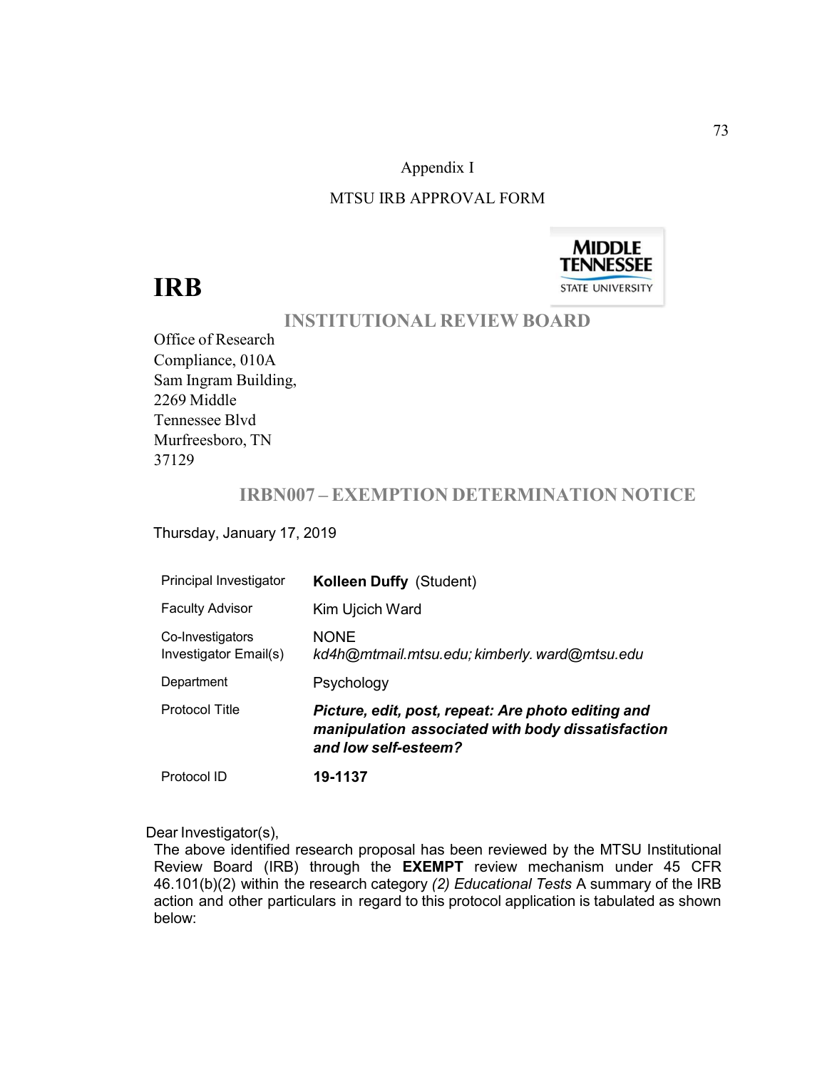Appendix I

MTSU IRB APPROVAL FORM

MIDDLE TENNESSEE STATE UNIVERSITY

# IRB

## INSTITUTIONAL REVIEW BOARD

Office of Research Compliance, 010A
Sam Ingram Building,
2269 Middle Tennessee Blvd
Murfreesboro, TN 37129

## IRBN007 – EXEMPTION DETERMINATION NOTICE

Thursday, January 17, 2019

| | |
|---|---|
| Principal Investigator | **Kolleen Duffy** (Student) |
| Faculty Advisor | Kim Ujcich Ward |
| Co-Investigators | NONE |
| Investigator Email(s) | *kd4h@mtmail.mtsu.edu; kimberly. ward@mtsu.edu* |
| Department | Psychology |
| Protocol Title | ***Picture, edit, post, repeat: Are photo editing and manipulation associated with body dissatisfaction and low self-esteem?*** |
| Protocol ID | **19-1137** |

Dear Investigator(s),

The above identified research proposal has been reviewed by the MTSU Institutional Review Board (IRB) through the **EXEMPT** review mechanism under 45 CFR 46.101(b)(2) within the research category *(2) Educational Tests* A summary of the IRB action and other particulars in regard to this protocol application is tabulated as shown below: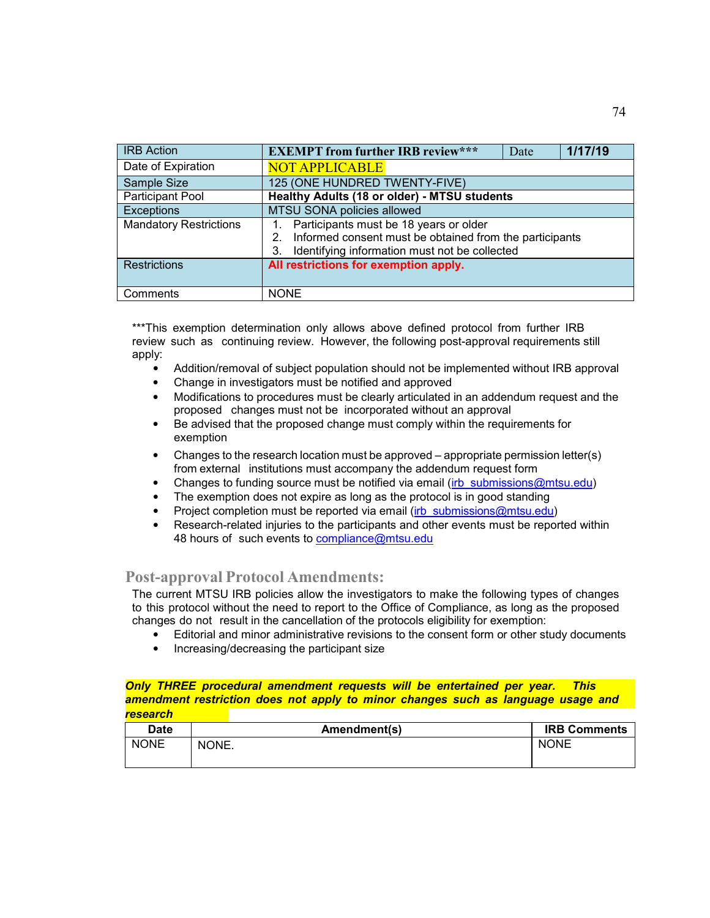| IRB Action | **EXEMPT from further IRB review***** | Date | **1/17/19** |
|---|---|---|---|
| Date of Expiration | NOT APPLICABLE | | |
| Sample Size | 125 (ONE HUNDRED TWENTY-FIVE) | | |
| Participant Pool | **Healthy Adults (18 or older) - MTSU students** | | |
| Exceptions | MTSU SONA policies allowed | | |
| Mandatory Restrictions | 1. Participants must be 18 years or older<br>2. Informed consent must be obtained from the participants<br>3. Identifying information must not be collected | | |
| Restrictions | **All restrictions for exemption apply.** | | |
| Comments | NONE | | |

***This exemption determination only allows above defined protocol from further IRB review such as continuing review. However, the following post-approval requirements still apply:

- Addition/removal of subject population should not be implemented without IRB approval
- Change in investigators must be notified and approved
- Modifications to procedures must be clearly articulated in an addendum request and the proposed changes must not be incorporated without an approval
- Be advised that the proposed change must comply within the requirements for exemption
- Changes to the research location must be approved – appropriate permission letter(s) from external institutions must accompany the addendum request form
- Changes to funding source must be notified via email (irb_submissions@mtsu.edu)
- The exemption does not expire as long as the protocol is in good standing
- Project completion must be reported via email (irb_submissions@mtsu.edu)
- Research-related injuries to the participants and other events must be reported within 48 hours of such events to compliance@mtsu.edu

## Post-approval Protocol Amendments:

The current MTSU IRB policies allow the investigators to make the following types of changes to this protocol without the need to report to the Office of Compliance, as long as the proposed changes do not result in the cancellation of the protocols eligibility for exemption:

- Editorial and minor administrative revisions to the consent form or other study documents
- Increasing/decreasing the participant size

***Only THREE procedural amendment requests will be entertained per year. This amendment restriction does not apply to minor changes such as language usage and research***

| Date | Amendment(s) | IRB Comments |
|---|---|---|
| NONE | NONE. | NONE |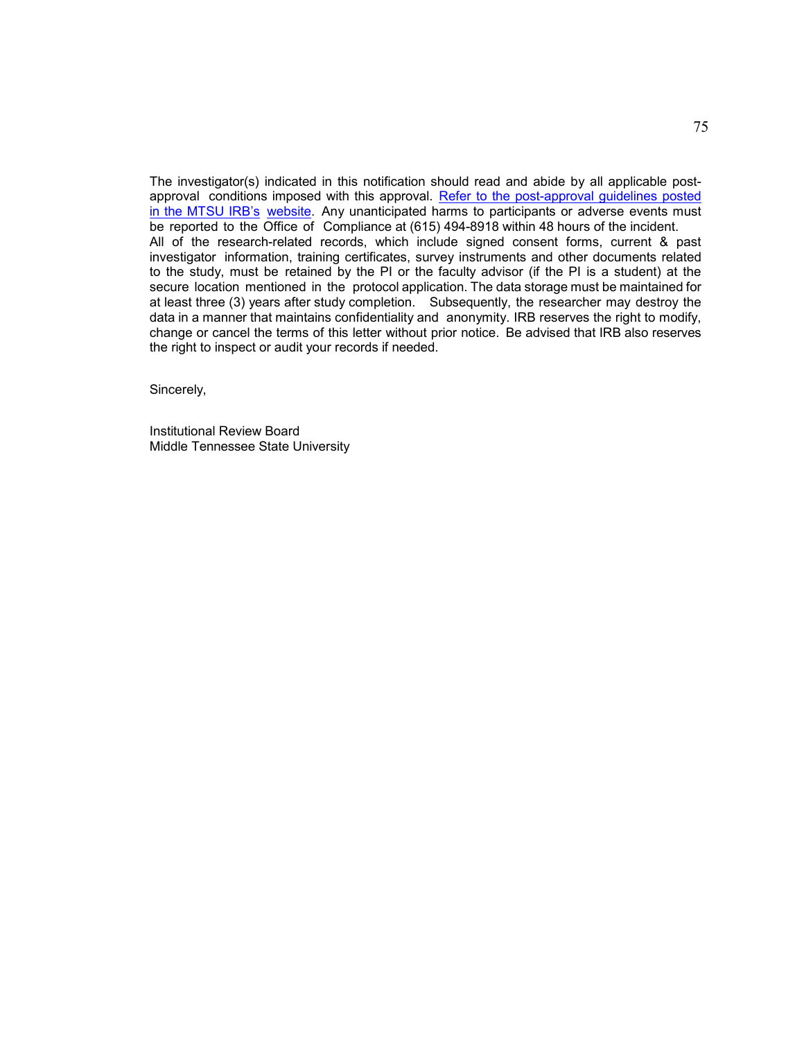The investigator(s) indicated in this notification should read and abide by all applicable post-approval conditions imposed with this approval. Refer to the post-approval guidelines posted in the MTSU IRB's website. Any unanticipated harms to participants or adverse events must be reported to the Office of Compliance at (615) 494-8918 within 48 hours of the incident. All of the research-related records, which include signed consent forms, current & past investigator information, training certificates, survey instruments and other documents related to the study, must be retained by the PI or the faculty advisor (if the PI is a student) at the secure location mentioned in the protocol application. The data storage must be maintained for at least three (3) years after study completion. Subsequently, the researcher may destroy the data in a manner that maintains confidentiality and anonymity. IRB reserves the right to modify, change or cancel the terms of this letter without prior notice. Be advised that IRB also reserves the right to inspect or audit your records if needed.

Sincerely,

Institutional Review Board
Middle Tennessee State University